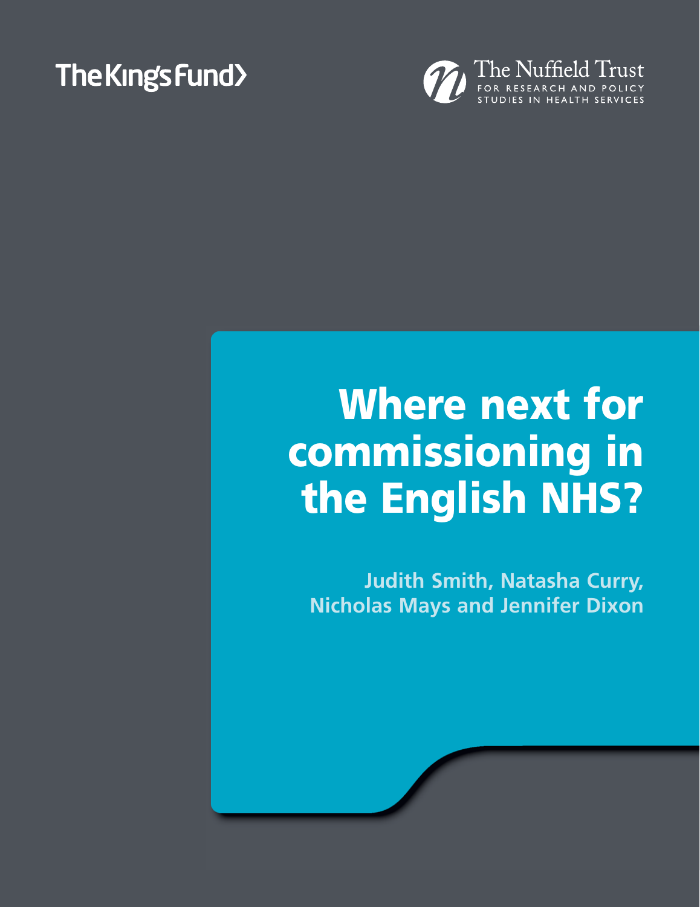The King's Fund

The Nuffield Trust
FOR RESEARCH AND POLICY STUDIES IN HEALTH SERVICES

# Where next for commissioning in the English NHS?

**Judith Smith, Natasha Curry, Nicholas Mays and Jennifer Dixon**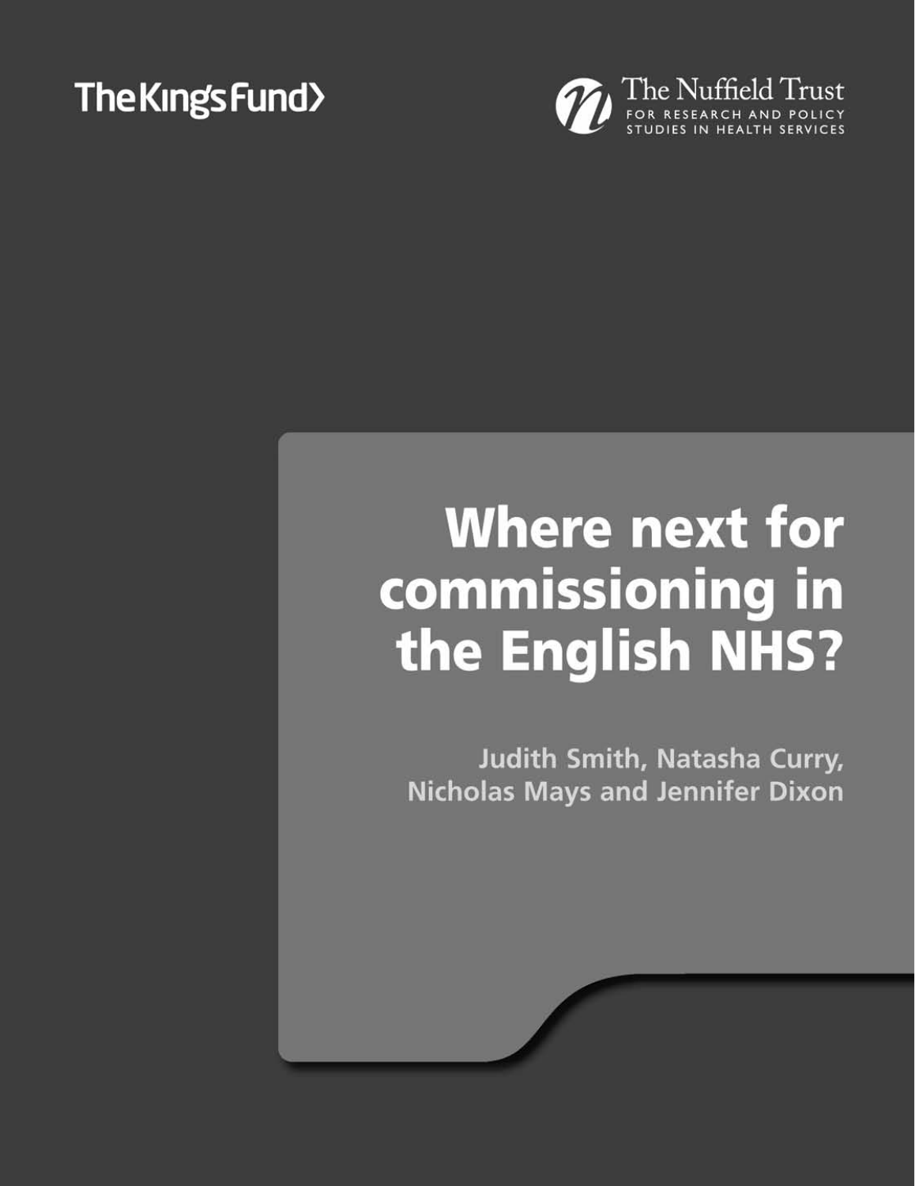The King's Fund

The Nuffield Trust
FOR RESEARCH AND POLICY STUDIES IN HEALTH SERVICES

# Where next for commissioning in the English NHS?

**Judith Smith, Natasha Curry, Nicholas Mays and Jennifer Dixon**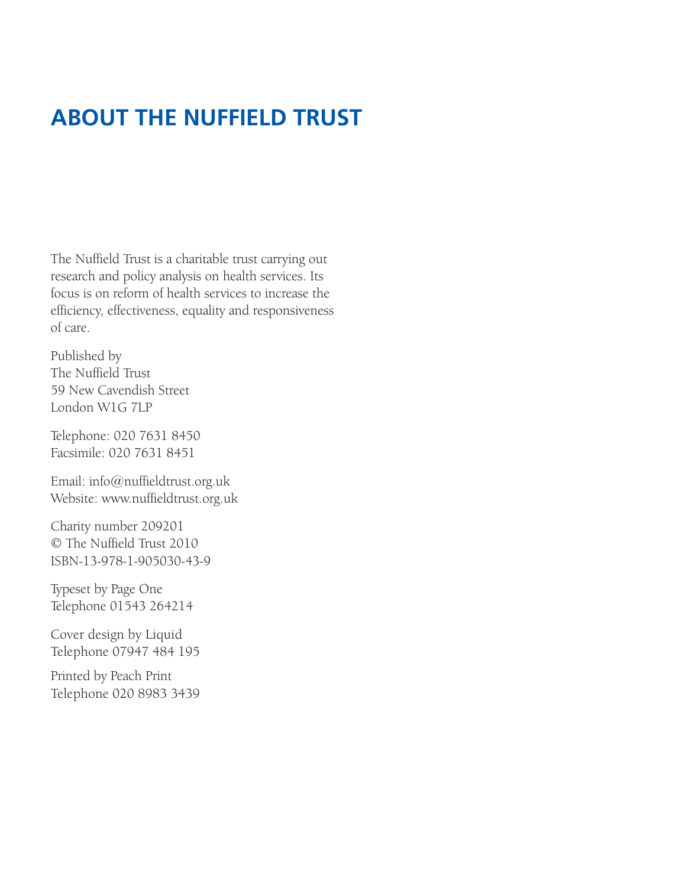# ABOUT THE NUFFIELD TRUST

The Nuffield Trust is a charitable trust carrying out research and policy analysis on health services. Its focus is on reform of health services to increase the efficiency, effectiveness, equality and responsiveness of care.

Published by
The Nuffield Trust
59 New Cavendish Street
London W1G 7LP

Telephone: 020 7631 8450
Facsimile: 020 7631 8451

Email: info@nuffieldtrust.org.uk
Website: www.nuffieldtrust.org.uk

Charity number 209201
© The Nuffield Trust 2010
ISBN-13-978-1-905030-43-9

Typeset by Page One
Telephone 01543 264214

Cover design by Liquid
Telephone 07947 484 195

Printed by Peach Print
Telephone 020 8983 3439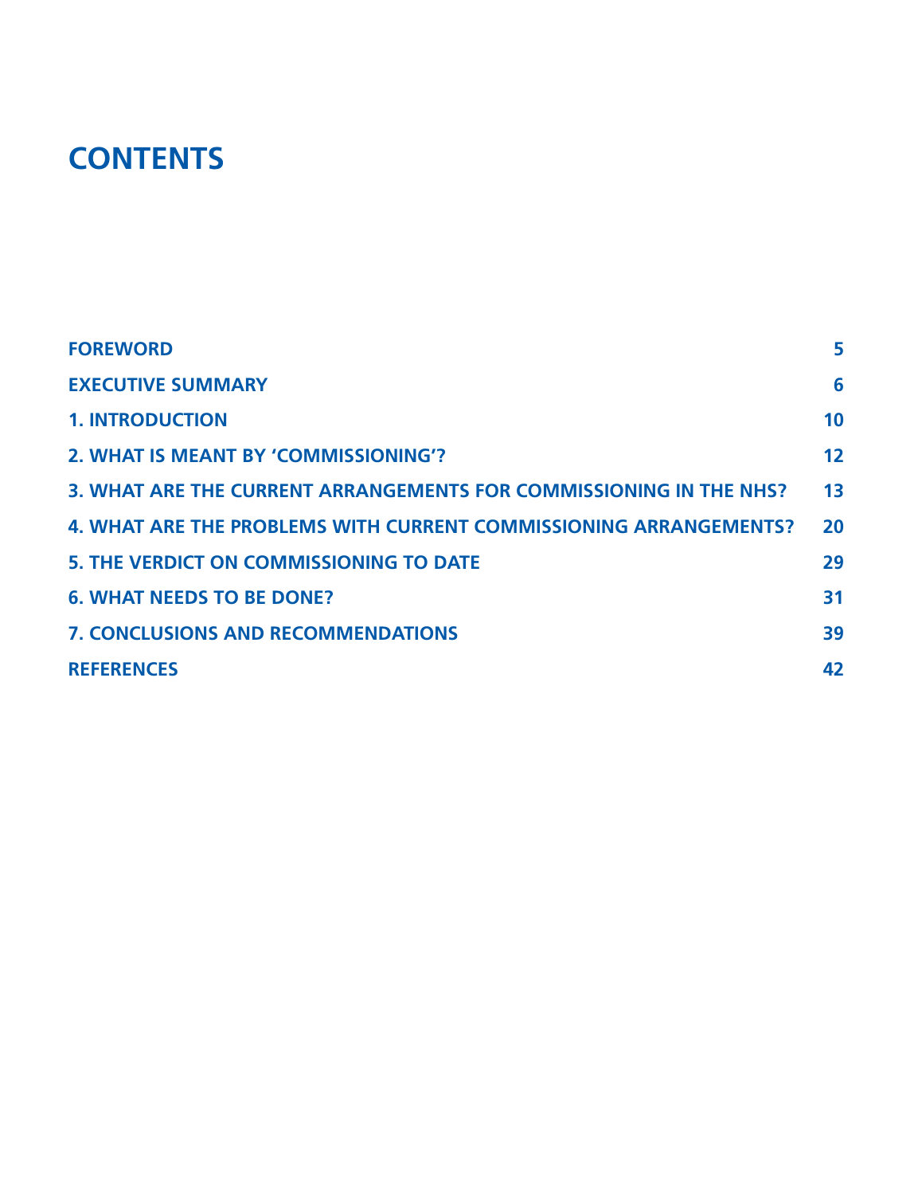# CONTENTS

| | |
|---|---|
| **FOREWORD** | **5** |
| **EXECUTIVE SUMMARY** | **6** |
| **1. INTRODUCTION** | **10** |
| **2. WHAT IS MEANT BY 'COMMISSIONING'?** | **12** |
| **3. WHAT ARE THE CURRENT ARRANGEMENTS FOR COMMISSIONING IN THE NHS?** | **13** |
| **4. WHAT ARE THE PROBLEMS WITH CURRENT COMMISSIONING ARRANGEMENTS?** | **20** |
| **5. THE VERDICT ON COMMISSIONING TO DATE** | **29** |
| **6. WHAT NEEDS TO BE DONE?** | **31** |
| **7. CONCLUSIONS AND RECOMMENDATIONS** | **39** |
| **REFERENCES** | **42** |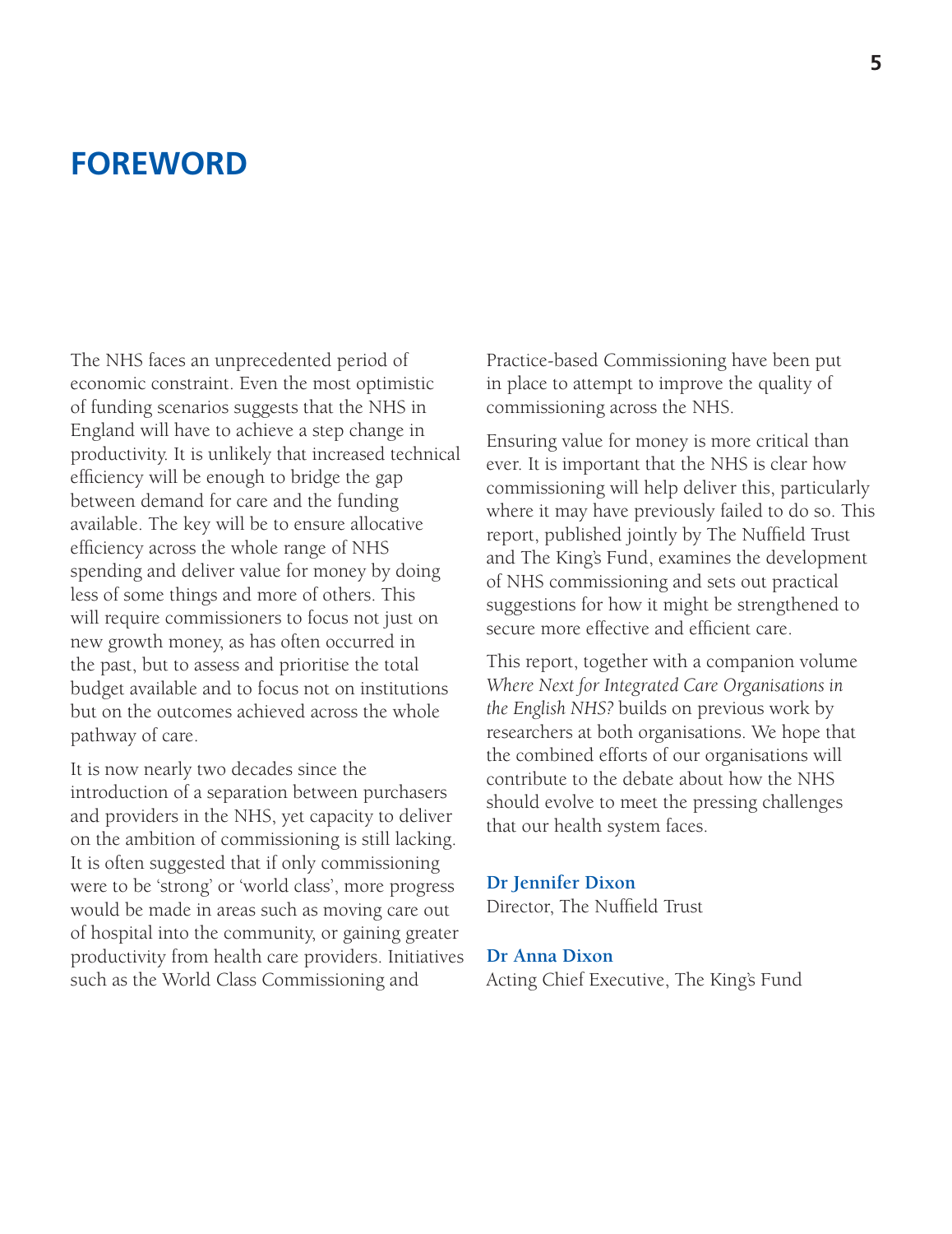# FOREWORD

The NHS faces an unprecedented period of economic constraint. Even the most optimistic of funding scenarios suggests that the NHS in England will have to achieve a step change in productivity. It is unlikely that increased technical efficiency will be enough to bridge the gap between demand for care and the funding available. The key will be to ensure allocative efficiency across the whole range of NHS spending and deliver value for money by doing less of some things and more of others. This will require commissioners to focus not just on new growth money, as has often occurred in the past, but to assess and prioritise the total budget available and to focus not on institutions but on the outcomes achieved across the whole pathway of care.

It is now nearly two decades since the introduction of a separation between purchasers and providers in the NHS, yet capacity to deliver on the ambition of commissioning is still lacking. It is often suggested that if only commissioning were to be 'strong' or 'world class', more progress would be made in areas such as moving care out of hospital into the community, or gaining greater productivity from health care providers. Initiatives such as the World Class Commissioning and Practice-based Commissioning have been put in place to attempt to improve the quality of commissioning across the NHS.

Ensuring value for money is more critical than ever. It is important that the NHS is clear how commissioning will help deliver this, particularly where it may have previously failed to do so. This report, published jointly by The Nuffield Trust and The King's Fund, examines the development of NHS commissioning and sets out practical suggestions for how it might be strengthened to secure more effective and efficient care.

This report, together with a companion volume *Where Next for Integrated Care Organisations in the English NHS?* builds on previous work by researchers at both organisations. We hope that the combined efforts of our organisations will contribute to the debate about how the NHS should evolve to meet the pressing challenges that our health system faces.

**Dr Jennifer Dixon**
Director, The Nuffield Trust

**Dr Anna Dixon**
Acting Chief Executive, The King's Fund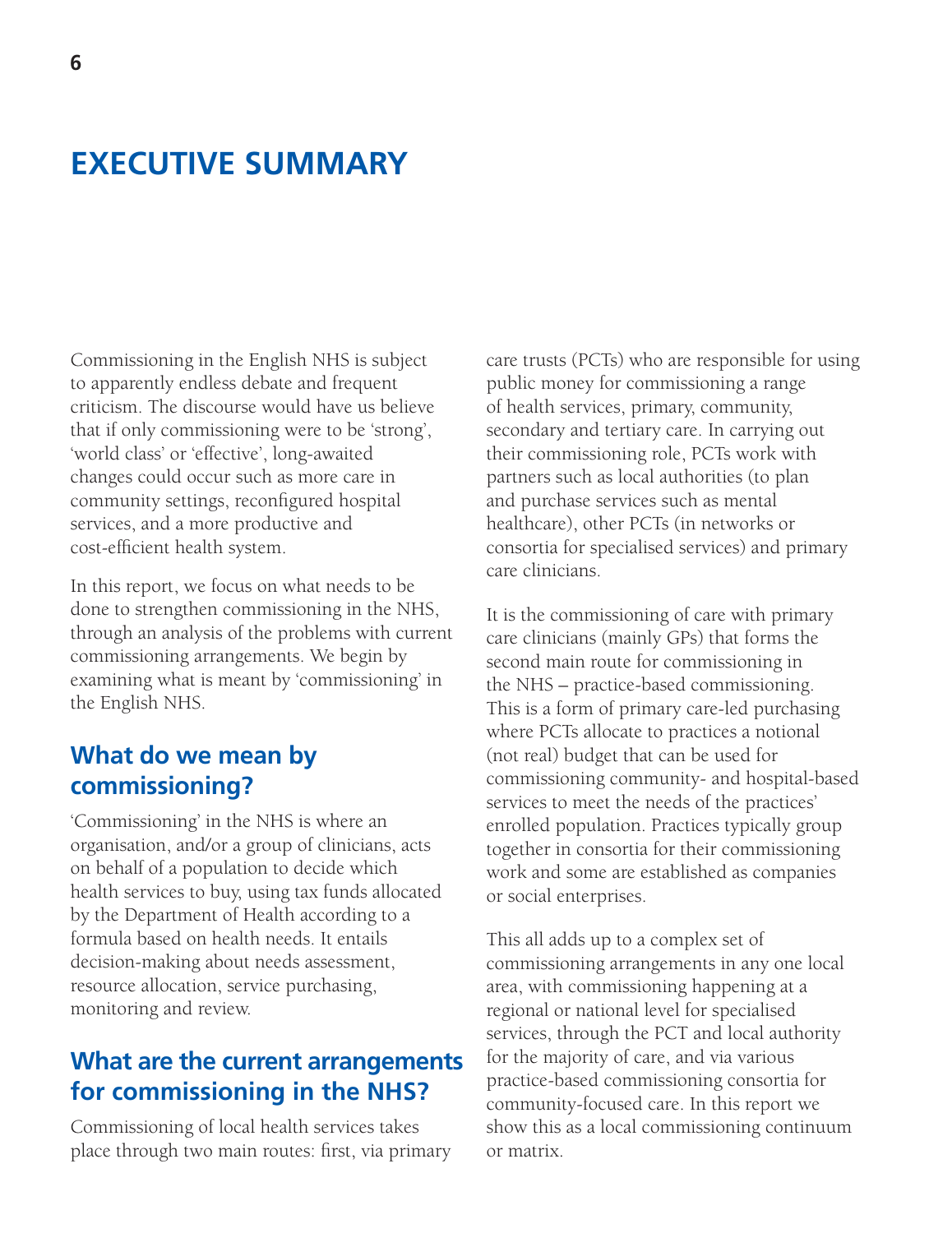# EXECUTIVE SUMMARY

Commissioning in the English NHS is subject to apparently endless debate and frequent criticism. The discourse would have us believe that if only commissioning were to be 'strong', 'world class' or 'effective', long-awaited changes could occur such as more care in community settings, reconfigured hospital services, and a more productive and cost-efficient health system.

In this report, we focus on what needs to be done to strengthen commissioning in the NHS, through an analysis of the problems with current commissioning arrangements. We begin by examining what is meant by 'commissioning' in the English NHS.

## What do we mean by commissioning?

'Commissioning' in the NHS is where an organisation, and/or a group of clinicians, acts on behalf of a population to decide which health services to buy, using tax funds allocated by the Department of Health according to a formula based on health needs. It entails decision-making about needs assessment, resource allocation, service purchasing, monitoring and review.

## What are the current arrangements for commissioning in the NHS?

Commissioning of local health services takes place through two main routes: first, via primary care trusts (PCTs) who are responsible for using public money for commissioning a range of health services, primary, community, secondary and tertiary care. In carrying out their commissioning role, PCTs work with partners such as local authorities (to plan and purchase services such as mental healthcare), other PCTs (in networks or consortia for specialised services) and primary care clinicians.

It is the commissioning of care with primary care clinicians (mainly GPs) that forms the second main route for commissioning in the NHS – practice-based commissioning. This is a form of primary care-led purchasing where PCTs allocate to practices a notional (not real) budget that can be used for commissioning community- and hospital-based services to meet the needs of the practices' enrolled population. Practices typically group together in consortia for their commissioning work and some are established as companies or social enterprises.

This all adds up to a complex set of commissioning arrangements in any one local area, with commissioning happening at a regional or national level for specialised services, through the PCT and local authority for the majority of care, and via various practice-based commissioning consortia for community-focused care. In this report we show this as a local commissioning continuum or matrix.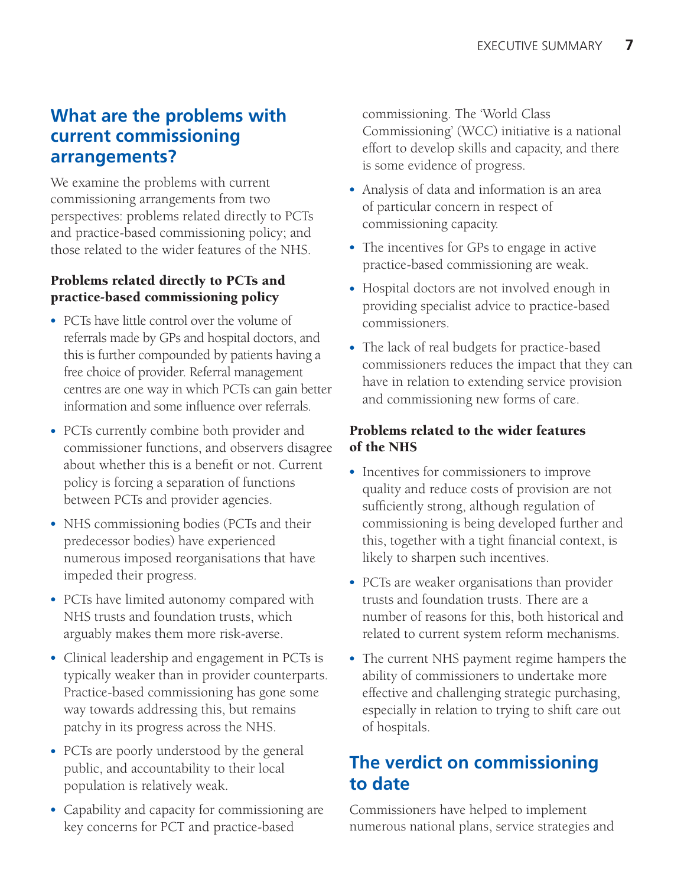## What are the problems with current commissioning arrangements?

We examine the problems with current commissioning arrangements from two perspectives: problems related directly to PCTs and practice-based commissioning policy; and those related to the wider features of the NHS.

### Problems related directly to PCTs and practice-based commissioning policy

- PCTs have little control over the volume of referrals made by GPs and hospital doctors, and this is further compounded by patients having a free choice of provider. Referral management centres are one way in which PCTs can gain better information and some influence over referrals.
- PCTs currently combine both provider and commissioner functions, and observers disagree about whether this is a benefit or not. Current policy is forcing a separation of functions between PCTs and provider agencies.
- NHS commissioning bodies (PCTs and their predecessor bodies) have experienced numerous imposed reorganisations that have impeded their progress.
- PCTs have limited autonomy compared with NHS trusts and foundation trusts, which arguably makes them more risk-averse.
- Clinical leadership and engagement in PCTs is typically weaker than in provider counterparts. Practice-based commissioning has gone some way towards addressing this, but remains patchy in its progress across the NHS.
- PCTs are poorly understood by the general public, and accountability to their local population is relatively weak.
- Capability and capacity for commissioning are key concerns for PCT and practice-based commissioning. The 'World Class Commissioning' (WCC) initiative is a national effort to develop skills and capacity, and there is some evidence of progress.
- Analysis of data and information is an area of particular concern in respect of commissioning capacity.
- The incentives for GPs to engage in active practice-based commissioning are weak.
- Hospital doctors are not involved enough in providing specialist advice to practice-based commissioners.
- The lack of real budgets for practice-based commissioners reduces the impact that they can have in relation to extending service provision and commissioning new forms of care.

### Problems related to the wider features of the NHS

- Incentives for commissioners to improve quality and reduce costs of provision are not sufficiently strong, although regulation of commissioning is being developed further and this, together with a tight financial context, is likely to sharpen such incentives.
- PCTs are weaker organisations than provider trusts and foundation trusts. There are a number of reasons for this, both historical and related to current system reform mechanisms.
- The current NHS payment regime hampers the ability of commissioners to undertake more effective and challenging strategic purchasing, especially in relation to trying to shift care out of hospitals.

## The verdict on commissioning to date

Commissioners have helped to implement numerous national plans, service strategies and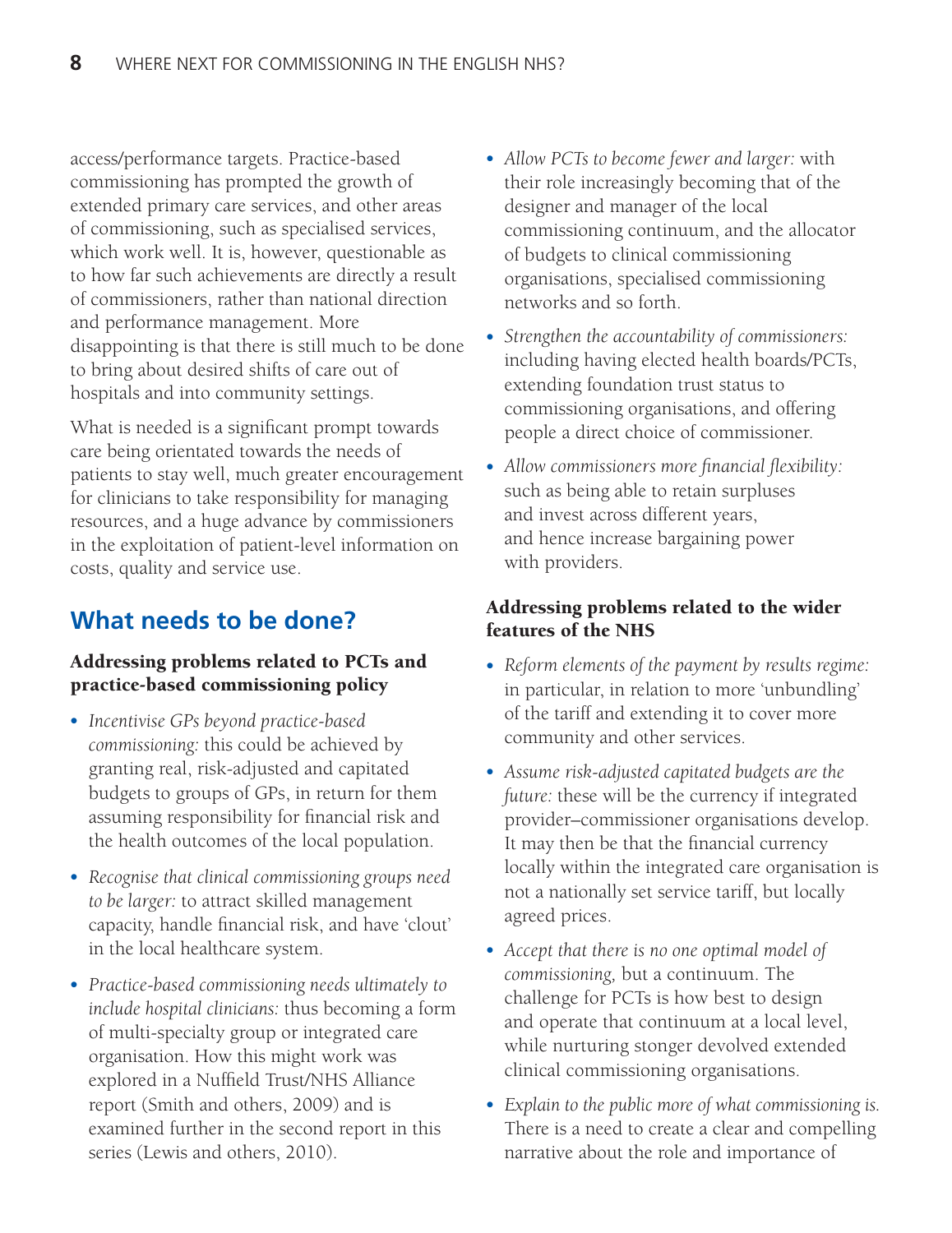access/performance targets. Practice-based commissioning has prompted the growth of extended primary care services, and other areas of commissioning, such as specialised services, which work well. It is, however, questionable as to how far such achievements are directly a result of commissioners, rather than national direction and performance management. More disappointing is that there is still much to be done to bring about desired shifts of care out of hospitals and into community settings.

What is needed is a significant prompt towards care being orientated towards the needs of patients to stay well, much greater encouragement for clinicians to take responsibility for managing resources, and a huge advance by commissioners in the exploitation of patient-level information on costs, quality and service use.

## What needs to be done?

### Addressing problems related to PCTs and practice-based commissioning policy

- *Incentivise GPs beyond practice-based commissioning:* this could be achieved by granting real, risk-adjusted and capitated budgets to groups of GPs, in return for them assuming responsibility for financial risk and the health outcomes of the local population.
- *Recognise that clinical commissioning groups need to be larger:* to attract skilled management capacity, handle financial risk, and have 'clout' in the local healthcare system.
- *Practice-based commissioning needs ultimately to include hospital clinicians:* thus becoming a form of multi-specialty group or integrated care organisation. How this might work was explored in a Nuffield Trust/NHS Alliance report (Smith and others, 2009) and is examined further in the second report in this series (Lewis and others, 2010).
- *Allow PCTs to become fewer and larger:* with their role increasingly becoming that of the designer and manager of the local commissioning continuum, and the allocator of budgets to clinical commissioning organisations, specialised commissioning networks and so forth.
- *Strengthen the accountability of commissioners:* including having elected health boards/PCTs, extending foundation trust status to commissioning organisations, and offering people a direct choice of commissioner.
- *Allow commissioners more financial flexibility:* such as being able to retain surpluses and invest across different years, and hence increase bargaining power with providers.

### Addressing problems related to the wider features of the NHS

- *Reform elements of the payment by results regime:* in particular, in relation to more 'unbundling' of the tariff and extending it to cover more community and other services.
- *Assume risk-adjusted capitated budgets are the future:* these will be the currency if integrated provider–commissioner organisations develop. It may then be that the financial currency locally within the integrated care organisation is not a nationally set service tariff, but locally agreed prices.
- *Accept that there is no one optimal model of commissioning,* but a continuum. The challenge for PCTs is how best to design and operate that continuum at a local level, while nurturing stonger devolved extended clinical commissioning organisations.
- *Explain to the public more of what commissioning is.* There is a need to create a clear and compelling narrative about the role and importance of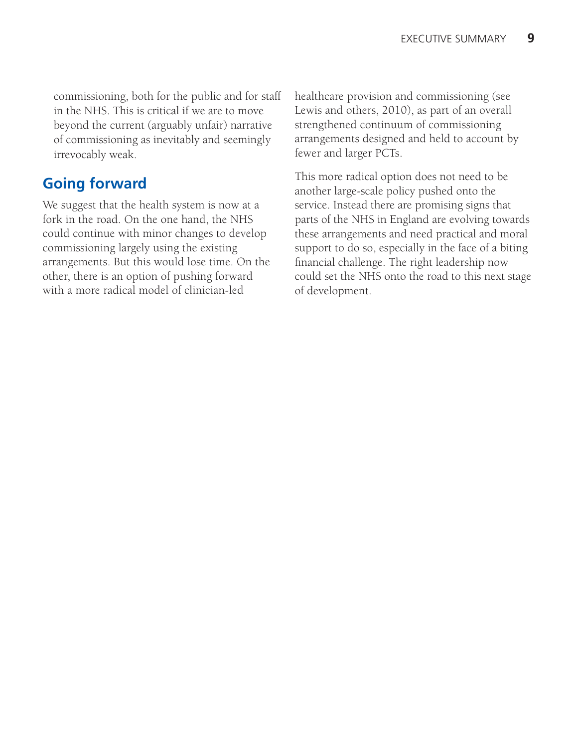commissioning, both for the public and for staff in the NHS. This is critical if we are to move beyond the current (arguably unfair) narrative of commissioning as inevitably and seemingly irrevocably weak.

## Going forward

We suggest that the health system is now at a fork in the road. On the one hand, the NHS could continue with minor changes to develop commissioning largely using the existing arrangements. But this would lose time. On the other, there is an option of pushing forward with a more radical model of clinician-led healthcare provision and commissioning (see Lewis and others, 2010), as part of an overall strengthened continuum of commissioning arrangements designed and held to account by fewer and larger PCTs.

This more radical option does not need to be another large-scale policy pushed onto the service. Instead there are promising signs that parts of the NHS in England are evolving towards these arrangements and need practical and moral support to do so, especially in the face of a biting financial challenge. The right leadership now could set the NHS onto the road to this next stage of development.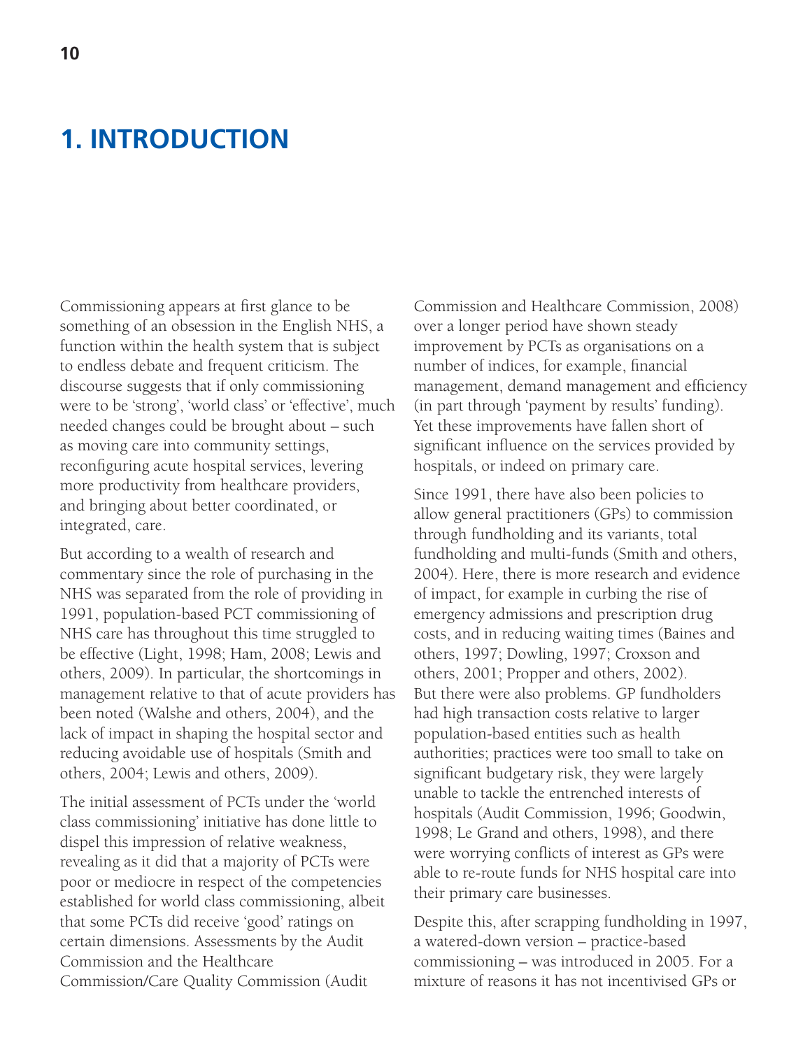# 1. INTRODUCTION

Commissioning appears at first glance to be something of an obsession in the English NHS, a function within the health system that is subject to endless debate and frequent criticism. The discourse suggests that if only commissioning were to be 'strong', 'world class' or 'effective', much needed changes could be brought about – such as moving care into community settings, reconfiguring acute hospital services, levering more productivity from healthcare providers, and bringing about better coordinated, or integrated, care.

But according to a wealth of research and commentary since the role of purchasing in the NHS was separated from the role of providing in 1991, population-based PCT commissioning of NHS care has throughout this time struggled to be effective (Light, 1998; Ham, 2008; Lewis and others, 2009). In particular, the shortcomings in management relative to that of acute providers has been noted (Walshe and others, 2004), and the lack of impact in shaping the hospital sector and reducing avoidable use of hospitals (Smith and others, 2004; Lewis and others, 2009).

The initial assessment of PCTs under the 'world class commissioning' initiative has done little to dispel this impression of relative weakness, revealing as it did that a majority of PCTs were poor or mediocre in respect of the competencies established for world class commissioning, albeit that some PCTs did receive 'good' ratings on certain dimensions. Assessments by the Audit Commission and the Healthcare Commission/Care Quality Commission (Audit Commission and Healthcare Commission, 2008) over a longer period have shown steady improvement by PCTs as organisations on a number of indices, for example, financial management, demand management and efficiency (in part through 'payment by results' funding). Yet these improvements have fallen short of significant influence on the services provided by hospitals, or indeed on primary care.

Since 1991, there have also been policies to allow general practitioners (GPs) to commission through fundholding and its variants, total fundholding and multi-funds (Smith and others, 2004). Here, there is more research and evidence of impact, for example in curbing the rise of emergency admissions and prescription drug costs, and in reducing waiting times (Baines and others, 1997; Dowling, 1997; Croxson and others, 2001; Propper and others, 2002). But there were also problems. GP fundholders had high transaction costs relative to larger population-based entities such as health authorities; practices were too small to take on significant budgetary risk, they were largely unable to tackle the entrenched interests of hospitals (Audit Commission, 1996; Goodwin, 1998; Le Grand and others, 1998), and there were worrying conflicts of interest as GPs were able to re-route funds for NHS hospital care into their primary care businesses.

Despite this, after scrapping fundholding in 1997, a watered-down version – practice-based commissioning – was introduced in 2005. For a mixture of reasons it has not incentivised GPs or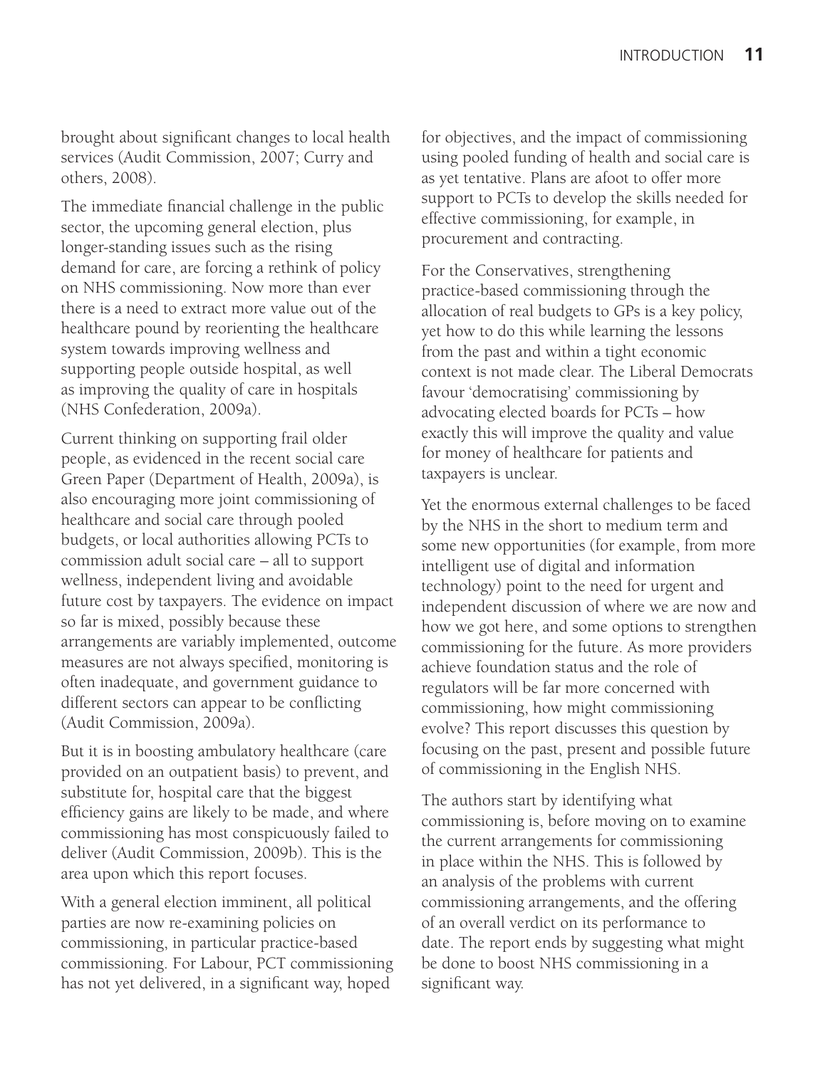brought about significant changes to local health services (Audit Commission, 2007; Curry and others, 2008).

The immediate financial challenge in the public sector, the upcoming general election, plus longer-standing issues such as the rising demand for care, are forcing a rethink of policy on NHS commissioning. Now more than ever there is a need to extract more value out of the healthcare pound by reorienting the healthcare system towards improving wellness and supporting people outside hospital, as well as improving the quality of care in hospitals (NHS Confederation, 2009a).

Current thinking on supporting frail older people, as evidenced in the recent social care Green Paper (Department of Health, 2009a), is also encouraging more joint commissioning of healthcare and social care through pooled budgets, or local authorities allowing PCTs to commission adult social care – all to support wellness, independent living and avoidable future cost by taxpayers. The evidence on impact so far is mixed, possibly because these arrangements are variably implemented, outcome measures are not always specified, monitoring is often inadequate, and government guidance to different sectors can appear to be conflicting (Audit Commission, 2009a).

But it is in boosting ambulatory healthcare (care provided on an outpatient basis) to prevent, and substitute for, hospital care that the biggest efficiency gains are likely to be made, and where commissioning has most conspicuously failed to deliver (Audit Commission, 2009b). This is the area upon which this report focuses.

With a general election imminent, all political parties are now re-examining policies on commissioning, in particular practice-based commissioning. For Labour, PCT commissioning has not yet delivered, in a significant way, hoped for objectives, and the impact of commissioning using pooled funding of health and social care is as yet tentative. Plans are afoot to offer more support to PCTs to develop the skills needed for effective commissioning, for example, in procurement and contracting.

For the Conservatives, strengthening practice-based commissioning through the allocation of real budgets to GPs is a key policy, yet how to do this while learning the lessons from the past and within a tight economic context is not made clear. The Liberal Democrats favour 'democratising' commissioning by advocating elected boards for PCTs – how exactly this will improve the quality and value for money of healthcare for patients and taxpayers is unclear.

Yet the enormous external challenges to be faced by the NHS in the short to medium term and some new opportunities (for example, from more intelligent use of digital and information technology) point to the need for urgent and independent discussion of where we are now and how we got here, and some options to strengthen commissioning for the future. As more providers achieve foundation status and the role of regulators will be far more concerned with commissioning, how might commissioning evolve? This report discusses this question by focusing on the past, present and possible future of commissioning in the English NHS.

The authors start by identifying what commissioning is, before moving on to examine the current arrangements for commissioning in place within the NHS. This is followed by an analysis of the problems with current commissioning arrangements, and the offering of an overall verdict on its performance to date. The report ends by suggesting what might be done to boost NHS commissioning in a significant way.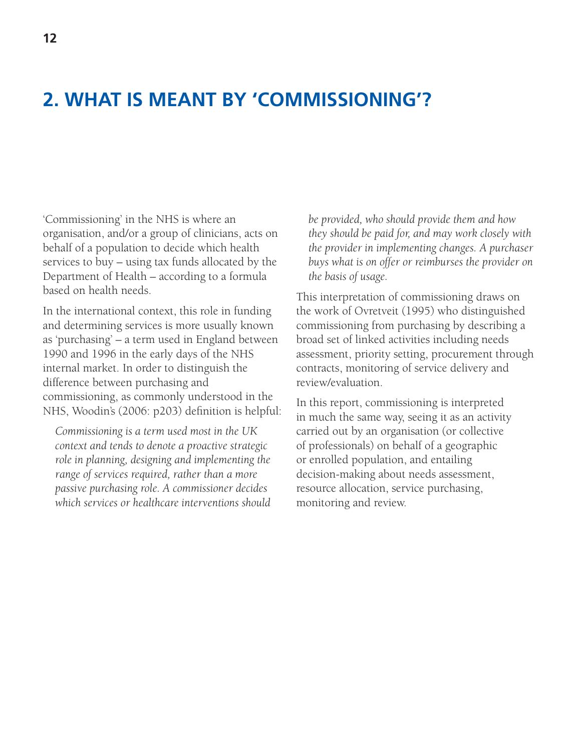## 2. WHAT IS MEANT BY 'COMMISSIONING'?

'Commissioning' in the NHS is where an organisation, and/or a group of clinicians, acts on behalf of a population to decide which health services to buy – using tax funds allocated by the Department of Health – according to a formula based on health needs.

In the international context, this role in funding and determining services is more usually known as 'purchasing' – a term used in England between 1990 and 1996 in the early days of the NHS internal market. In order to distinguish the difference between purchasing and commissioning, as commonly understood in the NHS, Woodin's (2006: p203) definition is helpful:

> *Commissioning is a term used most in the UK context and tends to denote a proactive strategic role in planning, designing and implementing the range of services required, rather than a more passive purchasing role. A commissioner decides which services or healthcare interventions should be provided, who should provide them and how they should be paid for, and may work closely with the provider in implementing changes. A purchaser buys what is on offer or reimburses the provider on the basis of usage.*

This interpretation of commissioning draws on the work of Ovretveit (1995) who distinguished commissioning from purchasing by describing a broad set of linked activities including needs assessment, priority setting, procurement through contracts, monitoring of service delivery and review/evaluation.

In this report, commissioning is interpreted in much the same way, seeing it as an activity carried out by an organisation (or collective of professionals) on behalf of a geographic or enrolled population, and entailing decision-making about needs assessment, resource allocation, service purchasing, monitoring and review.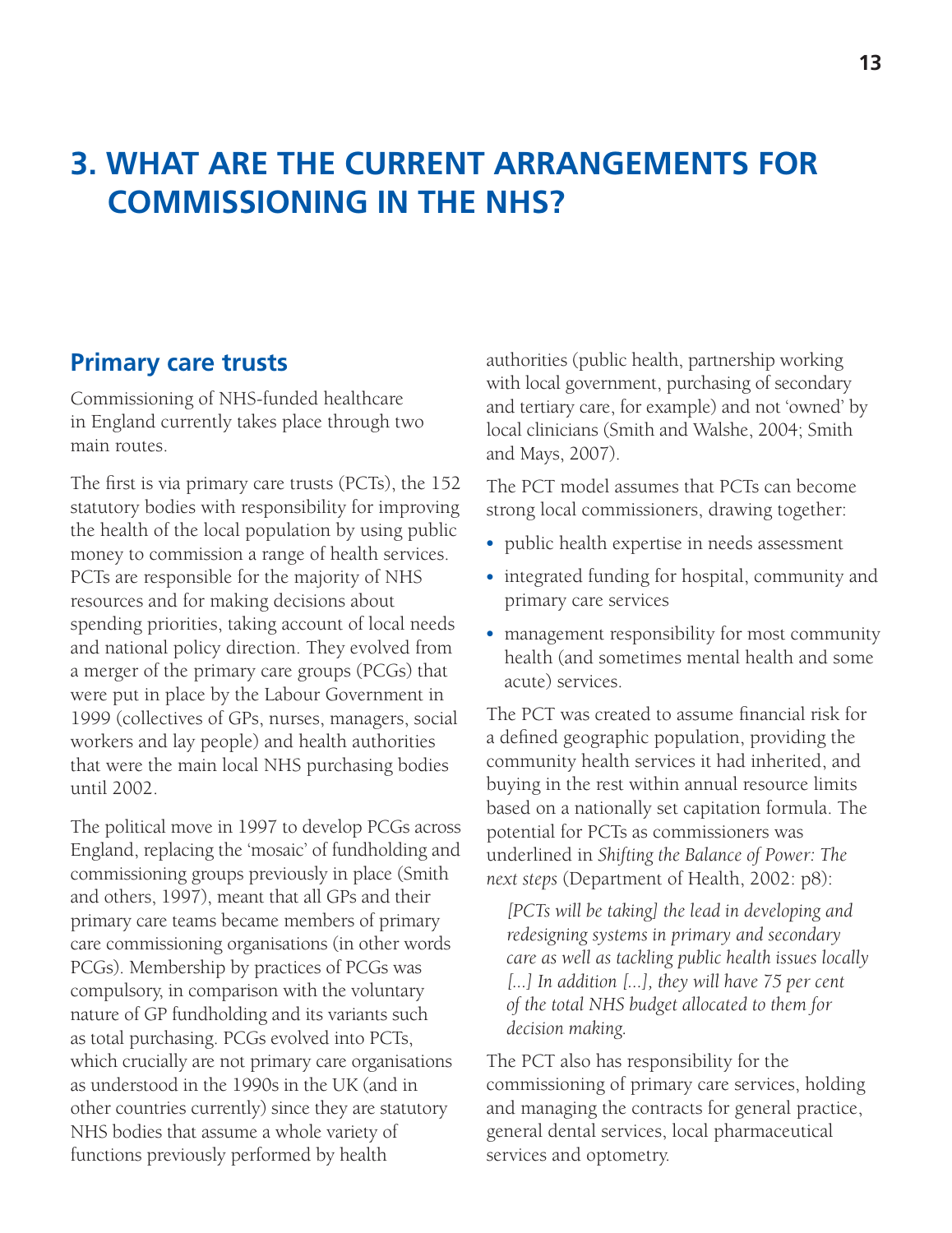# 3. WHAT ARE THE CURRENT ARRANGEMENTS FOR COMMISSIONING IN THE NHS?

## Primary care trusts

Commissioning of NHS-funded healthcare in England currently takes place through two main routes.

The first is via primary care trusts (PCTs), the 152 statutory bodies with responsibility for improving the health of the local population by using public money to commission a range of health services. PCTs are responsible for the majority of NHS resources and for making decisions about spending priorities, taking account of local needs and national policy direction. They evolved from a merger of the primary care groups (PCGs) that were put in place by the Labour Government in 1999 (collectives of GPs, nurses, managers, social workers and lay people) and health authorities that were the main local NHS purchasing bodies until 2002.

The political move in 1997 to develop PCGs across England, replacing the 'mosaic' of fundholding and commissioning groups previously in place (Smith and others, 1997), meant that all GPs and their primary care teams became members of primary care commissioning organisations (in other words PCGs). Membership by practices of PCGs was compulsory, in comparison with the voluntary nature of GP fundholding and its variants such as total purchasing. PCGs evolved into PCTs, which crucially are not primary care organisations as understood in the 1990s in the UK (and in other countries currently) since they are statutory NHS bodies that assume a whole variety of functions previously performed by health authorities (public health, partnership working with local government, purchasing of secondary and tertiary care, for example) and not 'owned' by local clinicians (Smith and Walshe, 2004; Smith and Mays, 2007).

The PCT model assumes that PCTs can become strong local commissioners, drawing together:

- public health expertise in needs assessment
- integrated funding for hospital, community and primary care services
- management responsibility for most community health (and sometimes mental health and some acute) services.

The PCT was created to assume financial risk for a defined geographic population, providing the community health services it had inherited, and buying in the rest within annual resource limits based on a nationally set capitation formula. The potential for PCTs as commissioners was underlined in *Shifting the Balance of Power: The next steps* (Department of Health, 2002: p8):

> *[PCTs will be taking] the lead in developing and redesigning systems in primary and secondary care as well as tackling public health issues locally [...] In addition [...], they will have 75 per cent of the total NHS budget allocated to them for decision making.*

The PCT also has responsibility for the commissioning of primary care services, holding and managing the contracts for general practice, general dental services, local pharmaceutical services and optometry.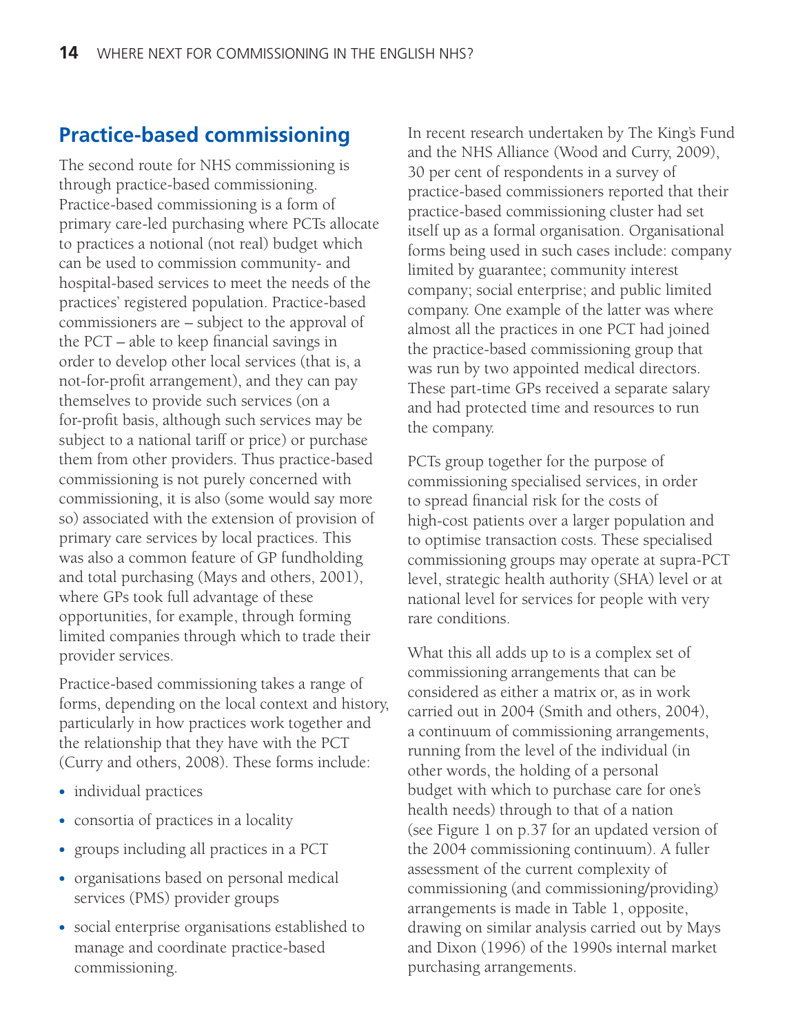## Practice-based commissioning

The second route for NHS commissioning is through practice-based commissioning. Practice-based commissioning is a form of primary care-led purchasing where PCTs allocate to practices a notional (not real) budget which can be used to commission community- and hospital-based services to meet the needs of the practices' registered population. Practice-based commissioners are – subject to the approval of the PCT – able to keep financial savings in order to develop other local services (that is, a not-for-profit arrangement), and they can pay themselves to provide such services (on a for-profit basis, although such services may be subject to a national tariff or price) or purchase them from other providers. Thus practice-based commissioning is not purely concerned with commissioning, it is also (some would say more so) associated with the extension of provision of primary care services by local practices. This was also a common feature of GP fundholding and total purchasing (Mays and others, 2001), where GPs took full advantage of these opportunities, for example, through forming limited companies through which to trade their provider services.

Practice-based commissioning takes a range of forms, depending on the local context and history, particularly in how practices work together and the relationship that they have with the PCT (Curry and others, 2008). These forms include:

- individual practices
- consortia of practices in a locality
- groups including all practices in a PCT
- organisations based on personal medical services (PMS) provider groups
- social enterprise organisations established to manage and coordinate practice-based commissioning.

In recent research undertaken by The King's Fund and the NHS Alliance (Wood and Curry, 2009), 30 per cent of respondents in a survey of practice-based commissioners reported that their practice-based commissioning cluster had set itself up as a formal organisation. Organisational forms being used in such cases include: company limited by guarantee; community interest company; social enterprise; and public limited company. One example of the latter was where almost all the practices in one PCT had joined the practice-based commissioning group that was run by two appointed medical directors. These part-time GPs received a separate salary and had protected time and resources to run the company.

PCTs group together for the purpose of commissioning specialised services, in order to spread financial risk for the costs of high-cost patients over a larger population and to optimise transaction costs. These specialised commissioning groups may operate at supra-PCT level, strategic health authority (SHA) level or at national level for services for people with very rare conditions.

What this all adds up to is a complex set of commissioning arrangements that can be considered as either a matrix or, as in work carried out in 2004 (Smith and others, 2004), a continuum of commissioning arrangements, running from the level of the individual (in other words, the holding of a personal budget with which to purchase care for one's health needs) through to that of a nation (see Figure 1 on p.37 for an updated version of the 2004 commissioning continuum). A fuller assessment of the current complexity of commissioning (and commissioning/providing) arrangements is made in Table 1, opposite, drawing on similar analysis carried out by Mays and Dixon (1996) of the 1990s internal market purchasing arrangements.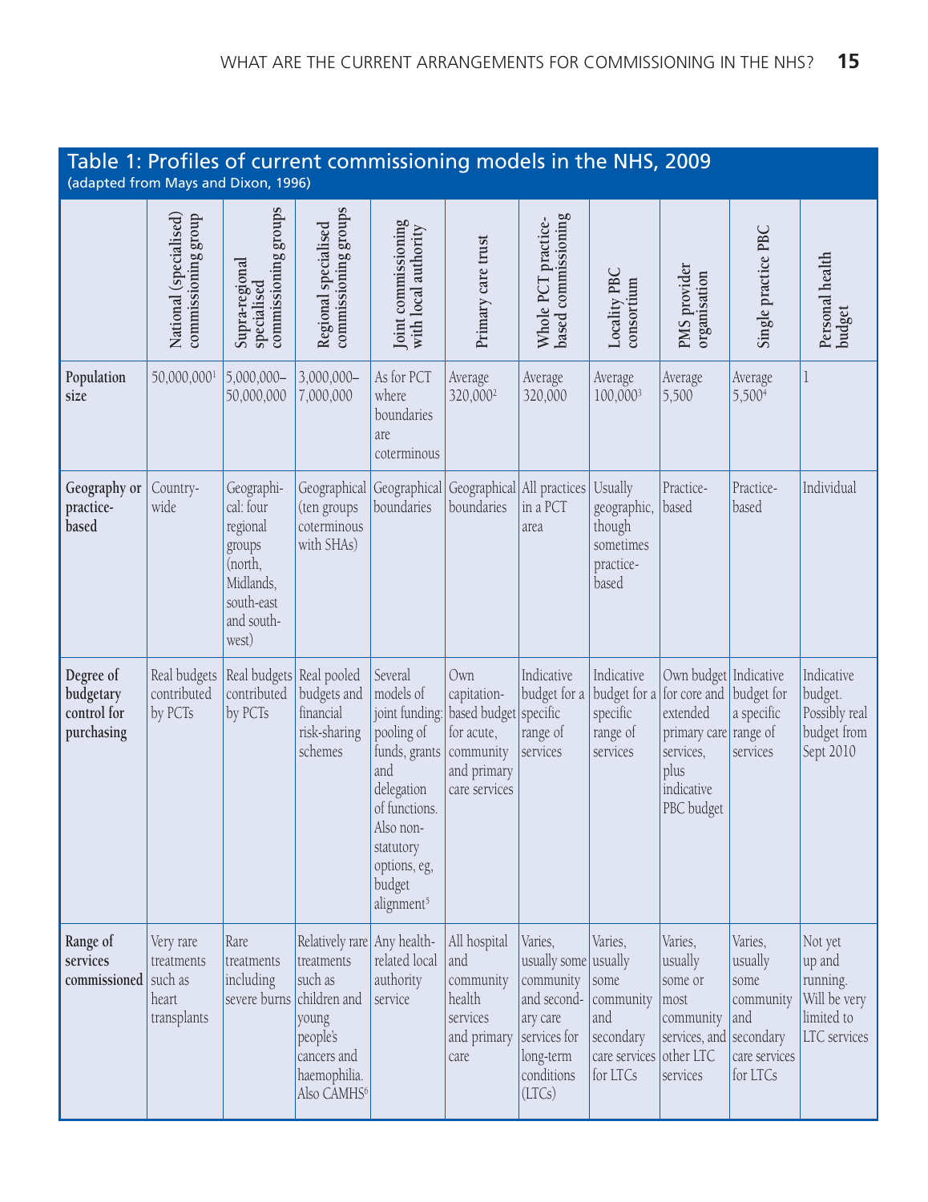## Table 1: Profiles of current commissioning models in the NHS, 2009
(adapted from Mays and Dixon, 1996)

| | National (specialised) commissioning group | Supra-regional specialised commissioning groups | Regional specialised commissioning groups | Joint commissioning with local authority | Primary care trust | Whole PCT practice-based commissioning | Locality PBC consortium | PMS provider organisation | Single practice PBC | Personal health budget |
|---|---|---|---|---|---|---|---|---|---|---|
| **Population size** | 50,000,000[1] | 5,000,000–50,000,000 | 3,000,000–7,000,000 | As for PCT where boundaries are coterminous | Average 320,000[2] | Average 320,000 | Average 100,000[3] | Average 5,500 | Average 5,500[4] | 1 |
| **Geography or practice-based** | Country-wide | Geographical: four regional groups (north, Midlands, south-east and south-west) | Geographical (ten groups coterminous with SHAs) | Geographical boundaries | Geographical boundaries | All practices in a PCT area | Usually geographic, though sometimes practice-based | Practice-based | Practice-based | Individual |
| **Degree of budgetary control for purchasing** | Real budgets contributed by PCTs | Real budgets contributed by PCTs | Real pooled budgets and financial risk-sharing schemes | Several models of joint funding: pooling of funds, grants and delegation of functions. Also non-statutory options, eg, budget alignment[5] | Own capitation-based budget for acute, community and primary care services | Indicative budget for a specific range of services | Indicative budget for a specific range of services | Own budget for core and extended primary care services, plus indicative PBC budget | Indicative budget for a specific range of services | Indicative budget. Possibly real budget from Sept 2010 |
| **Range of services commissioned** | Very rare treatments such as heart transplants | Rare treatments including severe burns | Relatively rare treatments such as children and young people's cancers and haemophilia. Also CAMHS[6] | Any health-related local authority service | All hospital and community health services and primary care | Varies, usually some community and secondary care services for long-term conditions (LTCs) | Varies, usually some community and secondary care services for LTCs | Varies, usually some or most community services, and other LTC services | Varies, usually some community and secondary care services for LTCs | Not yet up and running. Will be very limited to LTC services |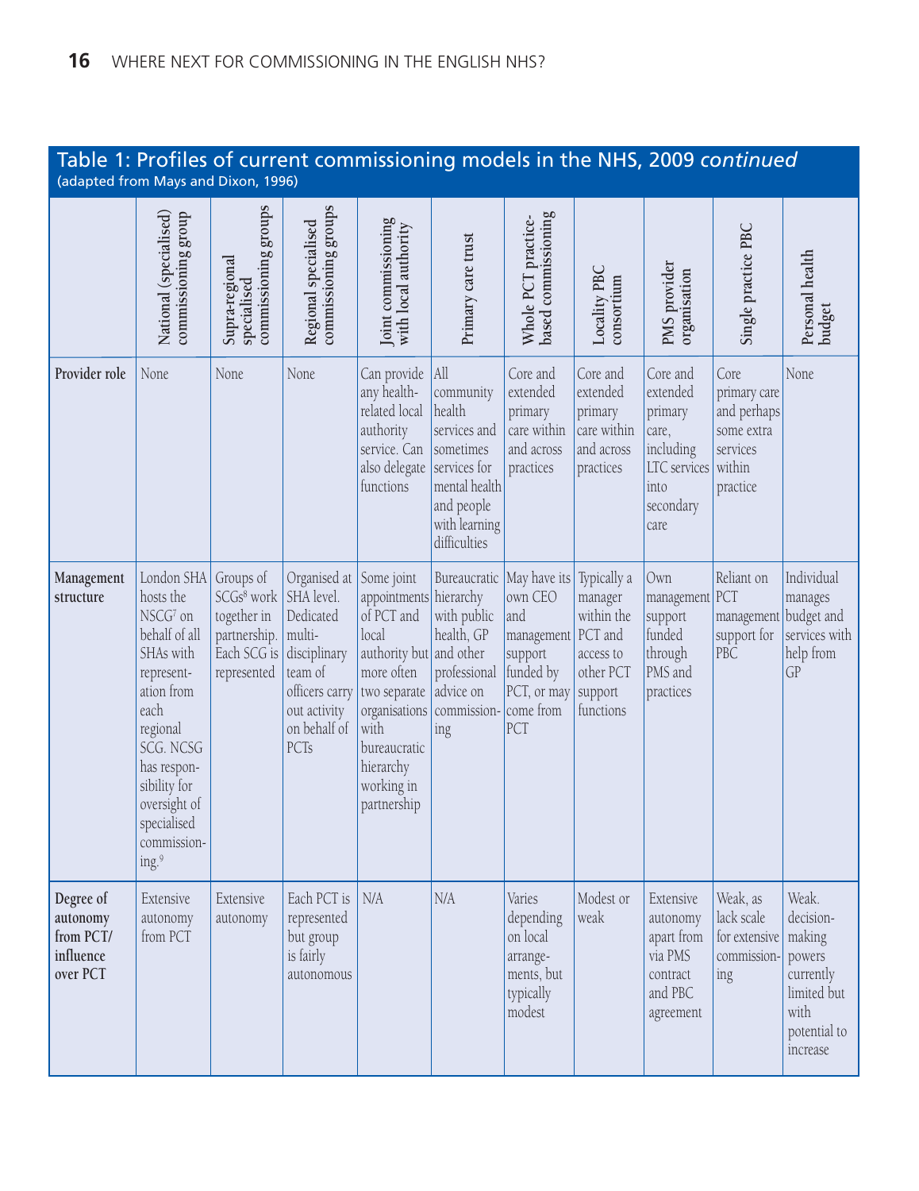## Table 1: Profiles of current commissioning models in the NHS, 2009 *continued*

(adapted from Mays and Dixon, 1996)

| | National (specialised) commissioning group | Supra-regional specialised commissioning groups | Regional specialised commissioning groups | Joint commissioning with local authority | Primary care trust | Whole PCT practice-based commissioning | Locality PBC consortium | PMS provider organisation | Single practice PBC | Personal health budget |
|---|---|---|---|---|---|---|---|---|---|---|
| **Provider role** | None | None | None | Can provide any health-related local authority service. Can also delegate functions | All community health services and sometimes services for mental health and people with learning difficulties | Core and extended primary care within and across practices | Core and extended primary care within and across practices | Core and extended primary care, including LTC services into secondary care | Core primary care and perhaps some extra services within practice | None |
| **Management structure** | London SHA hosts the NSCG[7] on behalf of all SHAs with representation from each regional SCG. NCSG has responsibility for oversight of specialised commissioning.[9] | Groups of SCGs[8] work together in partnership. Each SCG is represented | Organised at SHA level. Dedicated multi-disciplinary team of officers carry out activity on behalf of PCTs | Some joint appointments of PCT and local authority but more often two separate organisations with bureaucratic hierarchy working in partnership | Bureaucratic hierarchy with public health, GP and other professional advice on commissioning | May have its own CEO and management support funded by PCT, or may come from PCT | Typically a manager within the PCT and access to other PCT support functions | Own management support funded through PMS and practices | Reliant on PCT management support for PBC | Individual manages budget and services with help from GP |
| **Degree of autonomy from PCT/ influence over PCT** | Extensive autonomy from PCT | Extensive autonomy | Each PCT is represented but group is fairly autonomous | N/A | N/A | Varies depending on local arrangements, but typically modest | Modest or weak | Extensive autonomy apart from via PMS contract and PBC agreement | Weak, as lack scale for extensive commissioning | Weak. decision-making powers currently limited but with potential to increase |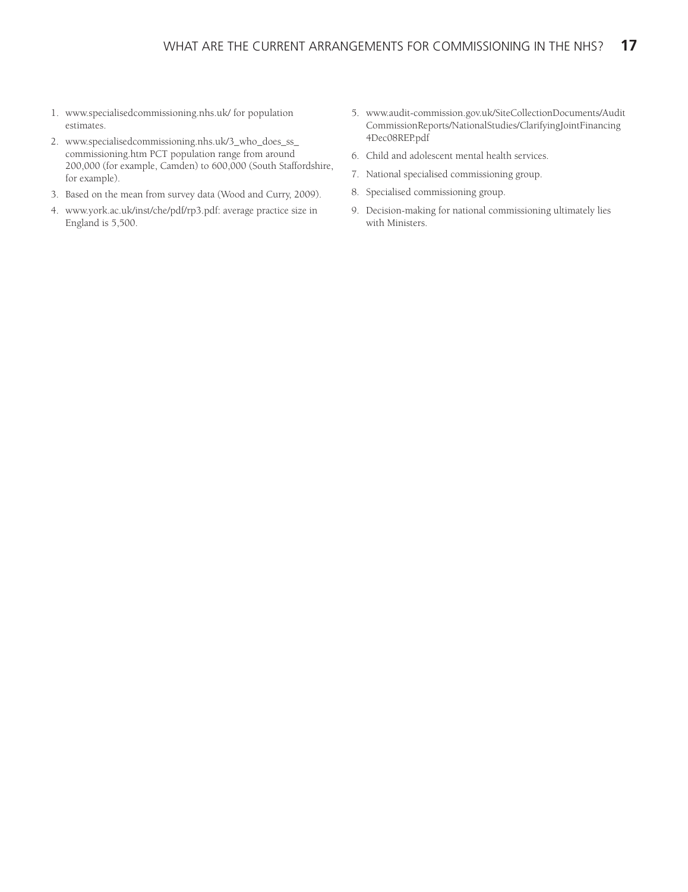1. www.specialisedcommissioning.nhs.uk/ for population estimates.
2. www.specialisedcommissioning.nhs.uk/3_who_does_ss_commissioning.htm PCT population range from around 200,000 (for example, Camden) to 600,000 (South Staffordshire, for example).
3. Based on the mean from survey data (Wood and Curry, 2009).
4. www.york.ac.uk/inst/che/pdf/rp3.pdf: average practice size in England is 5,500.
5. www.audit-commission.gov.uk/SiteCollectionDocuments/AuditCommissionReports/NationalStudies/ClarifyingJointFinancing4Dec08REP.pdf
6. Child and adolescent mental health services.
7. National specialised commissioning group.
8. Specialised commissioning group.
9. Decision-making for national commissioning ultimately lies with Ministers.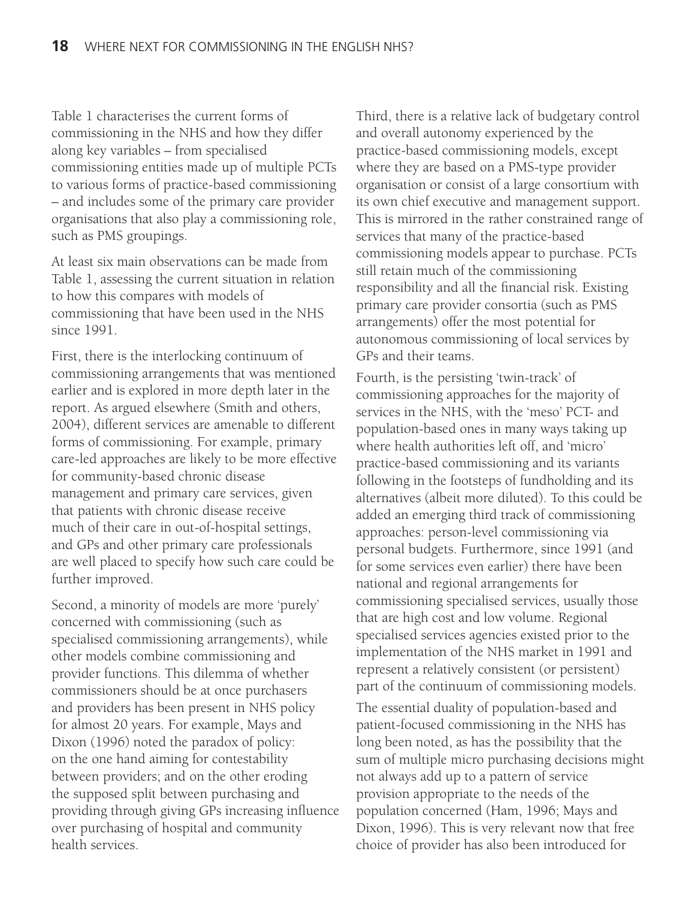Table 1 characterises the current forms of commissioning in the NHS and how they differ along key variables – from specialised commissioning entities made up of multiple PCTs to various forms of practice-based commissioning – and includes some of the primary care provider organisations that also play a commissioning role, such as PMS groupings.

At least six main observations can be made from Table 1, assessing the current situation in relation to how this compares with models of commissioning that have been used in the NHS since 1991.

First, there is the interlocking continuum of commissioning arrangements that was mentioned earlier and is explored in more depth later in the report. As argued elsewhere (Smith and others, 2004), different services are amenable to different forms of commissioning. For example, primary care-led approaches are likely to be more effective for community-based chronic disease management and primary care services, given that patients with chronic disease receive much of their care in out-of-hospital settings, and GPs and other primary care professionals are well placed to specify how such care could be further improved.

Second, a minority of models are more 'purely' concerned with commissioning (such as specialised commissioning arrangements), while other models combine commissioning and provider functions. This dilemma of whether commissioners should be at once purchasers and providers has been present in NHS policy for almost 20 years. For example, Mays and Dixon (1996) noted the paradox of policy: on the one hand aiming for contestability between providers; and on the other eroding the supposed split between purchasing and providing through giving GPs increasing influence over purchasing of hospital and community health services.

Third, there is a relative lack of budgetary control and overall autonomy experienced by the practice-based commissioning models, except where they are based on a PMS-type provider organisation or consist of a large consortium with its own chief executive and management support. This is mirrored in the rather constrained range of services that many of the practice-based commissioning models appear to purchase. PCTs still retain much of the commissioning responsibility and all the financial risk. Existing primary care provider consortia (such as PMS arrangements) offer the most potential for autonomous commissioning of local services by GPs and their teams.

Fourth, is the persisting 'twin-track' of commissioning approaches for the majority of services in the NHS, with the 'meso' PCT- and population-based ones in many ways taking up where health authorities left off, and 'micro' practice-based commissioning and its variants following in the footsteps of fundholding and its alternatives (albeit more diluted). To this could be added an emerging third track of commissioning approaches: person-level commissioning via personal budgets. Furthermore, since 1991 (and for some services even earlier) there have been national and regional arrangements for commissioning specialised services, usually those that are high cost and low volume. Regional specialised services agencies existed prior to the implementation of the NHS market in 1991 and represent a relatively consistent (or persistent) part of the continuum of commissioning models.

The essential duality of population-based and patient-focused commissioning in the NHS has long been noted, as has the possibility that the sum of multiple micro purchasing decisions might not always add up to a pattern of service provision appropriate to the needs of the population concerned (Ham, 1996; Mays and Dixon, 1996). This is very relevant now that free choice of provider has also been introduced for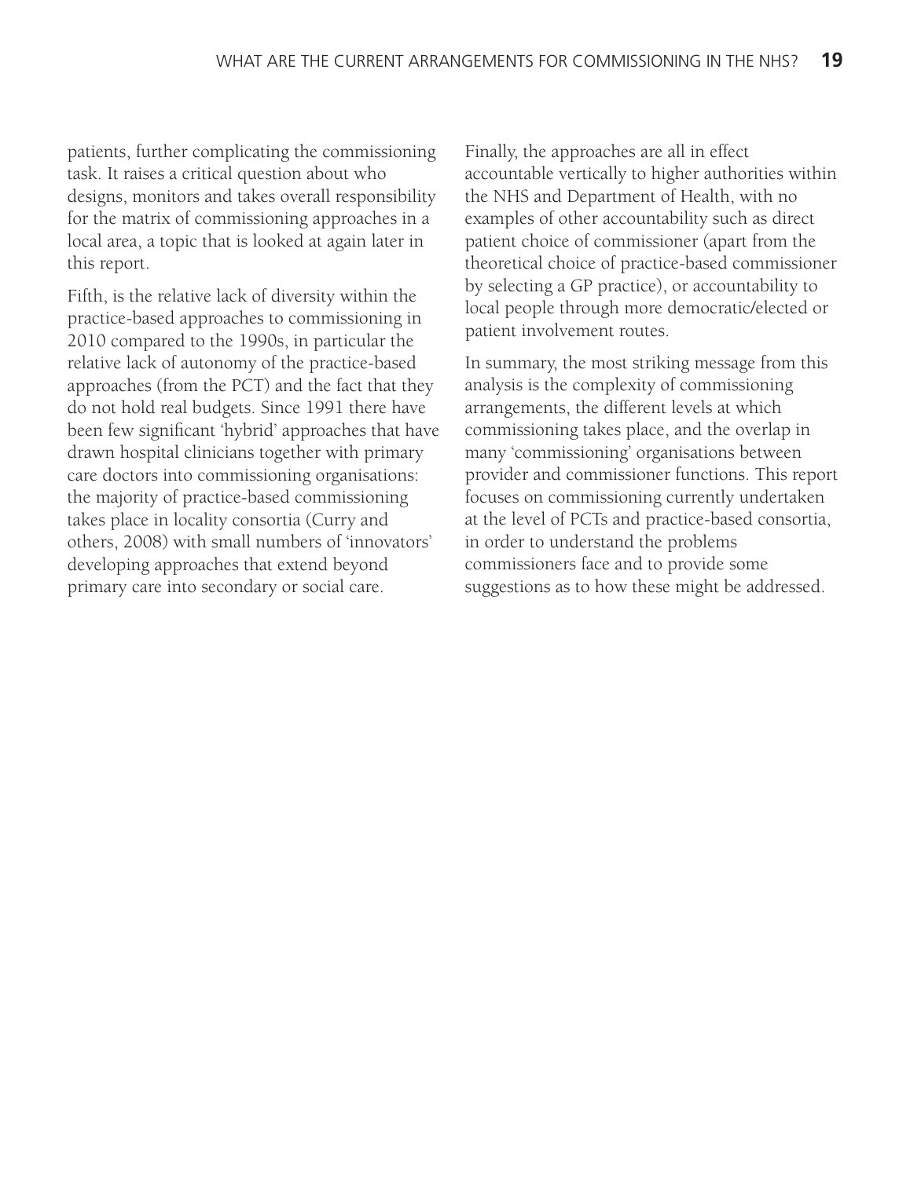patients, further complicating the commissioning task. It raises a critical question about who designs, monitors and takes overall responsibility for the matrix of commissioning approaches in a local area, a topic that is looked at again later in this report.

Fifth, is the relative lack of diversity within the practice-based approaches to commissioning in 2010 compared to the 1990s, in particular the relative lack of autonomy of the practice-based approaches (from the PCT) and the fact that they do not hold real budgets. Since 1991 there have been few significant 'hybrid' approaches that have drawn hospital clinicians together with primary care doctors into commissioning organisations: the majority of practice-based commissioning takes place in locality consortia (Curry and others, 2008) with small numbers of 'innovators' developing approaches that extend beyond primary care into secondary or social care.

Finally, the approaches are all in effect accountable vertically to higher authorities within the NHS and Department of Health, with no examples of other accountability such as direct patient choice of commissioner (apart from the theoretical choice of practice-based commissioner by selecting a GP practice), or accountability to local people through more democratic/elected or patient involvement routes.

In summary, the most striking message from this analysis is the complexity of commissioning arrangements, the different levels at which commissioning takes place, and the overlap in many 'commissioning' organisations between provider and commissioner functions. This report focuses on commissioning currently undertaken at the level of PCTs and practice-based consortia, in order to understand the problems commissioners face and to provide some suggestions as to how these might be addressed.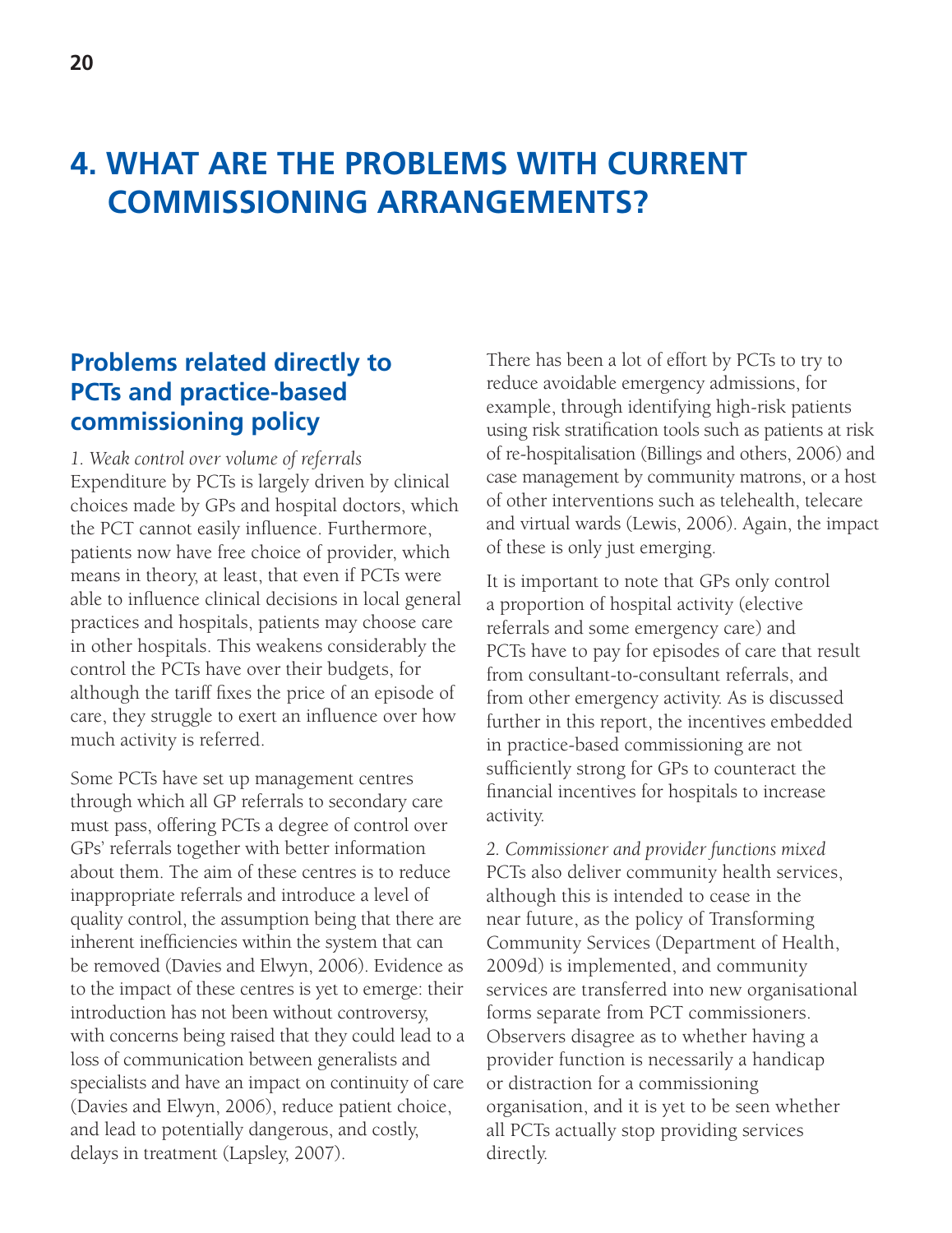# 4. WHAT ARE THE PROBLEMS WITH CURRENT COMMISSIONING ARRANGEMENTS?

## Problems related directly to PCTs and practice-based commissioning policy

*1. Weak control over volume of referrals*
Expenditure by PCTs is largely driven by clinical choices made by GPs and hospital doctors, which the PCT cannot easily influence. Furthermore, patients now have free choice of provider, which means in theory, at least, that even if PCTs were able to influence clinical decisions in local general practices and hospitals, patients may choose care in other hospitals. This weakens considerably the control the PCTs have over their budgets, for although the tariff fixes the price of an episode of care, they struggle to exert an influence over how much activity is referred.

Some PCTs have set up management centres through which all GP referrals to secondary care must pass, offering PCTs a degree of control over GPs' referrals together with better information about them. The aim of these centres is to reduce inappropriate referrals and introduce a level of quality control, the assumption being that there are inherent inefficiencies within the system that can be removed (Davies and Elwyn, 2006). Evidence as to the impact of these centres is yet to emerge: their introduction has not been without controversy, with concerns being raised that they could lead to a loss of communication between generalists and specialists and have an impact on continuity of care (Davies and Elwyn, 2006), reduce patient choice, and lead to potentially dangerous, and costly, delays in treatment (Lapsley, 2007).

There has been a lot of effort by PCTs to try to reduce avoidable emergency admissions, for example, through identifying high-risk patients using risk stratification tools such as patients at risk of re-hospitalisation (Billings and others, 2006) and case management by community matrons, or a host of other interventions such as telehealth, telecare and virtual wards (Lewis, 2006). Again, the impact of these is only just emerging.

It is important to note that GPs only control a proportion of hospital activity (elective referrals and some emergency care) and PCTs have to pay for episodes of care that result from consultant-to-consultant referrals, and from other emergency activity. As is discussed further in this report, the incentives embedded in practice-based commissioning are not sufficiently strong for GPs to counteract the financial incentives for hospitals to increase activity.

*2. Commissioner and provider functions mixed*
PCTs also deliver community health services, although this is intended to cease in the near future, as the policy of Transforming Community Services (Department of Health, 2009d) is implemented, and community services are transferred into new organisational forms separate from PCT commissioners. Observers disagree as to whether having a provider function is necessarily a handicap or distraction for a commissioning organisation, and it is yet to be seen whether all PCTs actually stop providing services directly.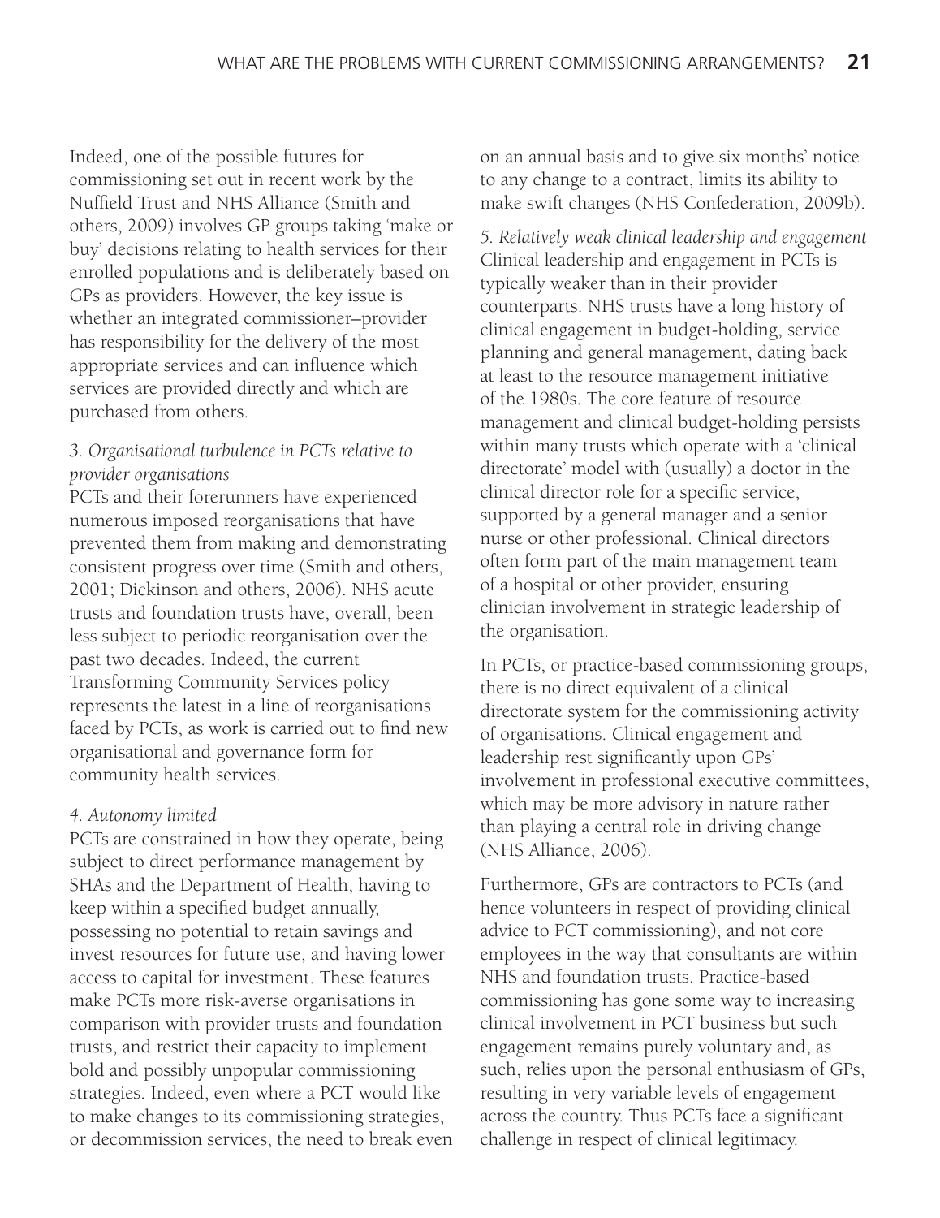Indeed, one of the possible futures for commissioning set out in recent work by the Nuffield Trust and NHS Alliance (Smith and others, 2009) involves GP groups taking 'make or buy' decisions relating to health services for their enrolled populations and is deliberately based on GPs as providers. However, the key issue is whether an integrated commissioner–provider has responsibility for the delivery of the most appropriate services and can influence which services are provided directly and which are purchased from others.

*3. Organisational turbulence in PCTs relative to provider organisations*

PCTs and their forerunners have experienced numerous imposed reorganisations that have prevented them from making and demonstrating consistent progress over time (Smith and others, 2001; Dickinson and others, 2006). NHS acute trusts and foundation trusts have, overall, been less subject to periodic reorganisation over the past two decades. Indeed, the current Transforming Community Services policy represents the latest in a line of reorganisations faced by PCTs, as work is carried out to find new organisational and governance form for community health services.

*4. Autonomy limited*

PCTs are constrained in how they operate, being subject to direct performance management by SHAs and the Department of Health, having to keep within a specified budget annually, possessing no potential to retain savings and invest resources for future use, and having lower access to capital for investment. These features make PCTs more risk-averse organisations in comparison with provider trusts and foundation trusts, and restrict their capacity to implement bold and possibly unpopular commissioning strategies. Indeed, even where a PCT would like to make changes to its commissioning strategies, or decommission services, the need to break even on an annual basis and to give six months' notice to any change to a contract, limits its ability to make swift changes (NHS Confederation, 2009b).

*5. Relatively weak clinical leadership and engagement*

Clinical leadership and engagement in PCTs is typically weaker than in their provider counterparts. NHS trusts have a long history of clinical engagement in budget-holding, service planning and general management, dating back at least to the resource management initiative of the 1980s. The core feature of resource management and clinical budget-holding persists within many trusts which operate with a 'clinical directorate' model with (usually) a doctor in the clinical director role for a specific service, supported by a general manager and a senior nurse or other professional. Clinical directors often form part of the main management team of a hospital or other provider, ensuring clinician involvement in strategic leadership of the organisation.

In PCTs, or practice-based commissioning groups, there is no direct equivalent of a clinical directorate system for the commissioning activity of organisations. Clinical engagement and leadership rest significantly upon GPs' involvement in professional executive committees, which may be more advisory in nature rather than playing a central role in driving change (NHS Alliance, 2006).

Furthermore, GPs are contractors to PCTs (and hence volunteers in respect of providing clinical advice to PCT commissioning), and not core employees in the way that consultants are within NHS and foundation trusts. Practice-based commissioning has gone some way to increasing clinical involvement in PCT business but such engagement remains purely voluntary and, as such, relies upon the personal enthusiasm of GPs, resulting in very variable levels of engagement across the country. Thus PCTs face a significant challenge in respect of clinical legitimacy.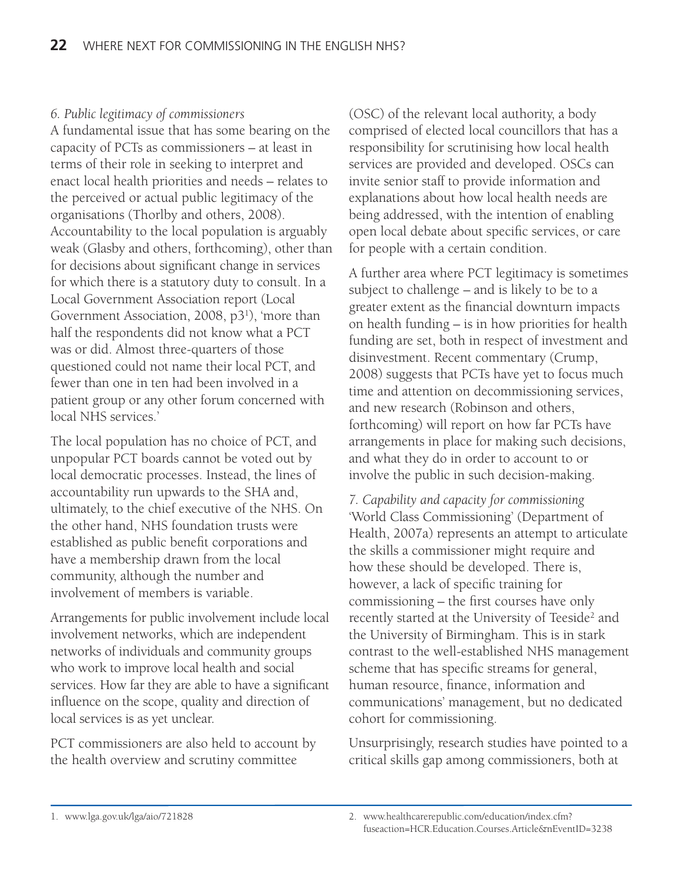*6. Public legitimacy of commissioners*

A fundamental issue that has some bearing on the capacity of PCTs as commissioners – at least in terms of their role in seeking to interpret and enact local health priorities and needs – relates to the perceived or actual public legitimacy of the organisations (Thorlby and others, 2008). Accountability to the local population is arguably weak (Glasby and others, forthcoming), other than for decisions about significant change in services for which there is a statutory duty to consult. In a Local Government Association report (Local Government Association, 2008, p3[1]), 'more than half the respondents did not know what a PCT was or did. Almost three-quarters of those questioned could not name their local PCT, and fewer than one in ten had been involved in a patient group or any other forum concerned with local NHS services.'

The local population has no choice of PCT, and unpopular PCT boards cannot be voted out by local democratic processes. Instead, the lines of accountability run upwards to the SHA and, ultimately, to the chief executive of the NHS. On the other hand, NHS foundation trusts were established as public benefit corporations and have a membership drawn from the local community, although the number and involvement of members is variable.

Arrangements for public involvement include local involvement networks, which are independent networks of individuals and community groups who work to improve local health and social services. How far they are able to have a significant influence on the scope, quality and direction of local services is as yet unclear.

PCT commissioners are also held to account by the health overview and scrutiny committee (OSC) of the relevant local authority, a body comprised of elected local councillors that has a responsibility for scrutinising how local health services are provided and developed. OSCs can invite senior staff to provide information and explanations about how local health needs are being addressed, with the intention of enabling open local debate about specific services, or care for people with a certain condition.

A further area where PCT legitimacy is sometimes subject to challenge – and is likely to be to a greater extent as the financial downturn impacts on health funding – is in how priorities for health funding are set, both in respect of investment and disinvestment. Recent commentary (Crump, 2008) suggests that PCTs have yet to focus much time and attention on decommissioning services, and new research (Robinson and others, forthcoming) will report on how far PCTs have arrangements in place for making such decisions, and what they do in order to account to or involve the public in such decision-making.

*7. Capability and capacity for commissioning*

'World Class Commissioning' (Department of Health, 2007a) represents an attempt to articulate the skills a commissioner might require and how these should be developed. There is, however, a lack of specific training for commissioning – the first courses have only recently started at the University of Teeside[2] and the University of Birmingham. This is in stark contrast to the well-established NHS management scheme that has specific streams for general, human resource, finance, information and communications' management, but no dedicated cohort for commissioning.

Unsurprisingly, research studies have pointed to a critical skills gap among commissioners, both at

---

1. www.lga.gov.uk/lga/aio/721828

2. www.healthcarerepublic.com/education/index.cfm?fuseaction=HCR.Education.Courses.Article&nEventID=3238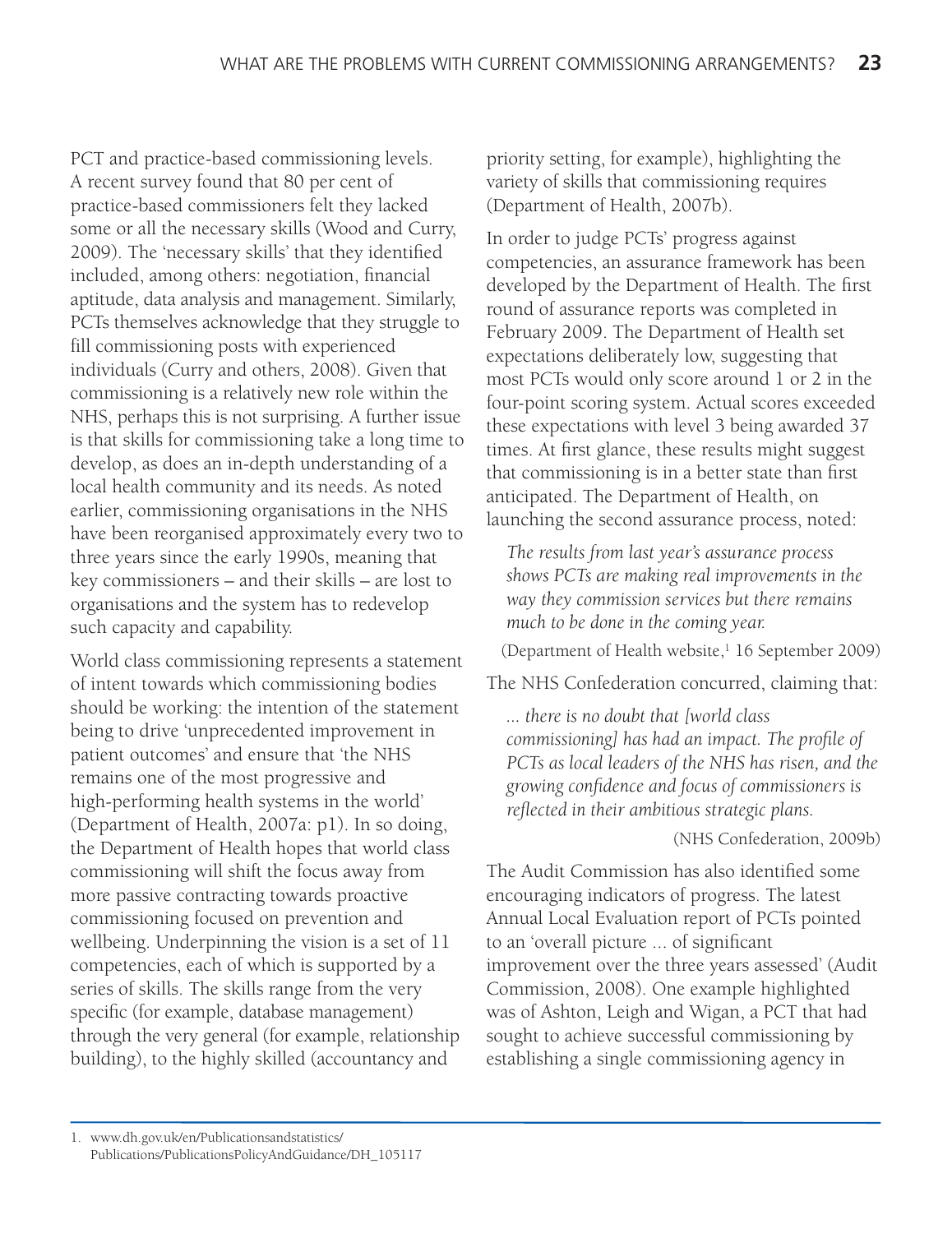PCT and practice-based commissioning levels. A recent survey found that 80 per cent of practice-based commissioners felt they lacked some or all the necessary skills (Wood and Curry, 2009). The 'necessary skills' that they identified included, among others: negotiation, financial aptitude, data analysis and management. Similarly, PCTs themselves acknowledge that they struggle to fill commissioning posts with experienced individuals (Curry and others, 2008). Given that commissioning is a relatively new role within the NHS, perhaps this is not surprising. A further issue is that skills for commissioning take a long time to develop, as does an in-depth understanding of a local health community and its needs. As noted earlier, commissioning organisations in the NHS have been reorganised approximately every two to three years since the early 1990s, meaning that key commissioners – and their skills – are lost to organisations and the system has to redevelop such capacity and capability.

World class commissioning represents a statement of intent towards which commissioning bodies should be working: the intention of the statement being to drive 'unprecedented improvement in patient outcomes' and ensure that 'the NHS remains one of the most progressive and high-performing health systems in the world' (Department of Health, 2007a: p1). In so doing, the Department of Health hopes that world class commissioning will shift the focus away from more passive contracting towards proactive commissioning focused on prevention and wellbeing. Underpinning the vision is a set of 11 competencies, each of which is supported by a series of skills. The skills range from the very specific (for example, database management) through the very general (for example, relationship building), to the highly skilled (accountancy and priority setting, for example), highlighting the variety of skills that commissioning requires (Department of Health, 2007b).

In order to judge PCTs' progress against competencies, an assurance framework has been developed by the Department of Health. The first round of assurance reports was completed in February 2009. The Department of Health set expectations deliberately low, suggesting that most PCTs would only score around 1 or 2 in the four-point scoring system. Actual scores exceeded these expectations with level 3 being awarded 37 times. At first glance, these results might suggest that commissioning is in a better state than first anticipated. The Department of Health, on launching the second assurance process, noted:

> *The results from last year's assurance process shows PCTs are making real improvements in the way they commission services but there remains much to be done in the coming year.*
>
> (Department of Health website,[1] 16 September 2009)

The NHS Confederation concurred, claiming that:

> *... there is no doubt that [world class commissioning] has had an impact. The profile of PCTs as local leaders of the NHS has risen, and the growing confidence and focus of commissioners is reflected in their ambitious strategic plans.*
>
> (NHS Confederation, 2009b)

The Audit Commission has also identified some encouraging indicators of progress. The latest Annual Local Evaluation report of PCTs pointed to an 'overall picture ... of significant improvement over the three years assessed' (Audit Commission, 2008). One example highlighted was of Ashton, Leigh and Wigan, a PCT that had sought to achieve successful commissioning by establishing a single commissioning agency in

1. www.dh.gov.uk/en/Publicationsandstatistics/Publications/PublicationsPolicyAndGuidance/DH_105117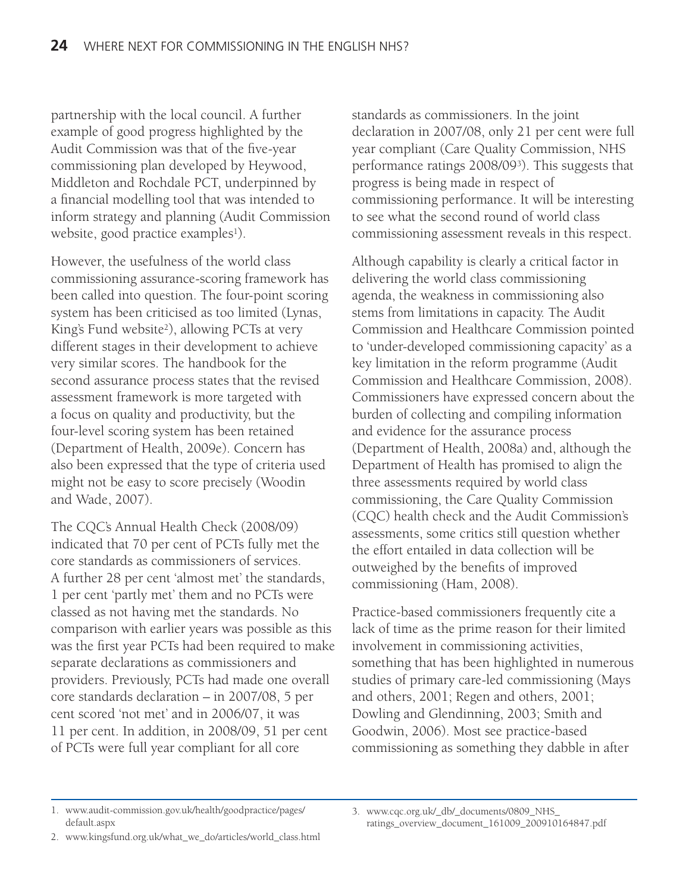partnership with the local council. A further example of good progress highlighted by the Audit Commission was that of the five-year commissioning plan developed by Heywood, Middleton and Rochdale PCT, underpinned by a financial modelling tool that was intended to inform strategy and planning (Audit Commission website, good practice examples[1]).

However, the usefulness of the world class commissioning assurance-scoring framework has been called into question. The four-point scoring system has been criticised as too limited (Lynas, King's Fund website[2]), allowing PCTs at very different stages in their development to achieve very similar scores. The handbook for the second assurance process states that the revised assessment framework is more targeted with a focus on quality and productivity, but the four-level scoring system has been retained (Department of Health, 2009e). Concern has also been expressed that the type of criteria used might not be easy to score precisely (Woodin and Wade, 2007).

The CQC's Annual Health Check (2008/09) indicated that 70 per cent of PCTs fully met the core standards as commissioners of services. A further 28 per cent 'almost met' the standards, 1 per cent 'partly met' them and no PCTs were classed as not having met the standards. No comparison with earlier years was possible as this was the first year PCTs had been required to make separate declarations as commissioners and providers. Previously, PCTs had made one overall core standards declaration – in 2007/08, 5 per cent scored 'not met' and in 2006/07, it was 11 per cent. In addition, in 2008/09, 51 per cent of PCTs were full year compliant for all core standards as commissioners. In the joint declaration in 2007/08, only 21 per cent were full year compliant (Care Quality Commission, NHS performance ratings 2008/09[3]). This suggests that progress is being made in respect of commissioning performance. It will be interesting to see what the second round of world class commissioning assessment reveals in this respect.

Although capability is clearly a critical factor in delivering the world class commissioning agenda, the weakness in commissioning also stems from limitations in capacity. The Audit Commission and Healthcare Commission pointed to 'under-developed commissioning capacity' as a key limitation in the reform programme (Audit Commission and Healthcare Commission, 2008). Commissioners have expressed concern about the burden of collecting and compiling information and evidence for the assurance process (Department of Health, 2008a) and, although the Department of Health has promised to align the three assessments required by world class commissioning, the Care Quality Commission (CQC) health check and the Audit Commission's assessments, some critics still question whether the effort entailed in data collection will be outweighed by the benefits of improved commissioning (Ham, 2008).

Practice-based commissioners frequently cite a lack of time as the prime reason for their limited involvement in commissioning activities, something that has been highlighted in numerous studies of primary care-led commissioning (Mays and others, 2001; Regen and others, 2001; Dowling and Glendinning, 2003; Smith and Goodwin, 2006). Most see practice-based commissioning as something they dabble in after

1. www.audit-commission.gov.uk/health/goodpractice/pages/default.aspx
2. www.kingsfund.org.uk/what_we_do/articles/world_class.html
3. www.cqc.org.uk/_db/_documents/0809_NHS_ratings_overview_document_161009_200910164847.pdf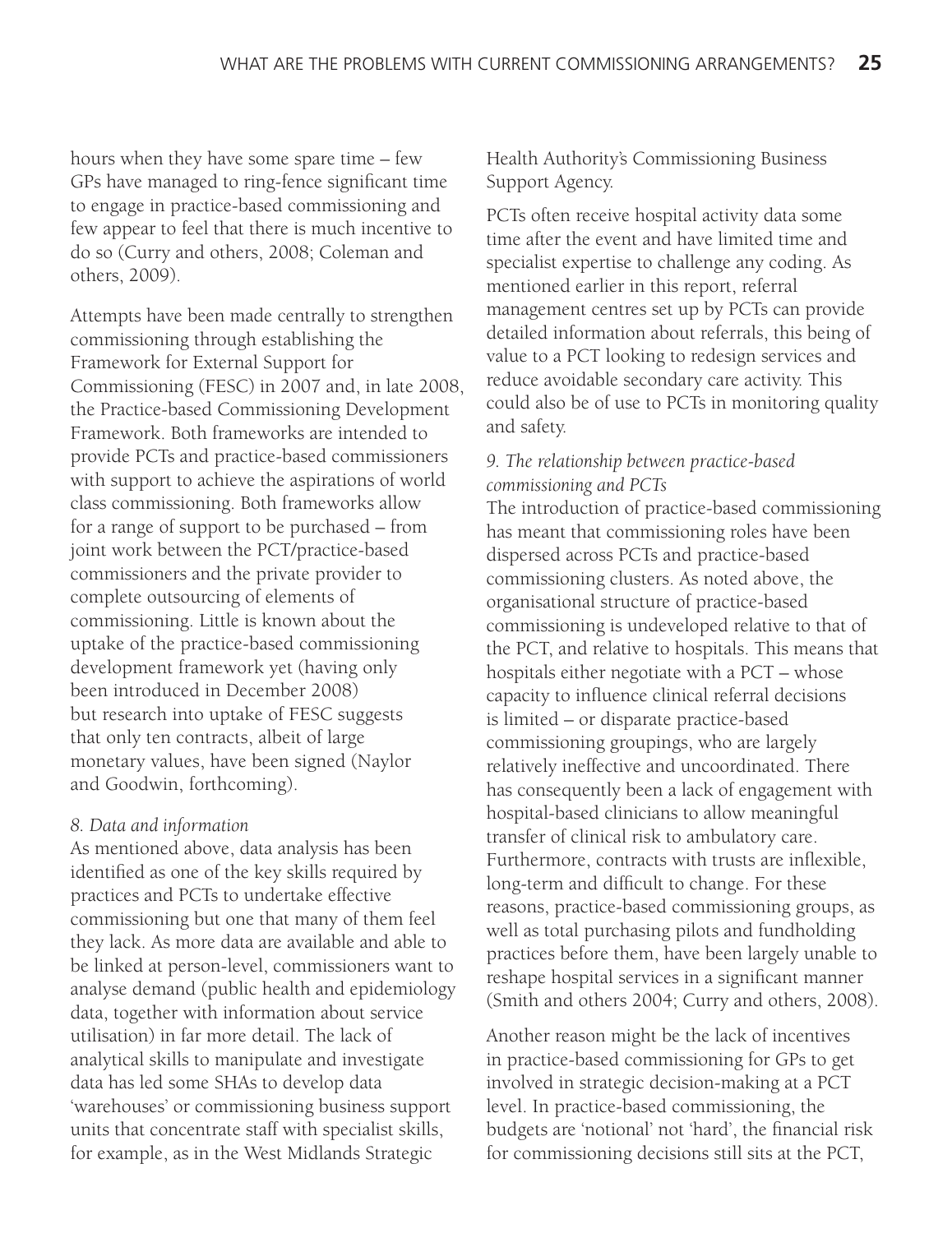hours when they have some spare time – few GPs have managed to ring-fence significant time to engage in practice-based commissioning and few appear to feel that there is much incentive to do so (Curry and others, 2008; Coleman and others, 2009).

Attempts have been made centrally to strengthen commissioning through establishing the Framework for External Support for Commissioning (FESC) in 2007 and, in late 2008, the Practice-based Commissioning Development Framework. Both frameworks are intended to provide PCTs and practice-based commissioners with support to achieve the aspirations of world class commissioning. Both frameworks allow for a range of support to be purchased – from joint work between the PCT/practice-based commissioners and the private provider to complete outsourcing of elements of commissioning. Little is known about the uptake of the practice-based commissioning development framework yet (having only been introduced in December 2008) but research into uptake of FESC suggests that only ten contracts, albeit of large monetary values, have been signed (Naylor and Goodwin, forthcoming).

*8. Data and information*

As mentioned above, data analysis has been identified as one of the key skills required by practices and PCTs to undertake effective commissioning but one that many of them feel they lack. As more data are available and able to be linked at person-level, commissioners want to analyse demand (public health and epidemiology data, together with information about service utilisation) in far more detail. The lack of analytical skills to manipulate and investigate data has led some SHAs to develop data 'warehouses' or commissioning business support units that concentrate staff with specialist skills, for example, as in the West Midlands Strategic Health Authority's Commissioning Business Support Agency.

PCTs often receive hospital activity data some time after the event and have limited time and specialist expertise to challenge any coding. As mentioned earlier in this report, referral management centres set up by PCTs can provide detailed information about referrals, this being of value to a PCT looking to redesign services and reduce avoidable secondary care activity. This could also be of use to PCTs in monitoring quality and safety.

*9. The relationship between practice-based commissioning and PCTs*

The introduction of practice-based commissioning has meant that commissioning roles have been dispersed across PCTs and practice-based commissioning clusters. As noted above, the organisational structure of practice-based commissioning is undeveloped relative to that of the PCT, and relative to hospitals. This means that hospitals either negotiate with a PCT – whose capacity to influence clinical referral decisions is limited – or disparate practice-based commissioning groupings, who are largely relatively ineffective and uncoordinated. There has consequently been a lack of engagement with hospital-based clinicians to allow meaningful transfer of clinical risk to ambulatory care. Furthermore, contracts with trusts are inflexible, long-term and difficult to change. For these reasons, practice-based commissioning groups, as well as total purchasing pilots and fundholding practices before them, have been largely unable to reshape hospital services in a significant manner (Smith and others 2004; Curry and others, 2008).

Another reason might be the lack of incentives in practice-based commissioning for GPs to get involved in strategic decision-making at a PCT level. In practice-based commissioning, the budgets are 'notional' not 'hard', the financial risk for commissioning decisions still sits at the PCT,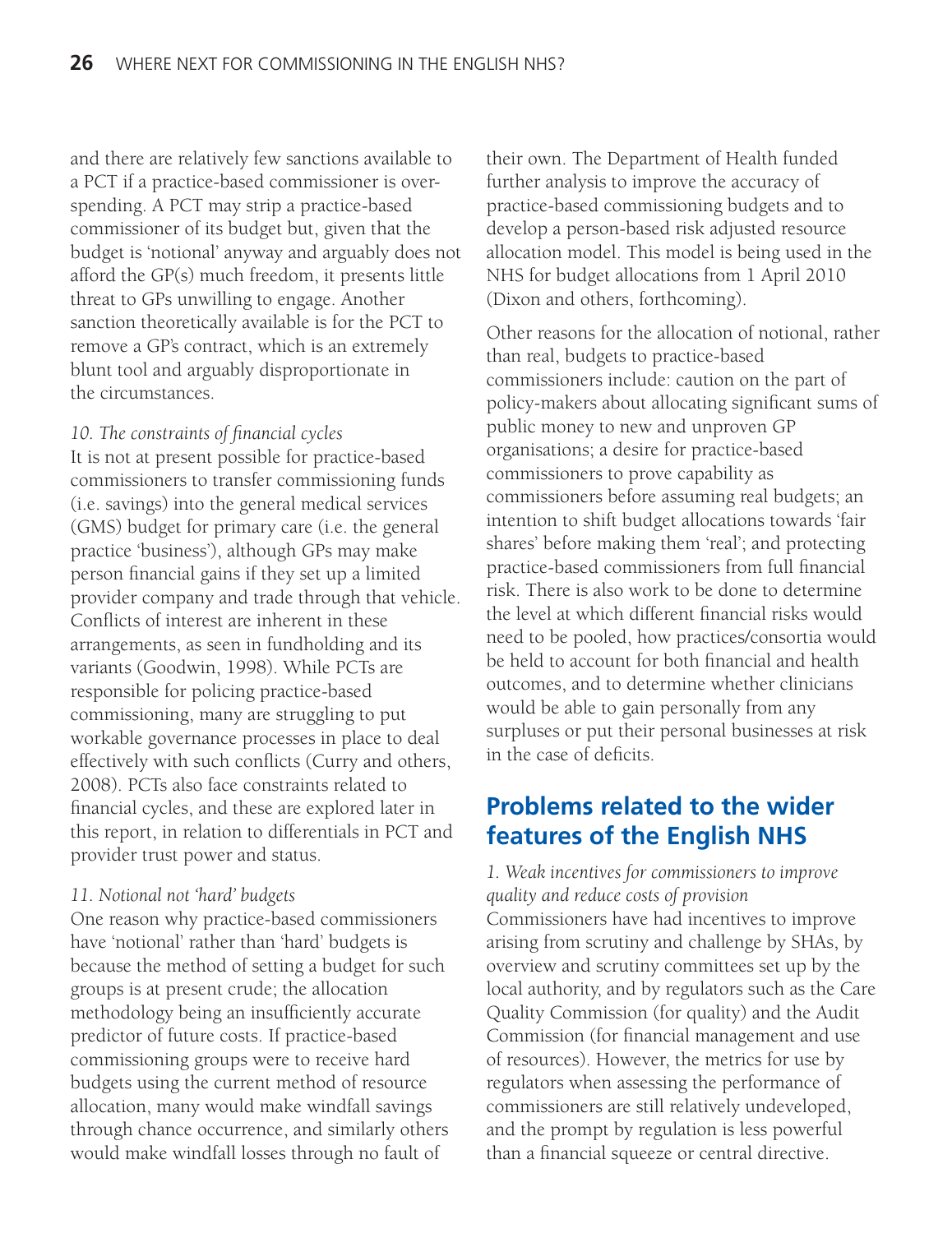and there are relatively few sanctions available to a PCT if a practice-based commissioner is over-spending. A PCT may strip a practice-based commissioner of its budget but, given that the budget is 'notional' anyway and arguably does not afford the GP(s) much freedom, it presents little threat to GPs unwilling to engage. Another sanction theoretically available is for the PCT to remove a GP's contract, which is an extremely blunt tool and arguably disproportionate in the circumstances.

*10. The constraints of financial cycles*

It is not at present possible for practice-based commissioners to transfer commissioning funds (i.e. savings) into the general medical services (GMS) budget for primary care (i.e. the general practice 'business'), although GPs may make person financial gains if they set up a limited provider company and trade through that vehicle. Conflicts of interest are inherent in these arrangements, as seen in fundholding and its variants (Goodwin, 1998). While PCTs are responsible for policing practice-based commissioning, many are struggling to put workable governance processes in place to deal effectively with such conflicts (Curry and others, 2008). PCTs also face constraints related to financial cycles, and these are explored later in this report, in relation to differentials in PCT and provider trust power and status.

*11. Notional not 'hard' budgets*

One reason why practice-based commissioners have 'notional' rather than 'hard' budgets is because the method of setting a budget for such groups is at present crude; the allocation methodology being an insufficiently accurate predictor of future costs. If practice-based commissioning groups were to receive hard budgets using the current method of resource allocation, many would make windfall savings through chance occurrence, and similarly others would make windfall losses through no fault of their own. The Department of Health funded further analysis to improve the accuracy of practice-based commissioning budgets and to develop a person-based risk adjusted resource allocation model. This model is being used in the NHS for budget allocations from 1 April 2010 (Dixon and others, forthcoming).

Other reasons for the allocation of notional, rather than real, budgets to practice-based commissioners include: caution on the part of policy-makers about allocating significant sums of public money to new and unproven GP organisations; a desire for practice-based commissioners to prove capability as commissioners before assuming real budgets; an intention to shift budget allocations towards 'fair shares' before making them 'real'; and protecting practice-based commissioners from full financial risk. There is also work to be done to determine the level at which different financial risks would need to be pooled, how practices/consortia would be held to account for both financial and health outcomes, and to determine whether clinicians would be able to gain personally from any surpluses or put their personal businesses at risk in the case of deficits.

## Problems related to the wider features of the English NHS

*1. Weak incentives for commissioners to improve quality and reduce costs of provision*

Commissioners have had incentives to improve arising from scrutiny and challenge by SHAs, by overview and scrutiny committees set up by the local authority, and by regulators such as the Care Quality Commission (for quality) and the Audit Commission (for financial management and use of resources). However, the metrics for use by regulators when assessing the performance of commissioners are still relatively undeveloped, and the prompt by regulation is less powerful than a financial squeeze or central directive.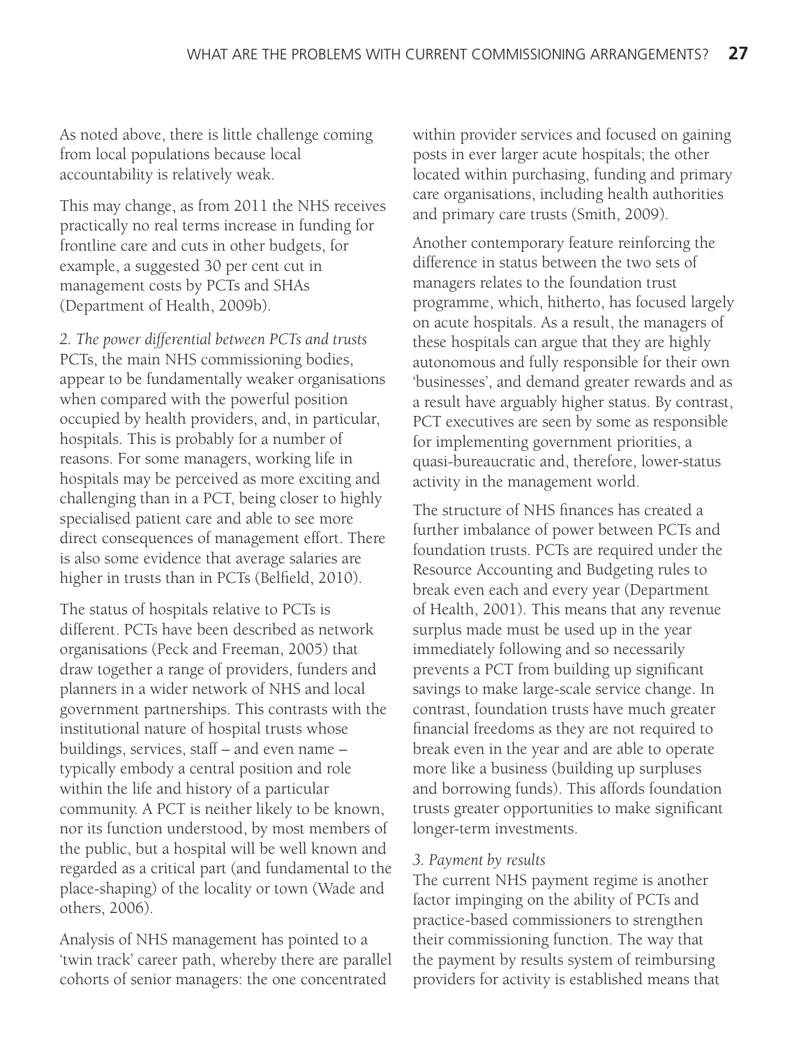As noted above, there is little challenge coming from local populations because local accountability is relatively weak.

This may change, as from 2011 the NHS receives practically no real terms increase in funding for frontline care and cuts in other budgets, for example, a suggested 30 per cent cut in management costs by PCTs and SHAs (Department of Health, 2009b).

*2. The power differential between PCTs and trusts*

PCTs, the main NHS commissioning bodies, appear to be fundamentally weaker organisations when compared with the powerful position occupied by health providers, and, in particular, hospitals. This is probably for a number of reasons. For some managers, working life in hospitals may be perceived as more exciting and challenging than in a PCT, being closer to highly specialised patient care and able to see more direct consequences of management effort. There is also some evidence that average salaries are higher in trusts than in PCTs (Belfield, 2010).

The status of hospitals relative to PCTs is different. PCTs have been described as network organisations (Peck and Freeman, 2005) that draw together a range of providers, funders and planners in a wider network of NHS and local government partnerships. This contrasts with the institutional nature of hospital trusts whose buildings, services, staff – and even name – typically embody a central position and role within the life and history of a particular community. A PCT is neither likely to be known, nor its function understood, by most members of the public, but a hospital will be well known and regarded as a critical part (and fundamental to the place-shaping) of the locality or town (Wade and others, 2006).

Analysis of NHS management has pointed to a 'twin track' career path, whereby there are parallel cohorts of senior managers: the one concentrated within provider services and focused on gaining posts in ever larger acute hospitals; the other located within purchasing, funding and primary care organisations, including health authorities and primary care trusts (Smith, 2009).

Another contemporary feature reinforcing the difference in status between the two sets of managers relates to the foundation trust programme, which, hitherto, has focused largely on acute hospitals. As a result, the managers of these hospitals can argue that they are highly autonomous and fully responsible for their own 'businesses', and demand greater rewards and as a result have arguably higher status. By contrast, PCT executives are seen by some as responsible for implementing government priorities, a quasi-bureaucratic and, therefore, lower-status activity in the management world.

The structure of NHS finances has created a further imbalance of power between PCTs and foundation trusts. PCTs are required under the Resource Accounting and Budgeting rules to break even each and every year (Department of Health, 2001). This means that any revenue surplus made must be used up in the year immediately following and so necessarily prevents a PCT from building up significant savings to make large-scale service change. In contrast, foundation trusts have much greater financial freedoms as they are not required to break even in the year and are able to operate more like a business (building up surpluses and borrowing funds). This affords foundation trusts greater opportunities to make significant longer-term investments.

*3. Payment by results*

The current NHS payment regime is another factor impinging on the ability of PCTs and practice-based commissioners to strengthen their commissioning function. The way that the payment by results system of reimbursing providers for activity is established means that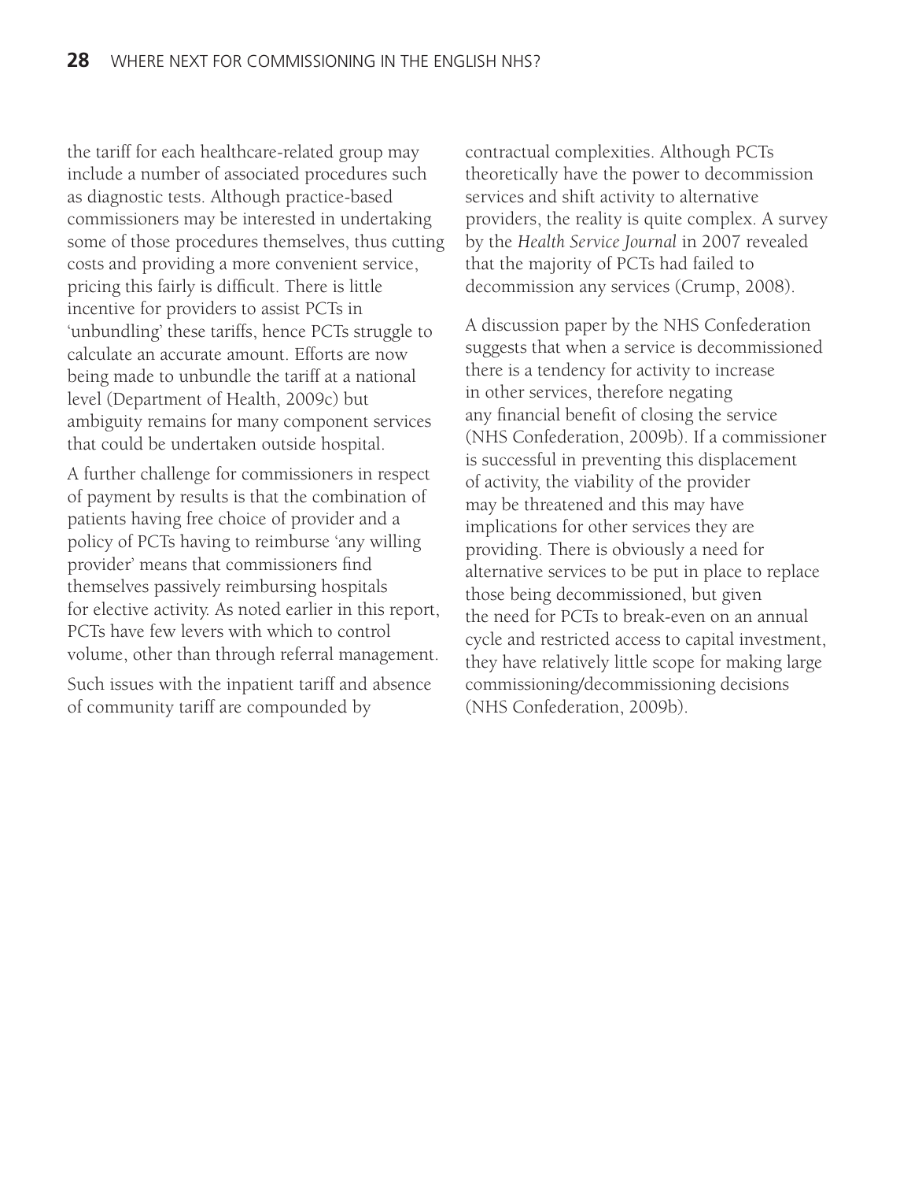the tariff for each healthcare-related group may include a number of associated procedures such as diagnostic tests. Although practice-based commissioners may be interested in undertaking some of those procedures themselves, thus cutting costs and providing a more convenient service, pricing this fairly is difficult. There is little incentive for providers to assist PCTs in 'unbundling' these tariffs, hence PCTs struggle to calculate an accurate amount. Efforts are now being made to unbundle the tariff at a national level (Department of Health, 2009c) but ambiguity remains for many component services that could be undertaken outside hospital.

A further challenge for commissioners in respect of payment by results is that the combination of patients having free choice of provider and a policy of PCTs having to reimburse 'any willing provider' means that commissioners find themselves passively reimbursing hospitals for elective activity. As noted earlier in this report, PCTs have few levers with which to control volume, other than through referral management.

Such issues with the inpatient tariff and absence of community tariff are compounded by contractual complexities. Although PCTs theoretically have the power to decommission services and shift activity to alternative providers, the reality is quite complex. A survey by the *Health Service Journal* in 2007 revealed that the majority of PCTs had failed to decommission any services (Crump, 2008).

A discussion paper by the NHS Confederation suggests that when a service is decommissioned there is a tendency for activity to increase in other services, therefore negating any financial benefit of closing the service (NHS Confederation, 2009b). If a commissioner is successful in preventing this displacement of activity, the viability of the provider may be threatened and this may have implications for other services they are providing. There is obviously a need for alternative services to be put in place to replace those being decommissioned, but given the need for PCTs to break-even on an annual cycle and restricted access to capital investment, they have relatively little scope for making large commissioning/decommissioning decisions (NHS Confederation, 2009b).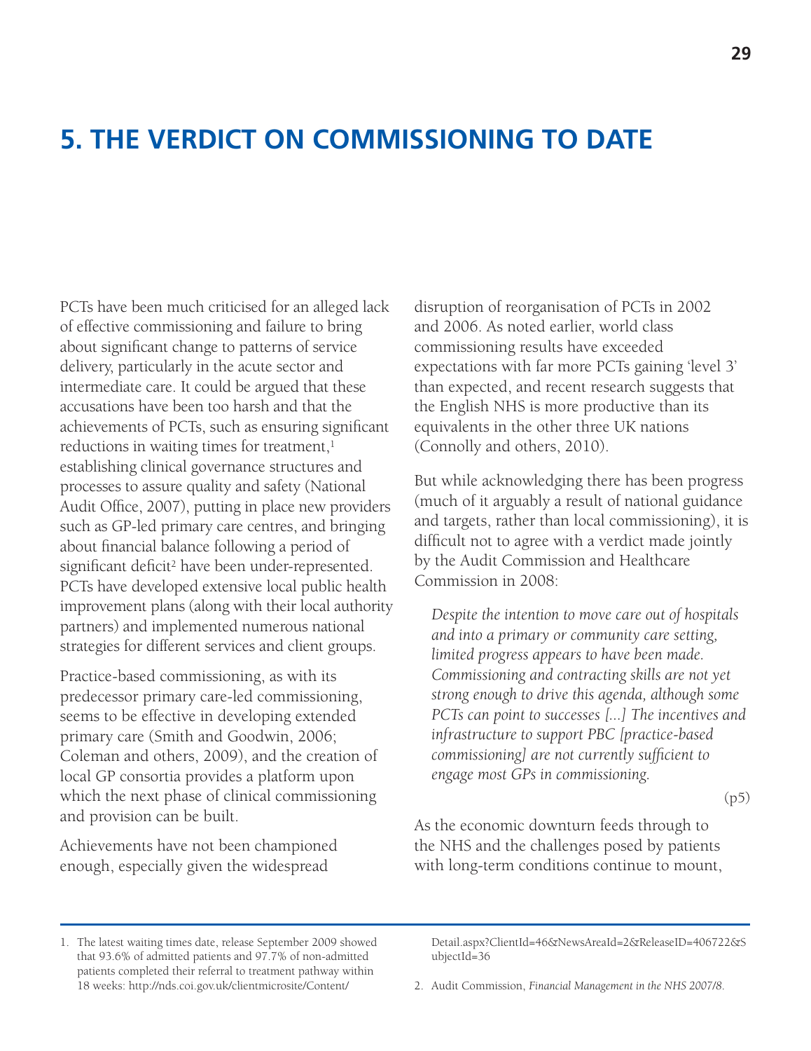# 5. THE VERDICT ON COMMISSIONING TO DATE

PCTs have been much criticised for an alleged lack of effective commissioning and failure to bring about significant change to patterns of service delivery, particularly in the acute sector and intermediate care. It could be argued that these accusations have been too harsh and that the achievements of PCTs, such as ensuring significant reductions in waiting times for treatment,[1] establishing clinical governance structures and processes to assure quality and safety (National Audit Office, 2007), putting in place new providers such as GP-led primary care centres, and bringing about financial balance following a period of significant deficit[2] have been under-represented. PCTs have developed extensive local public health improvement plans (along with their local authority partners) and implemented numerous national strategies for different services and client groups.

Practice-based commissioning, as with its predecessor primary care-led commissioning, seems to be effective in developing extended primary care (Smith and Goodwin, 2006; Coleman and others, 2009), and the creation of local GP consortia provides a platform upon which the next phase of clinical commissioning and provision can be built.

Achievements have not been championed enough, especially given the widespread disruption of reorganisation of PCTs in 2002 and 2006. As noted earlier, world class commissioning results have exceeded expectations with far more PCTs gaining 'level 3' than expected, and recent research suggests that the English NHS is more productive than its equivalents in the other three UK nations (Connolly and others, 2010).

But while acknowledging there has been progress (much of it arguably a result of national guidance and targets, rather than local commissioning), it is difficult not to agree with a verdict made jointly by the Audit Commission and Healthcare Commission in 2008:

> *Despite the intention to move care out of hospitals and into a primary or community care setting, limited progress appears to have been made. Commissioning and contracting skills are not yet strong enough to drive this agenda, although some PCTs can point to successes [...] The incentives and infrastructure to support PBC [practice-based commissioning] are not currently sufficient to engage most GPs in commissioning.*
>
> (p5)

As the economic downturn feeds through to the NHS and the challenges posed by patients with long-term conditions continue to mount,

---

1. The latest waiting times date, release September 2009 showed that 93.6% of admitted patients and 97.7% of non-admitted patients completed their referral to treatment pathway within 18 weeks: http://nds.coi.gov.uk/clientmicrosite/Content/Detail.aspx?ClientId=46&NewsAreaId=2&ReleaseID=406722&SubjectId=36

2. Audit Commission, *Financial Management in the NHS 2007/8*.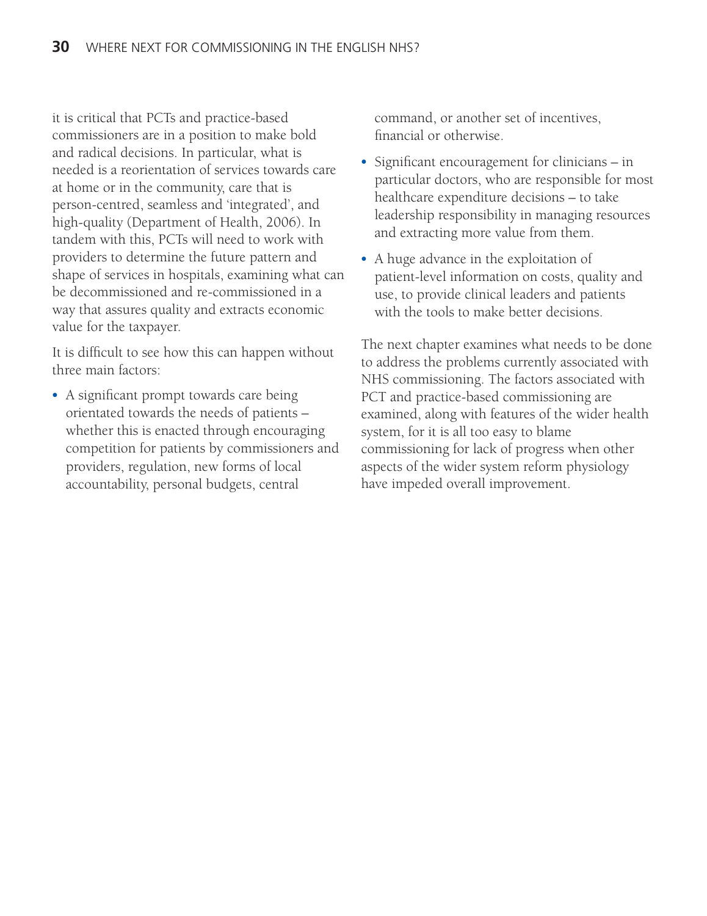it is critical that PCTs and practice-based commissioners are in a position to make bold and radical decisions. In particular, what is needed is a reorientation of services towards care at home or in the community, care that is person-centred, seamless and 'integrated', and high-quality (Department of Health, 2006). In tandem with this, PCTs will need to work with providers to determine the future pattern and shape of services in hospitals, examining what can be decommissioned and re-commissioned in a way that assures quality and extracts economic value for the taxpayer.

It is difficult to see how this can happen without three main factors:

- A significant prompt towards care being orientated towards the needs of patients – whether this is enacted through encouraging competition for patients by commissioners and providers, regulation, new forms of local accountability, personal budgets, central command, or another set of incentives, financial or otherwise.
- Significant encouragement for clinicians – in particular doctors, who are responsible for most healthcare expenditure decisions – to take leadership responsibility in managing resources and extracting more value from them.
- A huge advance in the exploitation of patient-level information on costs, quality and use, to provide clinical leaders and patients with the tools to make better decisions.

The next chapter examines what needs to be done to address the problems currently associated with NHS commissioning. The factors associated with PCT and practice-based commissioning are examined, along with features of the wider health system, for it is all too easy to blame commissioning for lack of progress when other aspects of the wider system reform physiology have impeded overall improvement.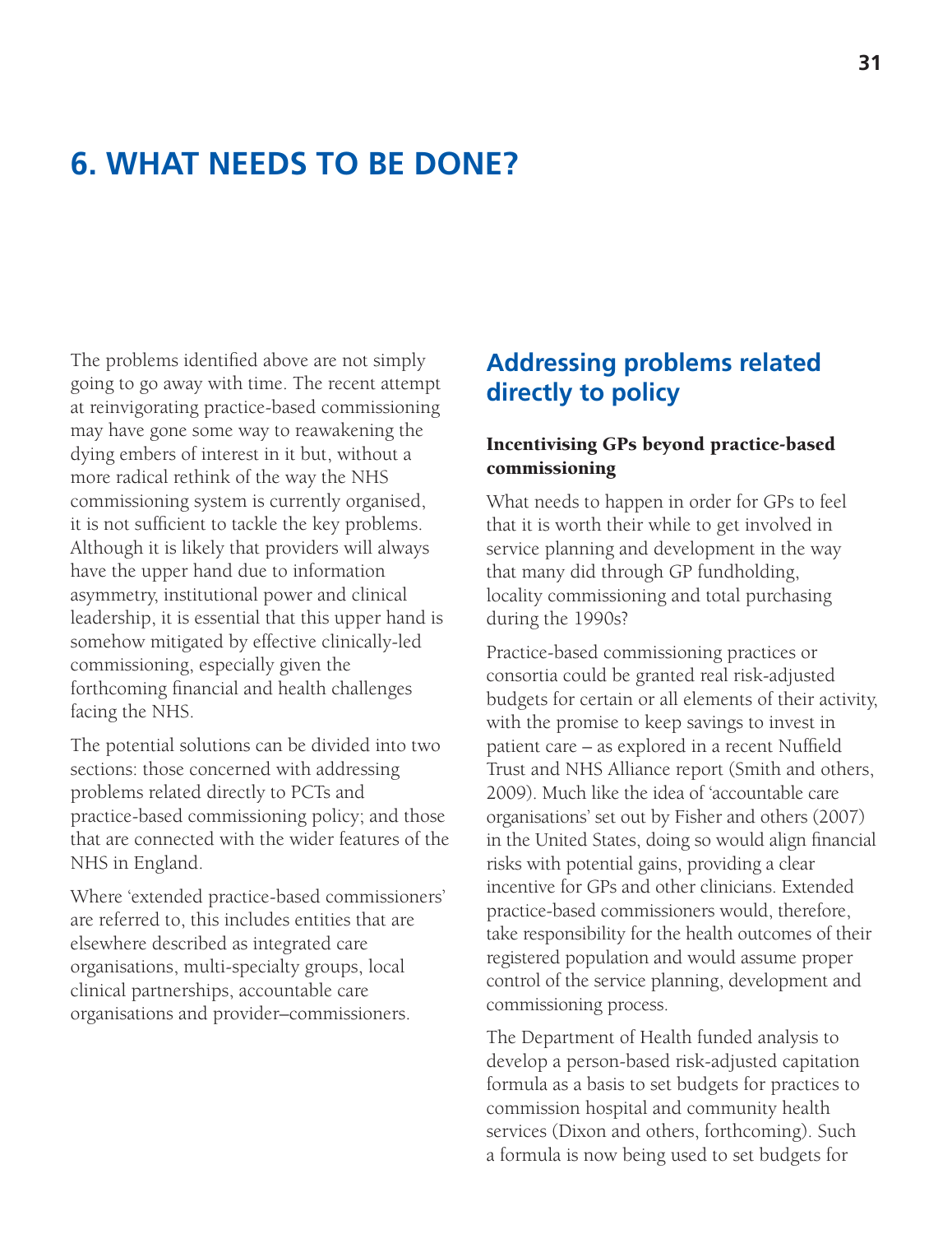# 6. WHAT NEEDS TO BE DONE?

The problems identified above are not simply going to go away with time. The recent attempt at reinvigorating practice-based commissioning may have gone some way to reawakening the dying embers of interest in it but, without a more radical rethink of the way the NHS commissioning system is currently organised, it is not sufficient to tackle the key problems. Although it is likely that providers will always have the upper hand due to information asymmetry, institutional power and clinical leadership, it is essential that this upper hand is somehow mitigated by effective clinically-led commissioning, especially given the forthcoming financial and health challenges facing the NHS.

The potential solutions can be divided into two sections: those concerned with addressing problems related directly to PCTs and practice-based commissioning policy; and those that are connected with the wider features of the NHS in England.

Where 'extended practice-based commissioners' are referred to, this includes entities that are elsewhere described as integrated care organisations, multi-specialty groups, local clinical partnerships, accountable care organisations and provider–commissioners.

## Addressing problems related directly to policy

### Incentivising GPs beyond practice-based commissioning

What needs to happen in order for GPs to feel that it is worth their while to get involved in service planning and development in the way that many did through GP fundholding, locality commissioning and total purchasing during the 1990s?

Practice-based commissioning practices or consortia could be granted real risk-adjusted budgets for certain or all elements of their activity, with the promise to keep savings to invest in patient care – as explored in a recent Nuffield Trust and NHS Alliance report (Smith and others, 2009). Much like the idea of 'accountable care organisations' set out by Fisher and others (2007) in the United States, doing so would align financial risks with potential gains, providing a clear incentive for GPs and other clinicians. Extended practice-based commissioners would, therefore, take responsibility for the health outcomes of their registered population and would assume proper control of the service planning, development and commissioning process.

The Department of Health funded analysis to develop a person-based risk-adjusted capitation formula as a basis to set budgets for practices to commission hospital and community health services (Dixon and others, forthcoming). Such a formula is now being used to set budgets for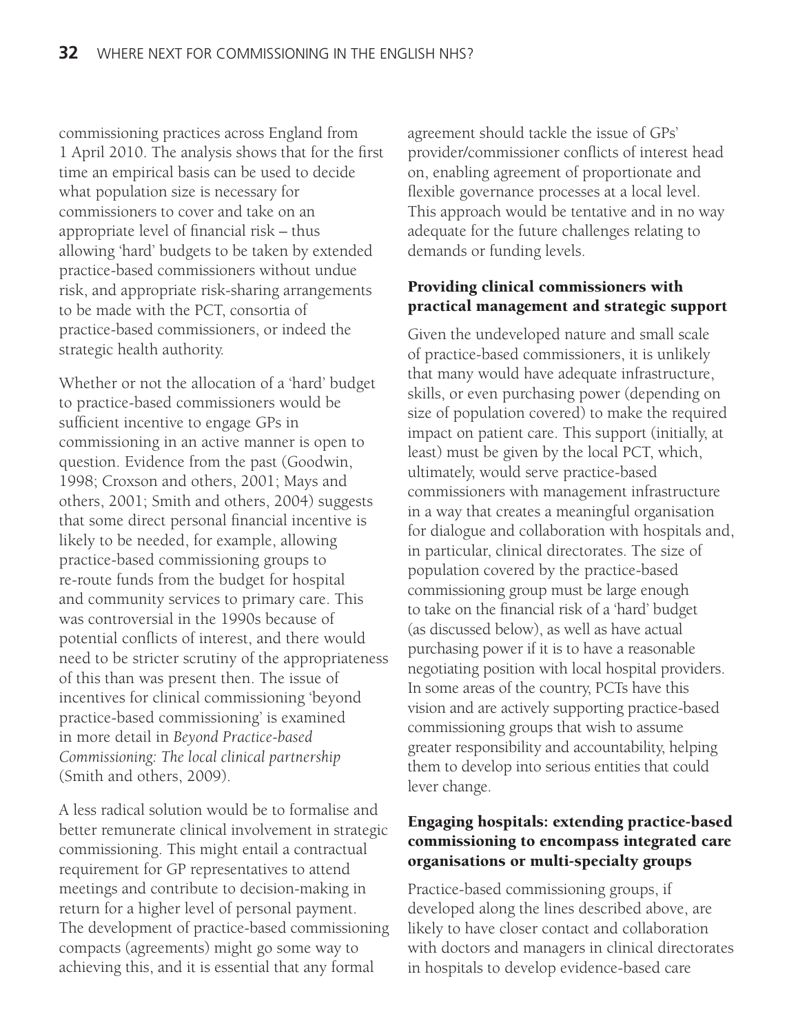commissioning practices across England from 1 April 2010. The analysis shows that for the first time an empirical basis can be used to decide what population size is necessary for commissioners to cover and take on an appropriate level of financial risk – thus allowing 'hard' budgets to be taken by extended practice-based commissioners without undue risk, and appropriate risk-sharing arrangements to be made with the PCT, consortia of practice-based commissioners, or indeed the strategic health authority.

Whether or not the allocation of a 'hard' budget to practice-based commissioners would be sufficient incentive to engage GPs in commissioning in an active manner is open to question. Evidence from the past (Goodwin, 1998; Croxson and others, 2001; Mays and others, 2001; Smith and others, 2004) suggests that some direct personal financial incentive is likely to be needed, for example, allowing practice-based commissioning groups to re-route funds from the budget for hospital and community services to primary care. This was controversial in the 1990s because of potential conflicts of interest, and there would need to be stricter scrutiny of the appropriateness of this than was present then. The issue of incentives for clinical commissioning 'beyond practice-based commissioning' is examined in more detail in *Beyond Practice-based Commissioning: The local clinical partnership* (Smith and others, 2009).

A less radical solution would be to formalise and better remunerate clinical involvement in strategic commissioning. This might entail a contractual requirement for GP representatives to attend meetings and contribute to decision-making in return for a higher level of personal payment. The development of practice-based commissioning compacts (agreements) might go some way to achieving this, and it is essential that any formal agreement should tackle the issue of GPs' provider/commissioner conflicts of interest head on, enabling agreement of proportionate and flexible governance processes at a local level. This approach would be tentative and in no way adequate for the future challenges relating to demands or funding levels.

### Providing clinical commissioners with practical management and strategic support

Given the undeveloped nature and small scale of practice-based commissioners, it is unlikely that many would have adequate infrastructure, skills, or even purchasing power (depending on size of population covered) to make the required impact on patient care. This support (initially, at least) must be given by the local PCT, which, ultimately, would serve practice-based commissioners with management infrastructure in a way that creates a meaningful organisation for dialogue and collaboration with hospitals and, in particular, clinical directorates. The size of population covered by the practice-based commissioning group must be large enough to take on the financial risk of a 'hard' budget (as discussed below), as well as have actual purchasing power if it is to have a reasonable negotiating position with local hospital providers. In some areas of the country, PCTs have this vision and are actively supporting practice-based commissioning groups that wish to assume greater responsibility and accountability, helping them to develop into serious entities that could lever change.

### Engaging hospitals: extending practice-based commissioning to encompass integrated care organisations or multi-specialty groups

Practice-based commissioning groups, if developed along the lines described above, are likely to have closer contact and collaboration with doctors and managers in clinical directorates in hospitals to develop evidence-based care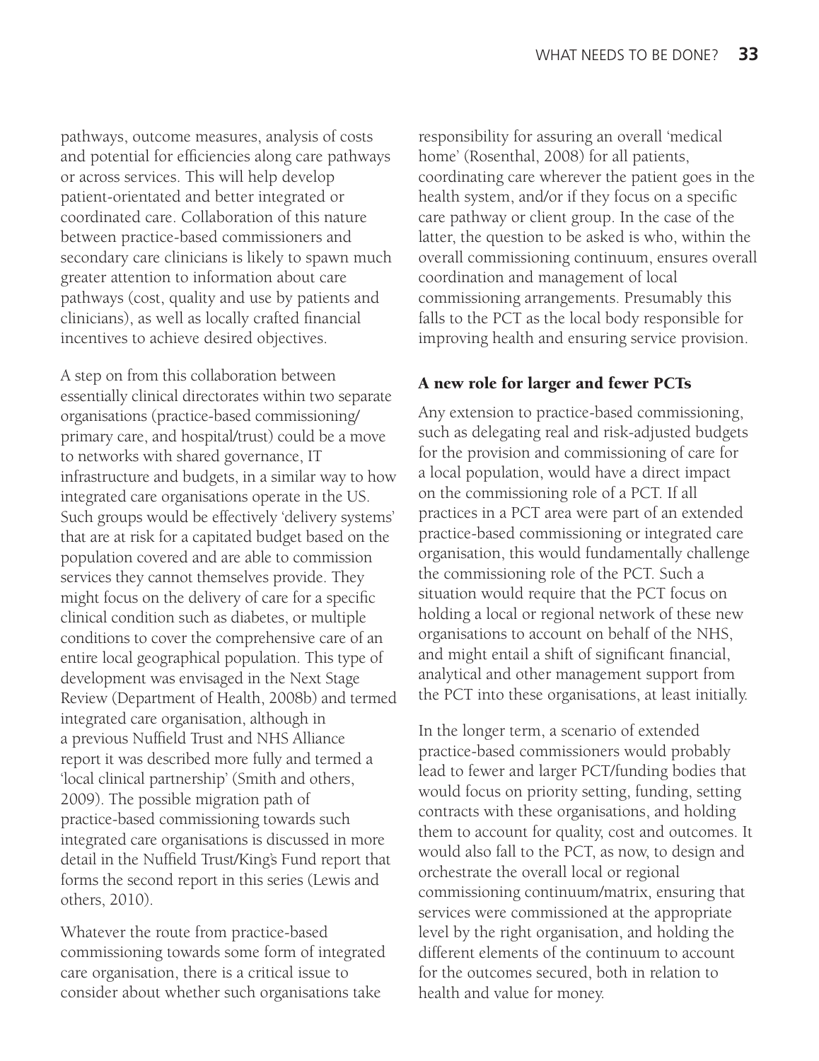pathways, outcome measures, analysis of costs and potential for efficiencies along care pathways or across services. This will help develop patient-orientated and better integrated or coordinated care. Collaboration of this nature between practice-based commissioners and secondary care clinicians is likely to spawn much greater attention to information about care pathways (cost, quality and use by patients and clinicians), as well as locally crafted financial incentives to achieve desired objectives.

A step on from this collaboration between essentially clinical directorates within two separate organisations (practice-based commissioning/primary care, and hospital/trust) could be a move to networks with shared governance, IT infrastructure and budgets, in a similar way to how integrated care organisations operate in the US. Such groups would be effectively 'delivery systems' that are at risk for a capitated budget based on the population covered and are able to commission services they cannot themselves provide. They might focus on the delivery of care for a specific clinical condition such as diabetes, or multiple conditions to cover the comprehensive care of an entire local geographical population. This type of development was envisaged in the Next Stage Review (Department of Health, 2008b) and termed integrated care organisation, although in a previous Nuffield Trust and NHS Alliance report it was described more fully and termed a 'local clinical partnership' (Smith and others, 2009). The possible migration path of practice-based commissioning towards such integrated care organisations is discussed in more detail in the Nuffield Trust/King's Fund report that forms the second report in this series (Lewis and others, 2010).

Whatever the route from practice-based commissioning towards some form of integrated care organisation, there is a critical issue to consider about whether such organisations take responsibility for assuring an overall 'medical home' (Rosenthal, 2008) for all patients, coordinating care wherever the patient goes in the health system, and/or if they focus on a specific care pathway or client group. In the case of the latter, the question to be asked is who, within the overall commissioning continuum, ensures overall coordination and management of local commissioning arrangements. Presumably this falls to the PCT as the local body responsible for improving health and ensuring service provision.

### A new role for larger and fewer PCTs

Any extension to practice-based commissioning, such as delegating real and risk-adjusted budgets for the provision and commissioning of care for a local population, would have a direct impact on the commissioning role of a PCT. If all practices in a PCT area were part of an extended practice-based commissioning or integrated care organisation, this would fundamentally challenge the commissioning role of the PCT. Such a situation would require that the PCT focus on holding a local or regional network of these new organisations to account on behalf of the NHS, and might entail a shift of significant financial, analytical and other management support from the PCT into these organisations, at least initially.

In the longer term, a scenario of extended practice-based commissioners would probably lead to fewer and larger PCT/funding bodies that would focus on priority setting, funding, setting contracts with these organisations, and holding them to account for quality, cost and outcomes. It would also fall to the PCT, as now, to design and orchestrate the overall local or regional commissioning continuum/matrix, ensuring that services were commissioned at the appropriate level by the right organisation, and holding the different elements of the continuum to account for the outcomes secured, both in relation to health and value for money.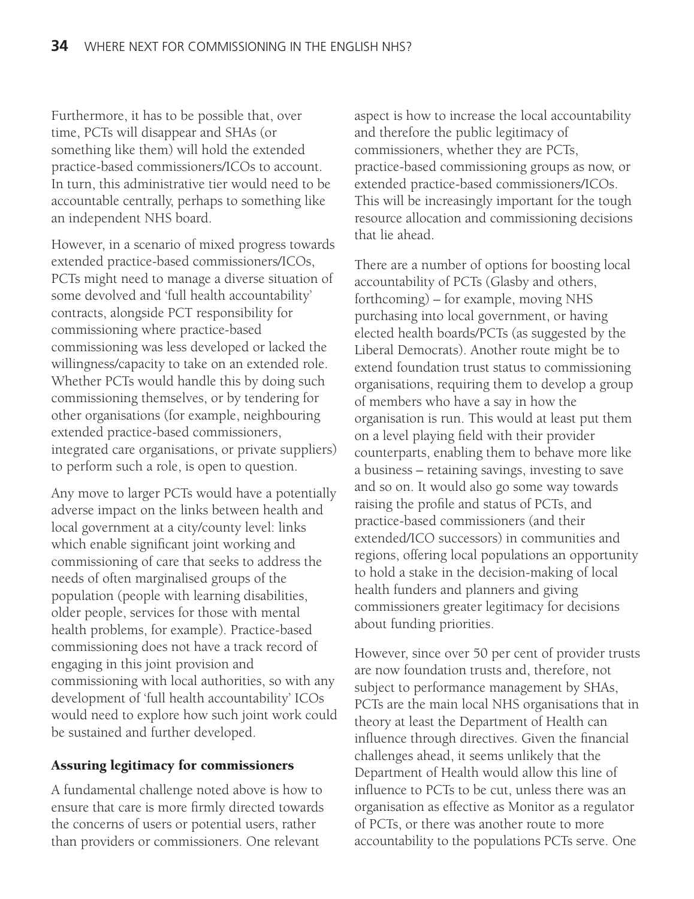Furthermore, it has to be possible that, over time, PCTs will disappear and SHAs (or something like them) will hold the extended practice-based commissioners/ICOs to account. In turn, this administrative tier would need to be accountable centrally, perhaps to something like an independent NHS board.

However, in a scenario of mixed progress towards extended practice-based commissioners/ICOs, PCTs might need to manage a diverse situation of some devolved and 'full health accountability' contracts, alongside PCT responsibility for commissioning where practice-based commissioning was less developed or lacked the willingness/capacity to take on an extended role. Whether PCTs would handle this by doing such commissioning themselves, or by tendering for other organisations (for example, neighbouring extended practice-based commissioners, integrated care organisations, or private suppliers) to perform such a role, is open to question.

Any move to larger PCTs would have a potentially adverse impact on the links between health and local government at a city/county level: links which enable significant joint working and commissioning of care that seeks to address the needs of often marginalised groups of the population (people with learning disabilities, older people, services for those with mental health problems, for example). Practice-based commissioning does not have a track record of engaging in this joint provision and commissioning with local authorities, so with any development of 'full health accountability' ICOs would need to explore how such joint work could be sustained and further developed.

## Assuring legitimacy for commissioners

A fundamental challenge noted above is how to ensure that care is more firmly directed towards the concerns of users or potential users, rather than providers or commissioners. One relevant aspect is how to increase the local accountability and therefore the public legitimacy of commissioners, whether they are PCTs, practice-based commissioning groups as now, or extended practice-based commissioners/ICOs. This will be increasingly important for the tough resource allocation and commissioning decisions that lie ahead.

There are a number of options for boosting local accountability of PCTs (Glasby and others, forthcoming) – for example, moving NHS purchasing into local government, or having elected health boards/PCTs (as suggested by the Liberal Democrats). Another route might be to extend foundation trust status to commissioning organisations, requiring them to develop a group of members who have a say in how the organisation is run. This would at least put them on a level playing field with their provider counterparts, enabling them to behave more like a business – retaining savings, investing to save and so on. It would also go some way towards raising the profile and status of PCTs, and practice-based commissioners (and their extended/ICO successors) in communities and regions, offering local populations an opportunity to hold a stake in the decision-making of local health funders and planners and giving commissioners greater legitimacy for decisions about funding priorities.

However, since over 50 per cent of provider trusts are now foundation trusts and, therefore, not subject to performance management by SHAs, PCTs are the main local NHS organisations that in theory at least the Department of Health can influence through directives. Given the financial challenges ahead, it seems unlikely that the Department of Health would allow this line of influence to PCTs to be cut, unless there was an organisation as effective as Monitor as a regulator of PCTs, or there was another route to more accountability to the populations PCTs serve. One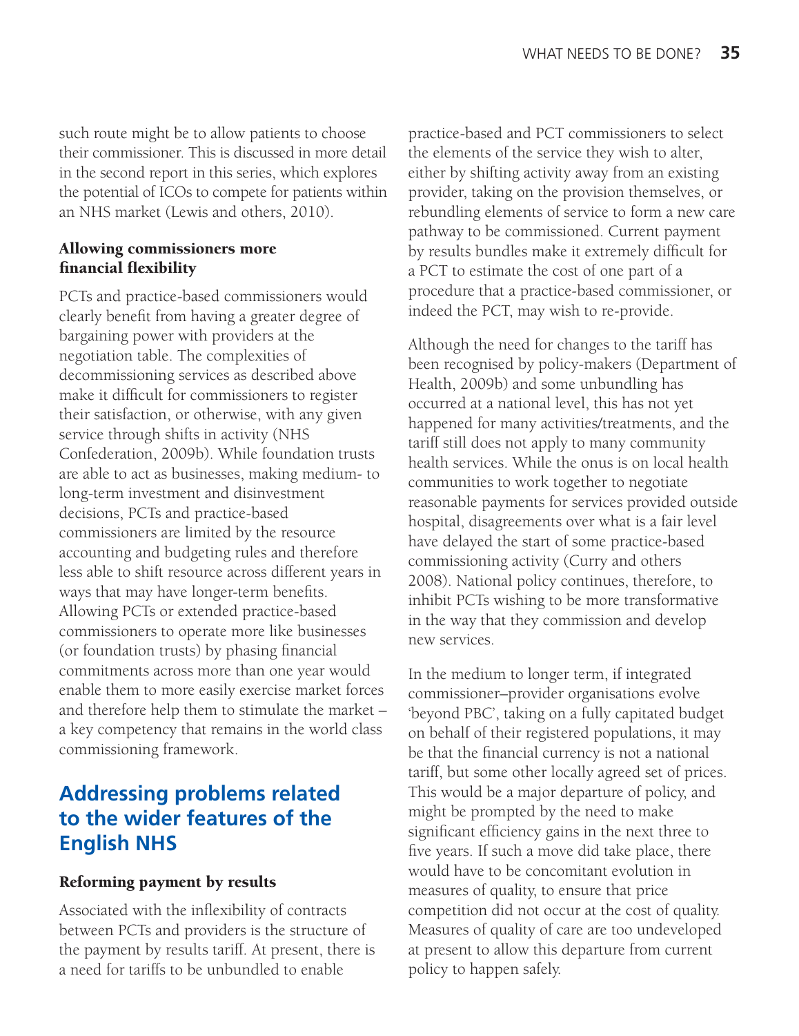such route might be to allow patients to choose their commissioner. This is discussed in more detail in the second report in this series, which explores the potential of ICOs to compete for patients within an NHS market (Lewis and others, 2010).

### Allowing commissioners more financial flexibility

PCTs and practice-based commissioners would clearly benefit from having a greater degree of bargaining power with providers at the negotiation table. The complexities of decommissioning services as described above make it difficult for commissioners to register their satisfaction, or otherwise, with any given service through shifts in activity (NHS Confederation, 2009b). While foundation trusts are able to act as businesses, making medium- to long-term investment and disinvestment decisions, PCTs and practice-based commissioners are limited by the resource accounting and budgeting rules and therefore less able to shift resource across different years in ways that may have longer-term benefits. Allowing PCTs or extended practice-based commissioners to operate more like businesses (or foundation trusts) by phasing financial commitments across more than one year would enable them to more easily exercise market forces and therefore help them to stimulate the market – a key competency that remains in the world class commissioning framework.

## Addressing problems related to the wider features of the English NHS

### Reforming payment by results

Associated with the inflexibility of contracts between PCTs and providers is the structure of the payment by results tariff. At present, there is a need for tariffs to be unbundled to enable practice-based and PCT commissioners to select the elements of the service they wish to alter, either by shifting activity away from an existing provider, taking on the provision themselves, or rebundling elements of service to form a new care pathway to be commissioned. Current payment by results bundles make it extremely difficult for a PCT to estimate the cost of one part of a procedure that a practice-based commissioner, or indeed the PCT, may wish to re-provide.

Although the need for changes to the tariff has been recognised by policy-makers (Department of Health, 2009b) and some unbundling has occurred at a national level, this has not yet happened for many activities/treatments, and the tariff still does not apply to many community health services. While the onus is on local health communities to work together to negotiate reasonable payments for services provided outside hospital, disagreements over what is a fair level have delayed the start of some practice-based commissioning activity (Curry and others 2008). National policy continues, therefore, to inhibit PCTs wishing to be more transformative in the way that they commission and develop new services.

In the medium to longer term, if integrated commissioner–provider organisations evolve 'beyond PBC', taking on a fully capitated budget on behalf of their registered populations, it may be that the financial currency is not a national tariff, but some other locally agreed set of prices. This would be a major departure of policy, and might be prompted by the need to make significant efficiency gains in the next three to five years. If such a move did take place, there would have to be concomitant evolution in measures of quality, to ensure that price competition did not occur at the cost of quality. Measures of quality of care are too undeveloped at present to allow this departure from current policy to happen safely.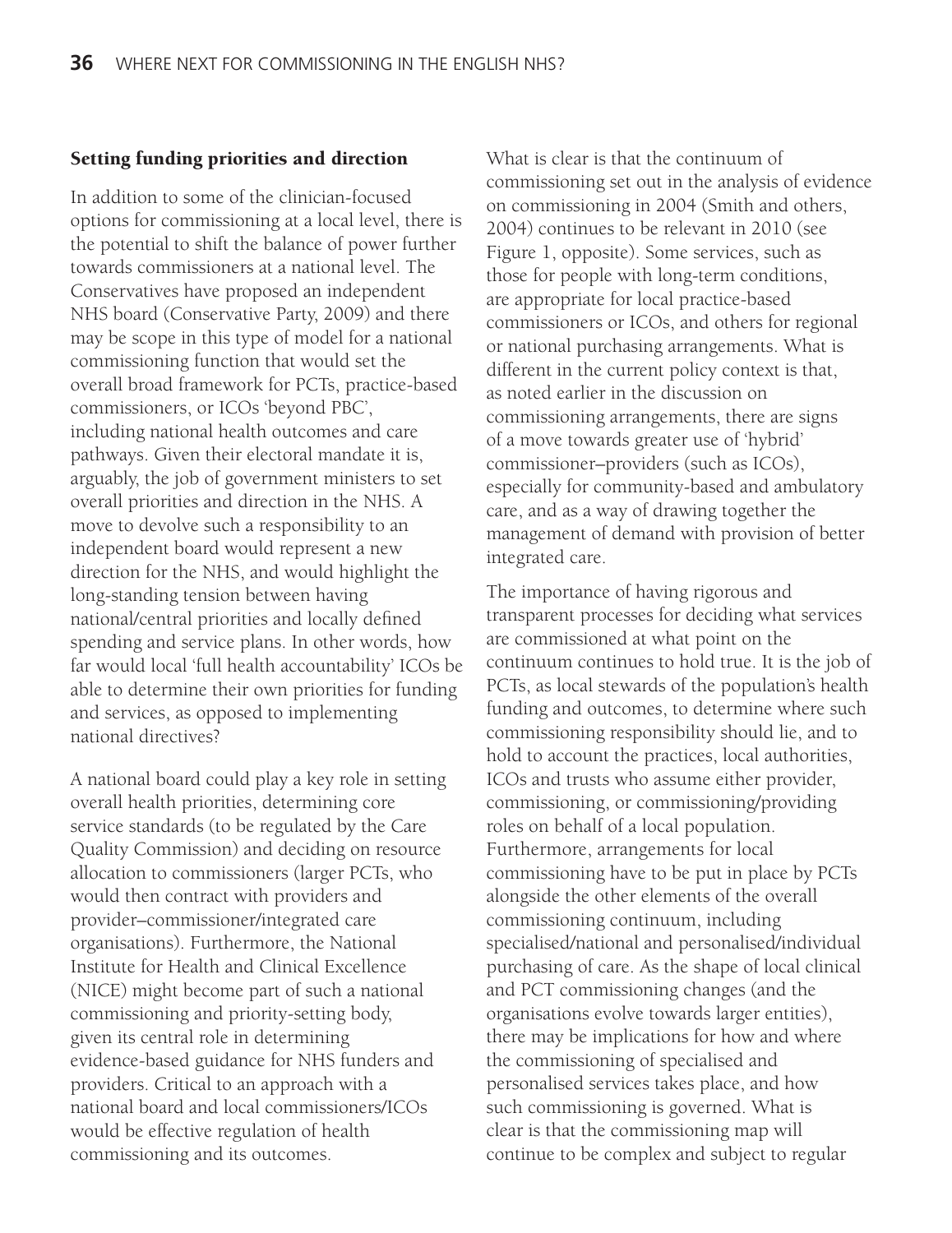### Setting funding priorities and direction

In addition to some of the clinician-focused options for commissioning at a local level, there is the potential to shift the balance of power further towards commissioners at a national level. The Conservatives have proposed an independent NHS board (Conservative Party, 2009) and there may be scope in this type of model for a national commissioning function that would set the overall broad framework for PCTs, practice-based commissioners, or ICOs 'beyond PBC', including national health outcomes and care pathways. Given their electoral mandate it is, arguably, the job of government ministers to set overall priorities and direction in the NHS. A move to devolve such a responsibility to an independent board would represent a new direction for the NHS, and would highlight the long-standing tension between having national/central priorities and locally defined spending and service plans. In other words, how far would local 'full health accountability' ICOs be able to determine their own priorities for funding and services, as opposed to implementing national directives?

A national board could play a key role in setting overall health priorities, determining core service standards (to be regulated by the Care Quality Commission) and deciding on resource allocation to commissioners (larger PCTs, who would then contract with providers and provider–commissioner/integrated care organisations). Furthermore, the National Institute for Health and Clinical Excellence (NICE) might become part of such a national commissioning and priority-setting body, given its central role in determining evidence-based guidance for NHS funders and providers. Critical to an approach with a national board and local commissioners/ICOs would be effective regulation of health commissioning and its outcomes.

What is clear is that the continuum of commissioning set out in the analysis of evidence on commissioning in 2004 (Smith and others, 2004) continues to be relevant in 2010 (see Figure 1, opposite). Some services, such as those for people with long-term conditions, are appropriate for local practice-based commissioners or ICOs, and others for regional or national purchasing arrangements. What is different in the current policy context is that, as noted earlier in the discussion on commissioning arrangements, there are signs of a move towards greater use of 'hybrid' commissioner–providers (such as ICOs), especially for community-based and ambulatory care, and as a way of drawing together the management of demand with provision of better integrated care.

The importance of having rigorous and transparent processes for deciding what services are commissioned at what point on the continuum continues to hold true. It is the job of PCTs, as local stewards of the population's health funding and outcomes, to determine where such commissioning responsibility should lie, and to hold to account the practices, local authorities, ICOs and trusts who assume either provider, commissioning, or commissioning/providing roles on behalf of a local population. Furthermore, arrangements for local commissioning have to be put in place by PCTs alongside the other elements of the overall commissioning continuum, including specialised/national and personalised/individual purchasing of care. As the shape of local clinical and PCT commissioning changes (and the organisations evolve towards larger entities), there may be implications for how and where the commissioning of specialised and personalised services takes place, and how such commissioning is governed. What is clear is that the commissioning map will continue to be complex and subject to regular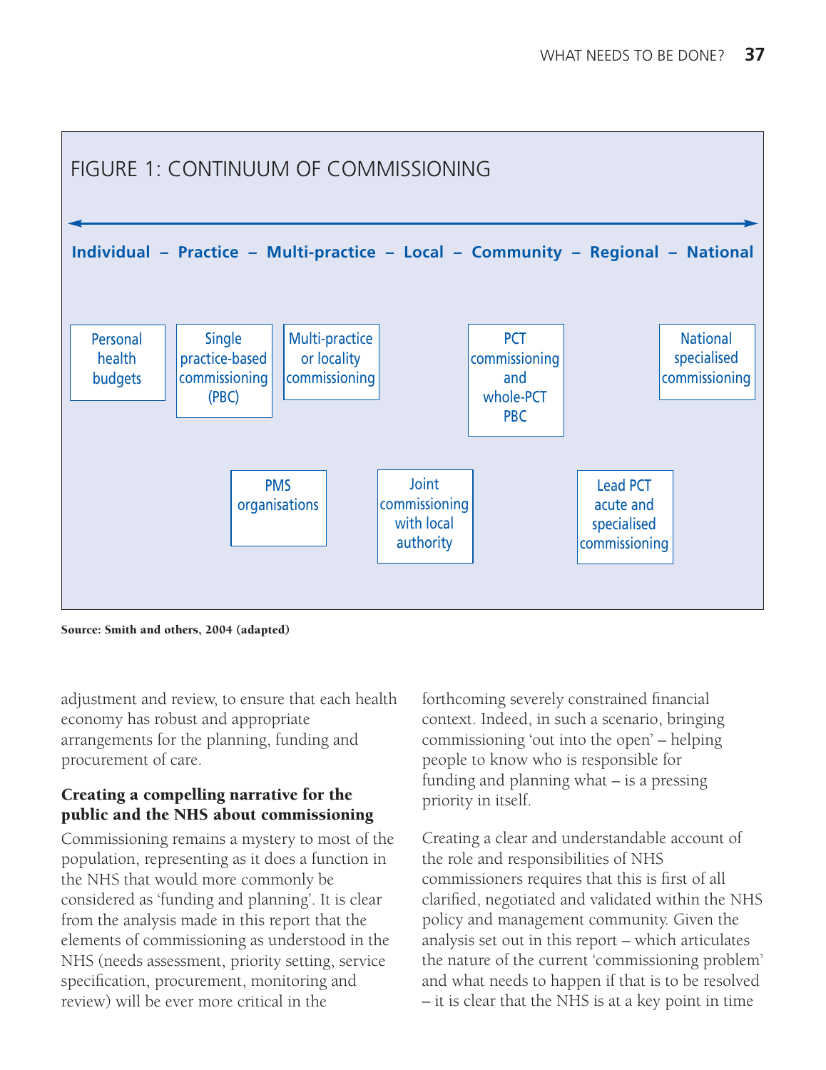## FIGURE 1: CONTINUUM OF COMMISSIONING

**Individual – Practice – Multi-practice – Local – Community – Regional – National**

- Personal health budgets
- Single practice-based commissioning (PBC)
- PMS organisations
- Multi-practice or locality commissioning
- Joint commissioning with local authority
- PCT commissioning and whole-PCT PBC
- Lead PCT acute and specialised commissioning
- National specialised commissioning

**Source: Smith and others, 2004 (adapted)**

adjustment and review, to ensure that each health economy has robust and appropriate arrangements for the planning, funding and procurement of care.

### Creating a compelling narrative for the public and the NHS about commissioning

Commissioning remains a mystery to most of the population, representing as it does a function in the NHS that would more commonly be considered as 'funding and planning'. It is clear from the analysis made in this report that the elements of commissioning as understood in the NHS (needs assessment, priority setting, service specification, procurement, monitoring and review) will be ever more critical in the forthcoming severely constrained financial context. Indeed, in such a scenario, bringing commissioning 'out into the open' – helping people to know who is responsible for funding and planning what – is a pressing priority in itself.

Creating a clear and understandable account of the role and responsibilities of NHS commissioners requires that this is first of all clarified, negotiated and validated within the NHS policy and management community. Given the analysis set out in this report – which articulates the nature of the current 'commissioning problem' and what needs to happen if that is to be resolved – it is clear that the NHS is at a key point in time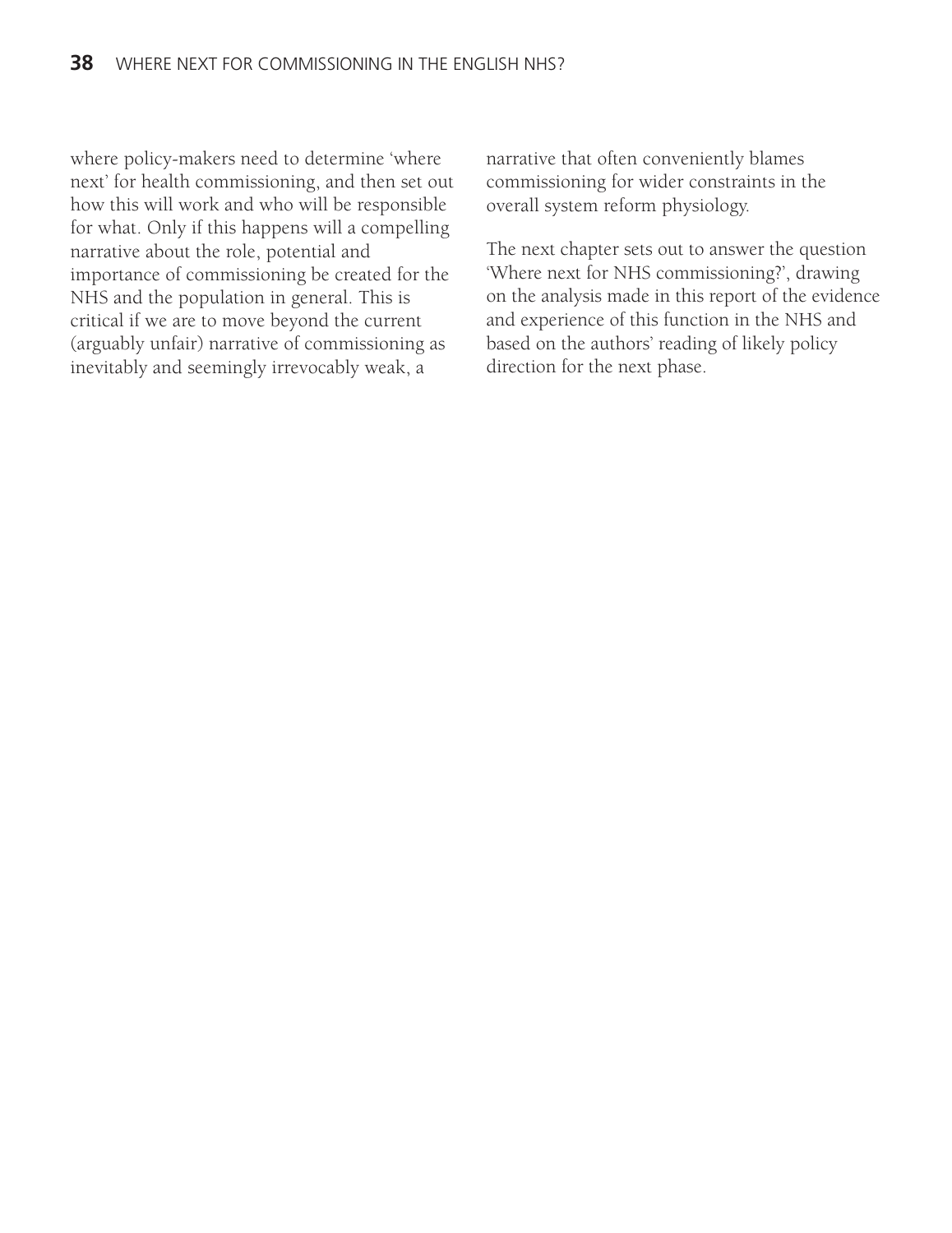where policy-makers need to determine 'where next' for health commissioning, and then set out how this will work and who will be responsible for what. Only if this happens will a compelling narrative about the role, potential and importance of commissioning be created for the NHS and the population in general. This is critical if we are to move beyond the current (arguably unfair) narrative of commissioning as inevitably and seemingly irrevocably weak, a narrative that often conveniently blames commissioning for wider constraints in the overall system reform physiology.

The next chapter sets out to answer the question 'Where next for NHS commissioning?', drawing on the analysis made in this report of the evidence and experience of this function in the NHS and based on the authors' reading of likely policy direction for the next phase.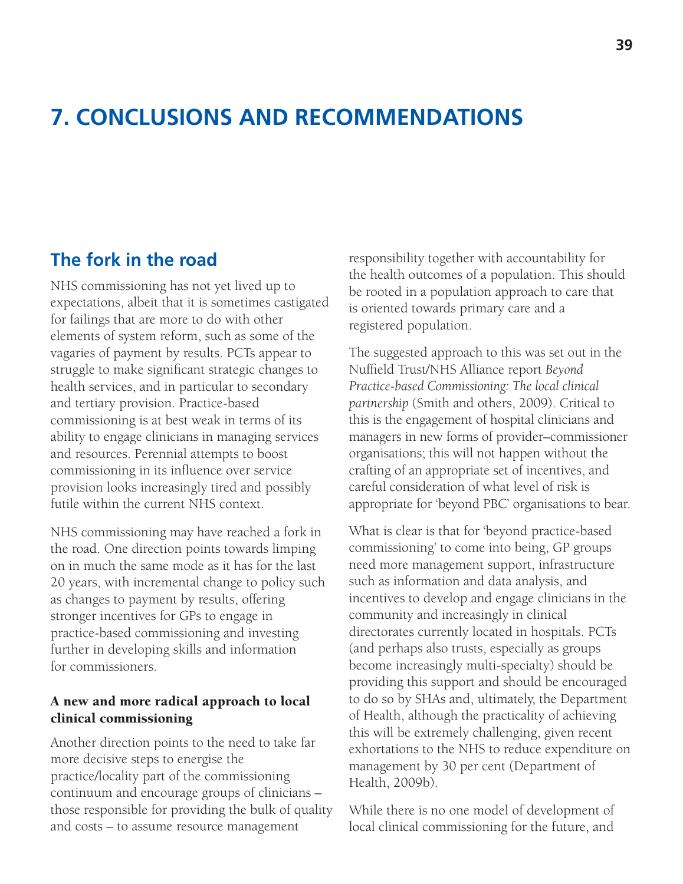# 7. CONCLUSIONS AND RECOMMENDATIONS

## The fork in the road

NHS commissioning has not yet lived up to expectations, albeit that it is sometimes castigated for failings that are more to do with other elements of system reform, such as some of the vagaries of payment by results. PCTs appear to struggle to make significant strategic changes to health services, and in particular to secondary and tertiary provision. Practice-based commissioning is at best weak in terms of its ability to engage clinicians in managing services and resources. Perennial attempts to boost commissioning in its influence over service provision looks increasingly tired and possibly futile within the current NHS context.

NHS commissioning may have reached a fork in the road. One direction points towards limping on in much the same mode as it has for the last 20 years, with incremental change to policy such as changes to payment by results, offering stronger incentives for GPs to engage in practice-based commissioning and investing further in developing skills and information for commissioners.

### A new and more radical approach to local clinical commissioning

Another direction points to the need to take far more decisive steps to energise the practice/locality part of the commissioning continuum and encourage groups of clinicians – those responsible for providing the bulk of quality and costs – to assume resource management responsibility together with accountability for the health outcomes of a population. This should be rooted in a population approach to care that is oriented towards primary care and a registered population.

The suggested approach to this was set out in the Nuffield Trust/NHS Alliance report *Beyond Practice-based Commissioning: The local clinical partnership* (Smith and others, 2009). Critical to this is the engagement of hospital clinicians and managers in new forms of provider–commissioner organisations; this will not happen without the crafting of an appropriate set of incentives, and careful consideration of what level of risk is appropriate for 'beyond PBC' organisations to bear.

What is clear is that for 'beyond practice-based commissioning' to come into being, GP groups need more management support, infrastructure such as information and data analysis, and incentives to develop and engage clinicians in the community and increasingly in clinical directorates currently located in hospitals. PCTs (and perhaps also trusts, especially as groups become increasingly multi-specialty) should be providing this support and should be encouraged to do so by SHAs and, ultimately, the Department of Health, although the practicality of achieving this will be extremely challenging, given recent exhortations to the NHS to reduce expenditure on management by 30 per cent (Department of Health, 2009b).

While there is no one model of development of local clinical commissioning for the future, and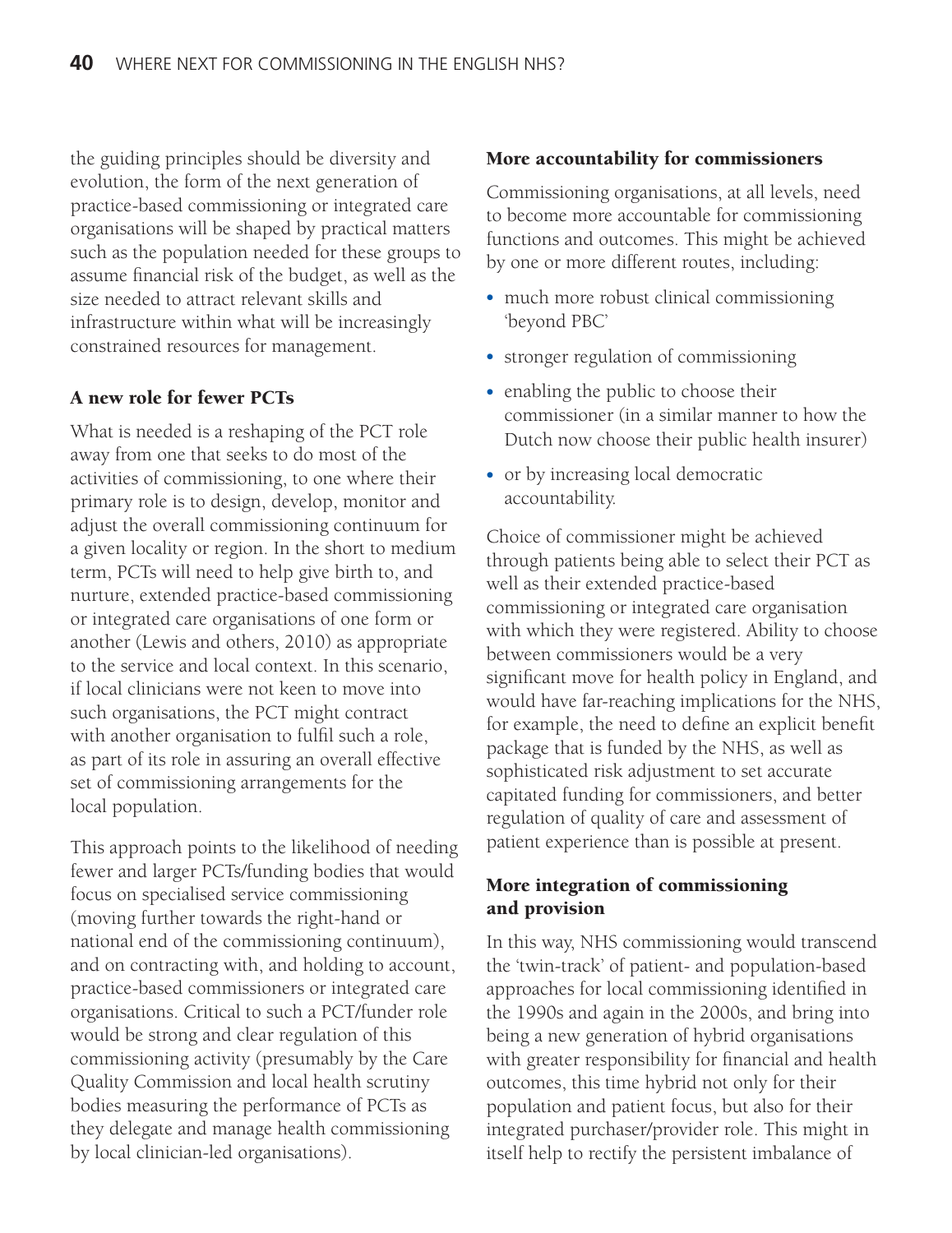the guiding principles should be diversity and evolution, the form of the next generation of practice-based commissioning or integrated care organisations will be shaped by practical matters such as the population needed for these groups to assume financial risk of the budget, as well as the size needed to attract relevant skills and infrastructure within what will be increasingly constrained resources for management.

### A new role for fewer PCTs

What is needed is a reshaping of the PCT role away from one that seeks to do most of the activities of commissioning, to one where their primary role is to design, develop, monitor and adjust the overall commissioning continuum for a given locality or region. In the short to medium term, PCTs will need to help give birth to, and nurture, extended practice-based commissioning or integrated care organisations of one form or another (Lewis and others, 2010) as appropriate to the service and local context. In this scenario, if local clinicians were not keen to move into such organisations, the PCT might contract with another organisation to fulfil such a role, as part of its role in assuring an overall effective set of commissioning arrangements for the local population.

This approach points to the likelihood of needing fewer and larger PCTs/funding bodies that would focus on specialised service commissioning (moving further towards the right-hand or national end of the commissioning continuum), and on contracting with, and holding to account, practice-based commissioners or integrated care organisations. Critical to such a PCT/funder role would be strong and clear regulation of this commissioning activity (presumably by the Care Quality Commission and local health scrutiny bodies measuring the performance of PCTs as they delegate and manage health commissioning by local clinician-led organisations).

### More accountability for commissioners

Commissioning organisations, at all levels, need to become more accountable for commissioning functions and outcomes. This might be achieved by one or more different routes, including:

- much more robust clinical commissioning 'beyond PBC'
- stronger regulation of commissioning
- enabling the public to choose their commissioner (in a similar manner to how the Dutch now choose their public health insurer)
- or by increasing local democratic accountability.

Choice of commissioner might be achieved through patients being able to select their PCT as well as their extended practice-based commissioning or integrated care organisation with which they were registered. Ability to choose between commissioners would be a very significant move for health policy in England, and would have far-reaching implications for the NHS, for example, the need to define an explicit benefit package that is funded by the NHS, as well as sophisticated risk adjustment to set accurate capitated funding for commissioners, and better regulation of quality of care and assessment of patient experience than is possible at present.

### More integration of commissioning and provision

In this way, NHS commissioning would transcend the 'twin-track' of patient- and population-based approaches for local commissioning identified in the 1990s and again in the 2000s, and bring into being a new generation of hybrid organisations with greater responsibility for financial and health outcomes, this time hybrid not only for their population and patient focus, but also for their integrated purchaser/provider role. This might in itself help to rectify the persistent imbalance of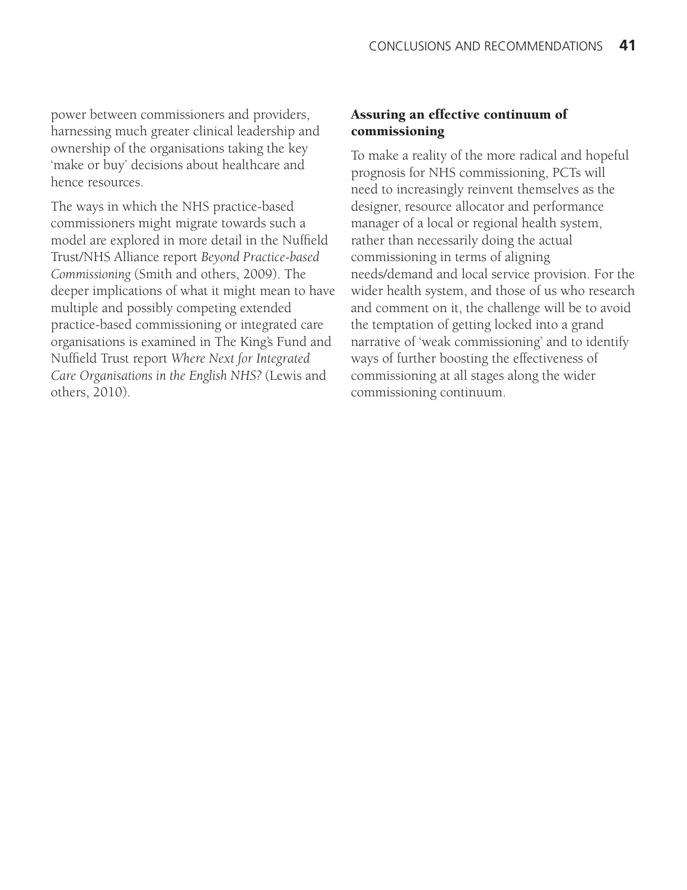power between commissioners and providers, harnessing much greater clinical leadership and ownership of the organisations taking the key 'make or buy' decisions about healthcare and hence resources.

The ways in which the NHS practice-based commissioners might migrate towards such a model are explored in more detail in the Nuffield Trust/NHS Alliance report *Beyond Practice-based Commissioning* (Smith and others, 2009). The deeper implications of what it might mean to have multiple and possibly competing extended practice-based commissioning or integrated care organisations is examined in The King's Fund and Nuffield Trust report *Where Next for Integrated Care Organisations in the English NHS?* (Lewis and others, 2010).

### Assuring an effective continuum of commissioning

To make a reality of the more radical and hopeful prognosis for NHS commissioning, PCTs will need to increasingly reinvent themselves as the designer, resource allocator and performance manager of a local or regional health system, rather than necessarily doing the actual commissioning in terms of aligning needs/demand and local service provision. For the wider health system, and those of us who research and comment on it, the challenge will be to avoid the temptation of getting locked into a grand narrative of 'weak commissioning' and to identify ways of further boosting the effectiveness of commissioning at all stages along the wider commissioning continuum.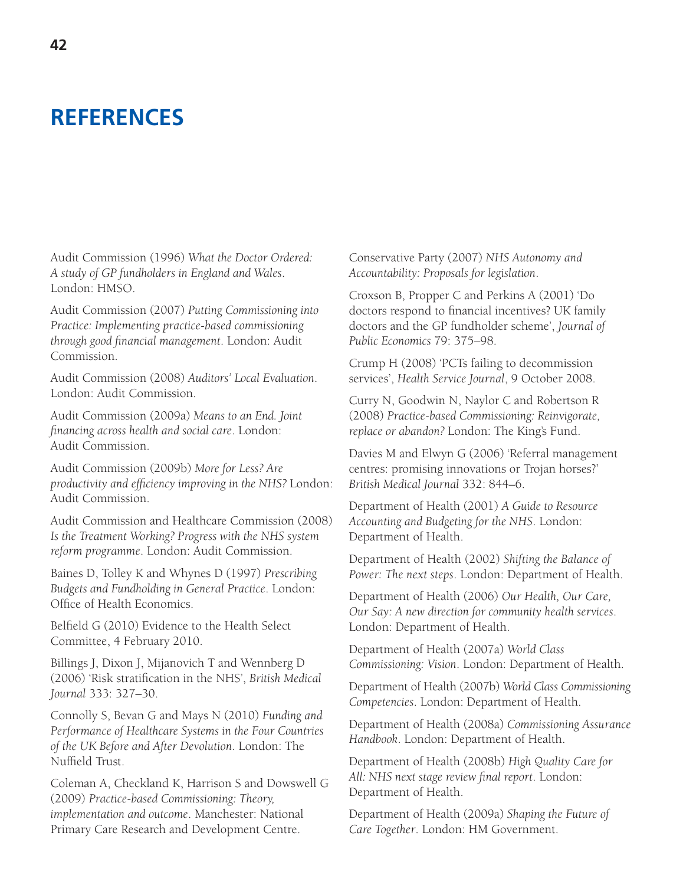# REFERENCES

Audit Commission (1996) *What the Doctor Ordered: A study of GP fundholders in England and Wales*. London: HMSO.

Audit Commission (2007) *Putting Commissioning into Practice: Implementing practice-based commissioning through good financial management*. London: Audit Commission.

Audit Commission (2008) *Auditors' Local Evaluation*. London: Audit Commission.

Audit Commission (2009a) *Means to an End. Joint financing across health and social care*. London: Audit Commission.

Audit Commission (2009b) *More for Less? Are productivity and efficiency improving in the NHS?* London: Audit Commission.

Audit Commission and Healthcare Commission (2008) *Is the Treatment Working? Progress with the NHS system reform programme*. London: Audit Commission.

Baines D, Tolley K and Whynes D (1997) *Prescribing Budgets and Fundholding in General Practice*. London: Office of Health Economics.

Belfield G (2010) Evidence to the Health Select Committee, 4 February 2010.

Billings J, Dixon J, Mijanovich T and Wennberg D (2006) 'Risk stratification in the NHS', *British Medical Journal* 333: 327–30.

Connolly S, Bevan G and Mays N (2010) *Funding and Performance of Healthcare Systems in the Four Countries of the UK Before and After Devolution*. London: The Nuffield Trust.

Coleman A, Checkland K, Harrison S and Dowswell G (2009) *Practice-based Commissioning: Theory, implementation and outcome*. Manchester: National Primary Care Research and Development Centre.

Conservative Party (2007) *NHS Autonomy and Accountability: Proposals for legislation*.

Croxson B, Propper C and Perkins A (2001) 'Do doctors respond to financial incentives? UK family doctors and the GP fundholder scheme', *Journal of Public Economics* 79: 375–98.

Crump H (2008) 'PCTs failing to decommission services', *Health Service Journal*, 9 October 2008.

Curry N, Goodwin N, Naylor C and Robertson R (2008) *Practice-based Commissioning: Reinvigorate, replace or abandon?* London: The King's Fund.

Davies M and Elwyn G (2006) 'Referral management centres: promising innovations or Trojan horses?' *British Medical Journal* 332: 844–6.

Department of Health (2001) *A Guide to Resource Accounting and Budgeting for the NHS*. London: Department of Health.

Department of Health (2002) *Shifting the Balance of Power: The next steps*. London: Department of Health.

Department of Health (2006) *Our Health, Our Care, Our Say: A new direction for community health services*. London: Department of Health.

Department of Health (2007a) *World Class Commissioning: Vision*. London: Department of Health.

Department of Health (2007b) *World Class Commissioning Competencies*. London: Department of Health.

Department of Health (2008a) *Commissioning Assurance Handbook*. London: Department of Health.

Department of Health (2008b) *High Quality Care for All: NHS next stage review final report*. London: Department of Health.

Department of Health (2009a) *Shaping the Future of Care Together*. London: HM Government.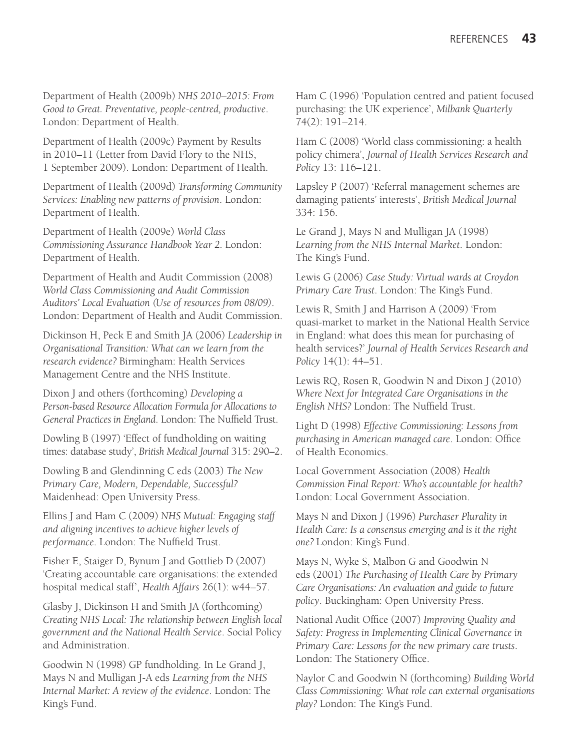Department of Health (2009b) *NHS 2010–2015: From Good to Great. Preventative, people-centred, productive*. London: Department of Health.

Department of Health (2009c) Payment by Results in 2010–11 (Letter from David Flory to the NHS, 1 September 2009). London: Department of Health.

Department of Health (2009d) *Transforming Community Services: Enabling new patterns of provision*. London: Department of Health.

Department of Health (2009e) *World Class Commissioning Assurance Handbook Year 2*. London: Department of Health.

Department of Health and Audit Commission (2008) *World Class Commissioning and Audit Commission Auditors' Local Evaluation (Use of resources from 08/09)*. London: Department of Health and Audit Commission.

Dickinson H, Peck E and Smith JA (2006) *Leadership in Organisational Transition: What can we learn from the research evidence?* Birmingham: Health Services Management Centre and the NHS Institute.

Dixon J and others (forthcoming) *Developing a Person-based Resource Allocation Formula for Allocations to General Practices in England*. London: The Nuffield Trust.

Dowling B (1997) 'Effect of fundholding on waiting times: database study', *British Medical Journal* 315: 290–2.

Dowling B and Glendinning C eds (2003) *The New Primary Care, Modern, Dependable, Successful?* Maidenhead: Open University Press.

Ellins J and Ham C (2009) *NHS Mutual: Engaging staff and aligning incentives to achieve higher levels of performance*. London: The Nuffield Trust.

Fisher E, Staiger D, Bynum J and Gottlieb D (2007) 'Creating accountable care organisations: the extended hospital medical staff', *Health Affairs* 26(1): w44–57.

Glasby J, Dickinson H and Smith JA (forthcoming) *Creating NHS Local: The relationship between English local government and the National Health Service*. Social Policy and Administration.

Goodwin N (1998) GP fundholding. In Le Grand J, Mays N and Mulligan J-A eds *Learning from the NHS Internal Market: A review of the evidence*. London: The King's Fund.

Ham C (1996) 'Population centred and patient focused purchasing: the UK experience', *Milbank Quarterly* 74(2): 191–214.

Ham C (2008) 'World class commissioning: a health policy chimera', *Journal of Health Services Research and Policy* 13: 116–121.

Lapsley P (2007) 'Referral management schemes are damaging patients' interests', *British Medical Journal* 334: 156.

Le Grand J, Mays N and Mulligan JA (1998) *Learning from the NHS Internal Market*. London: The King's Fund.

Lewis G (2006) *Case Study: Virtual wards at Croydon Primary Care Trust*. London: The King's Fund.

Lewis R, Smith J and Harrison A (2009) 'From quasi-market to market in the National Health Service in England: what does this mean for purchasing of health services?' *Journal of Health Services Research and Policy* 14(1): 44–51.

Lewis RQ, Rosen R, Goodwin N and Dixon J (2010) *Where Next for Integrated Care Organisations in the English NHS?* London: The Nuffield Trust.

Light D (1998) *Effective Commissioning: Lessons from purchasing in American managed care*. London: Office of Health Economics.

Local Government Association (2008) *Health Commission Final Report: Who's accountable for health?* London: Local Government Association.

Mays N and Dixon J (1996) *Purchaser Plurality in Health Care: Is a consensus emerging and is it the right one?* London: King's Fund.

Mays N, Wyke S, Malbon G and Goodwin N eds (2001) *The Purchasing of Health Care by Primary Care Organisations: An evaluation and guide to future policy*. Buckingham: Open University Press.

National Audit Office (2007) *Improving Quality and Safety: Progress in Implementing Clinical Governance in Primary Care: Lessons for the new primary care trusts*. London: The Stationery Office.

Naylor C and Goodwin N (forthcoming) *Building World Class Commissioning: What role can external organisations play?* London: The King's Fund.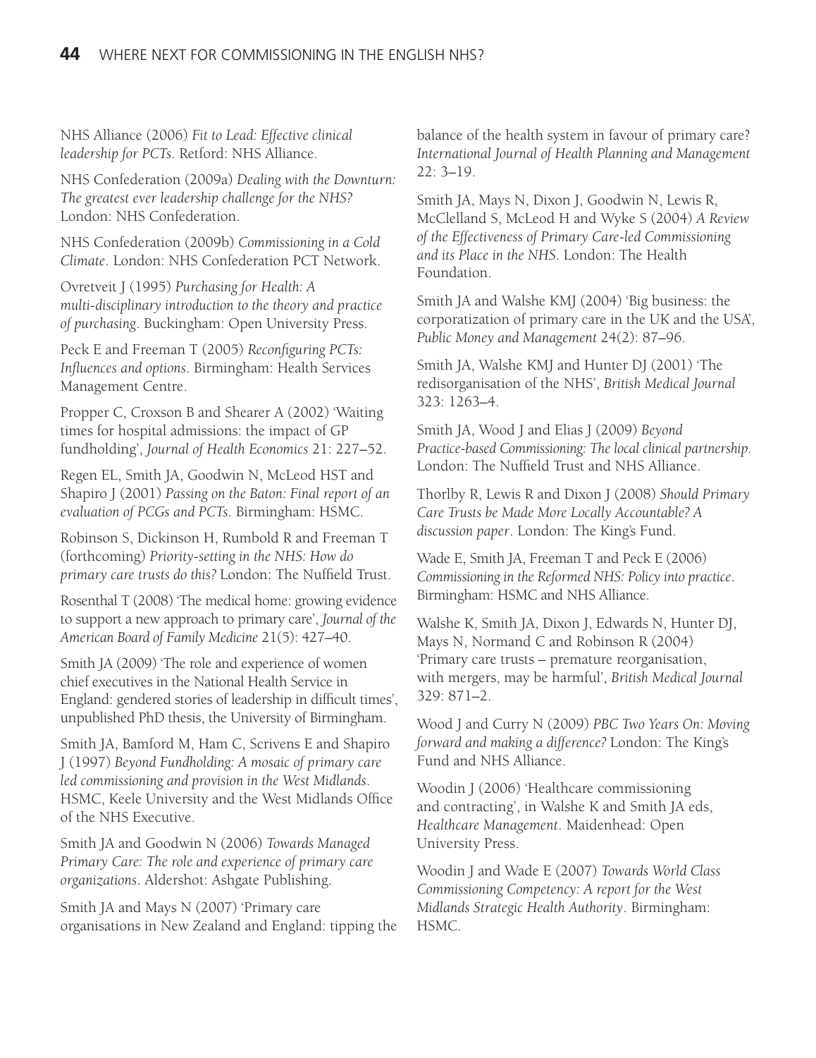NHS Alliance (2006) *Fit to Lead: Effective clinical leadership for PCTs*. Retford: NHS Alliance.

NHS Confederation (2009a) *Dealing with the Downturn: The greatest ever leadership challenge for the NHS?* London: NHS Confederation.

NHS Confederation (2009b) *Commissioning in a Cold Climate*. London: NHS Confederation PCT Network.

Ovretveit J (1995) *Purchasing for Health: A multi-disciplinary introduction to the theory and practice of purchasing*. Buckingham: Open University Press.

Peck E and Freeman T (2005) *Reconfiguring PCTs: Influences and options*. Birmingham: Health Services Management Centre.

Propper C, Croxson B and Shearer A (2002) 'Waiting times for hospital admissions: the impact of GP fundholding', *Journal of Health Economics* 21: 227–52.

Regen EL, Smith JA, Goodwin N, McLeod HST and Shapiro J (2001) *Passing on the Baton: Final report of an evaluation of PCGs and PCTs*. Birmingham: HSMC.

Robinson S, Dickinson H, Rumbold R and Freeman T (forthcoming) *Priority-setting in the NHS: How do primary care trusts do this?* London: The Nuffield Trust.

Rosenthal T (2008) 'The medical home: growing evidence to support a new approach to primary care', *Journal of the American Board of Family Medicine* 21(5): 427–40.

Smith JA (2009) 'The role and experience of women chief executives in the National Health Service in England: gendered stories of leadership in difficult times', unpublished PhD thesis, the University of Birmingham.

Smith JA, Bamford M, Ham C, Scrivens E and Shapiro J (1997) *Beyond Fundholding: A mosaic of primary care led commissioning and provision in the West Midlands*. HSMC, Keele University and the West Midlands Office of the NHS Executive.

Smith JA and Goodwin N (2006) *Towards Managed Primary Care: The role and experience of primary care organizations*. Aldershot: Ashgate Publishing.

Smith JA and Mays N (2007) 'Primary care organisations in New Zealand and England: tipping the balance of the health system in favour of primary care? *International Journal of Health Planning and Management* 22: 3–19.

Smith JA, Mays N, Dixon J, Goodwin N, Lewis R, McClelland S, McLeod H and Wyke S (2004) *A Review of the Effectiveness of Primary Care-led Commissioning and its Place in the NHS*. London: The Health Foundation.

Smith JA and Walshe KMJ (2004) 'Big business: the corporatization of primary care in the UK and the USA', *Public Money and Management* 24(2): 87–96.

Smith JA, Walshe KMJ and Hunter DJ (2001) 'The redisorganisation of the NHS', *British Medical Journal* 323: 1263–4.

Smith JA, Wood J and Elias J (2009) *Beyond Practice-based Commissioning: The local clinical partnership*. London: The Nuffield Trust and NHS Alliance.

Thorlby R, Lewis R and Dixon J (2008) *Should Primary Care Trusts be Made More Locally Accountable? A discussion paper*. London: The King's Fund.

Wade E, Smith JA, Freeman T and Peck E (2006) *Commissioning in the Reformed NHS: Policy into practice*. Birmingham: HSMC and NHS Alliance.

Walshe K, Smith JA, Dixon J, Edwards N, Hunter DJ, Mays N, Normand C and Robinson R (2004) 'Primary care trusts – premature reorganisation, with mergers, may be harmful', *British Medical Journal* 329: 871–2.

Wood J and Curry N (2009) *PBC Two Years On: Moving forward and making a difference?* London: The King's Fund and NHS Alliance.

Woodin J (2006) 'Healthcare commissioning and contracting', in Walshe K and Smith JA eds, *Healthcare Management*. Maidenhead: Open University Press.

Woodin J and Wade E (2007) *Towards World Class Commissioning Competency: A report for the West Midlands Strategic Health Authority*. Birmingham: HSMC.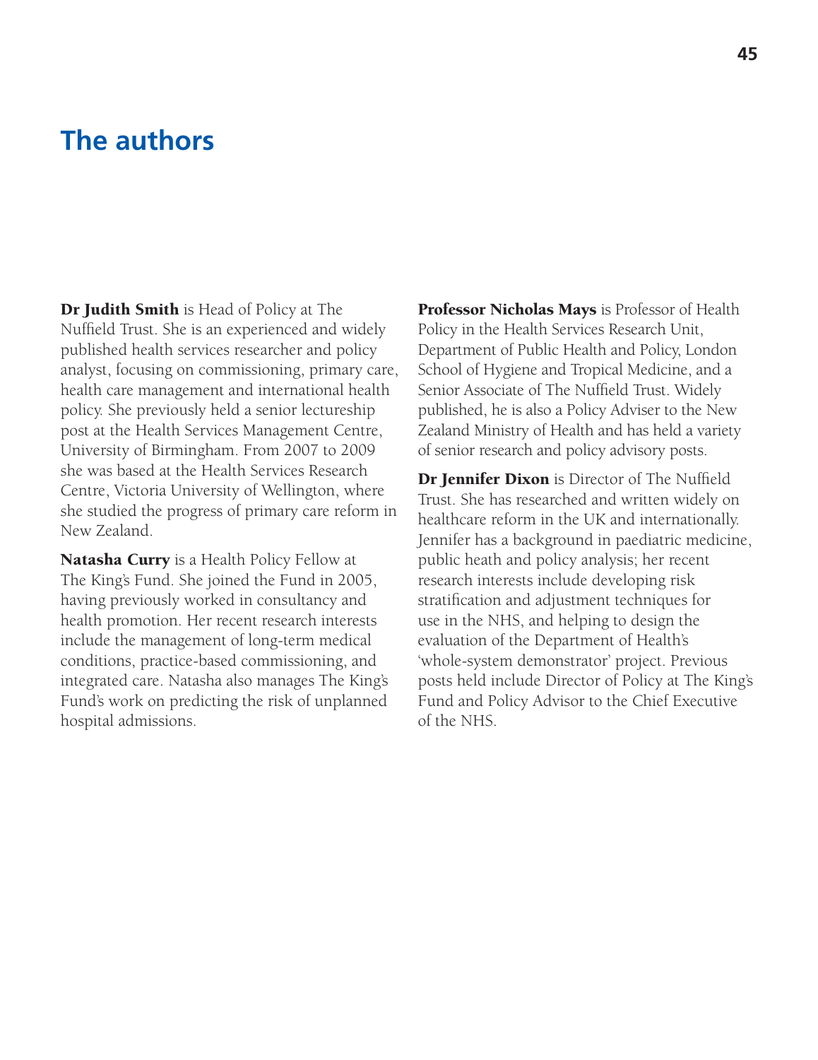# The authors

**Dr Judith Smith** is Head of Policy at The Nuffield Trust. She is an experienced and widely published health services researcher and policy analyst, focusing on commissioning, primary care, health care management and international health policy. She previously held a senior lectureship post at the Health Services Management Centre, University of Birmingham. From 2007 to 2009 she was based at the Health Services Research Centre, Victoria University of Wellington, where she studied the progress of primary care reform in New Zealand.

**Natasha Curry** is a Health Policy Fellow at The King's Fund. She joined the Fund in 2005, having previously worked in consultancy and health promotion. Her recent research interests include the management of long-term medical conditions, practice-based commissioning, and integrated care. Natasha also manages The King's Fund's work on predicting the risk of unplanned hospital admissions.

**Professor Nicholas Mays** is Professor of Health Policy in the Health Services Research Unit, Department of Public Health and Policy, London School of Hygiene and Tropical Medicine, and a Senior Associate of The Nuffield Trust. Widely published, he is also a Policy Adviser to the New Zealand Ministry of Health and has held a variety of senior research and policy advisory posts.

**Dr Jennifer Dixon** is Director of The Nuffield Trust. She has researched and written widely on healthcare reform in the UK and internationally. Jennifer has a background in paediatric medicine, public heath and policy analysis; her recent research interests include developing risk stratification and adjustment techniques for use in the NHS, and helping to design the evaluation of the Department of Health's 'whole-system demonstrator' project. Previous posts held include Director of Policy at The King's Fund and Policy Advisor to the Chief Executive of the NHS.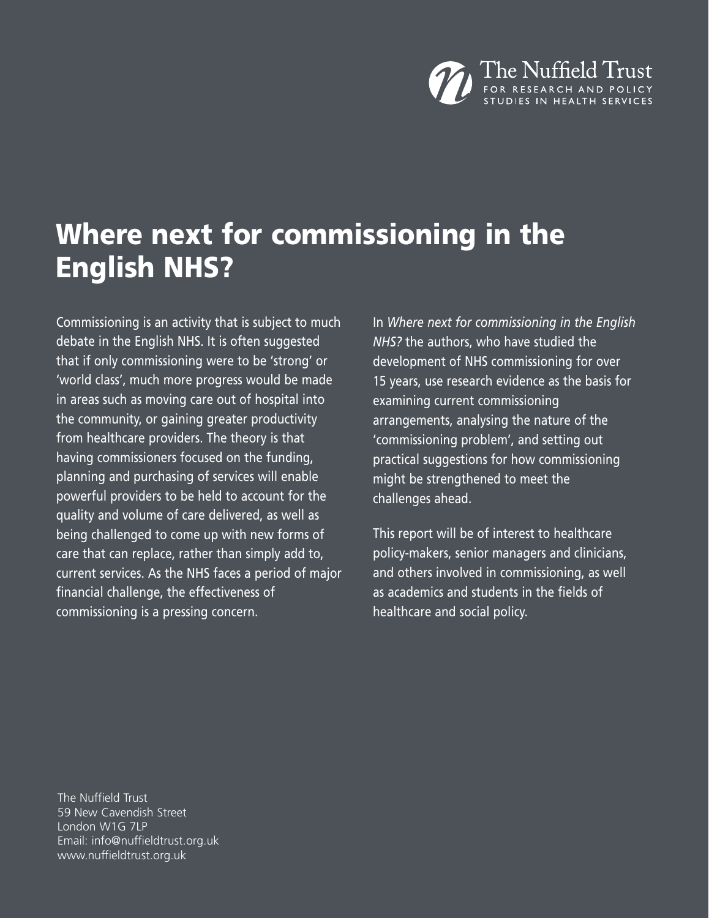The Nuffield Trust
FOR RESEARCH AND POLICY
STUDIES IN HEALTH SERVICES

# Where next for commissioning in the English NHS?

Commissioning is an activity that is subject to much debate in the English NHS. It is often suggested that if only commissioning were to be 'strong' or 'world class', much more progress would be made in areas such as moving care out of hospital into the community, or gaining greater productivity from healthcare providers. The theory is that having commissioners focused on the funding, planning and purchasing of services will enable powerful providers to be held to account for the quality and volume of care delivered, as well as being challenged to come up with new forms of care that can replace, rather than simply add to, current services. As the NHS faces a period of major financial challenge, the effectiveness of commissioning is a pressing concern.

In *Where next for commissioning in the English NHS?* the authors, who have studied the development of NHS commissioning for over 15 years, use research evidence as the basis for examining current commissioning arrangements, analysing the nature of the 'commissioning problem', and setting out practical suggestions for how commissioning might be strengthened to meet the challenges ahead.

This report will be of interest to healthcare policy-makers, senior managers and clinicians, and others involved in commissioning, as well as academics and students in the fields of healthcare and social policy.

The Nuffield Trust
59 New Cavendish Street
London W1G 7LP
Email: info@nuffieldtrust.org.uk
www.nuffieldtrust.org.uk